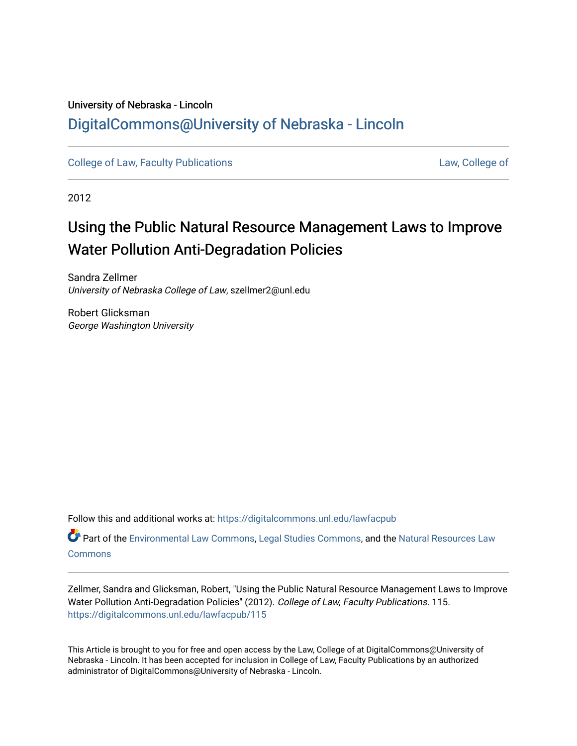University of Nebraska - Lincoln

## DigitalCommons@University of Nebraska - Lincoln

College of Law, Faculty Publications | Law, College of

2012

# Using the Public Natural Resource Management Laws to Improve Water Pollution Anti-Degradation Policies

Sandra Zellmer
*University of Nebraska College of Law*, szellmer2@unl.edu

Robert Glicksman
*George Washington University*

Follow this and additional works at: https://digitalcommons.unl.edu/lawfacpub

Part of the Environmental Law Commons, Legal Studies Commons, and the Natural Resources Law Commons

Zellmer, Sandra and Glicksman, Robert, "Using the Public Natural Resource Management Laws to Improve Water Pollution Anti-Degradation Policies" (2012). *College of Law, Faculty Publications*. 115.
https://digitalcommons.unl.edu/lawfacpub/115

This Article is brought to you for free and open access by the Law, College of at DigitalCommons@University of Nebraska - Lincoln. It has been accepted for inclusion in College of Law, Faculty Publications by an authorized administrator of DigitalCommons@University of Nebraska - Lincoln.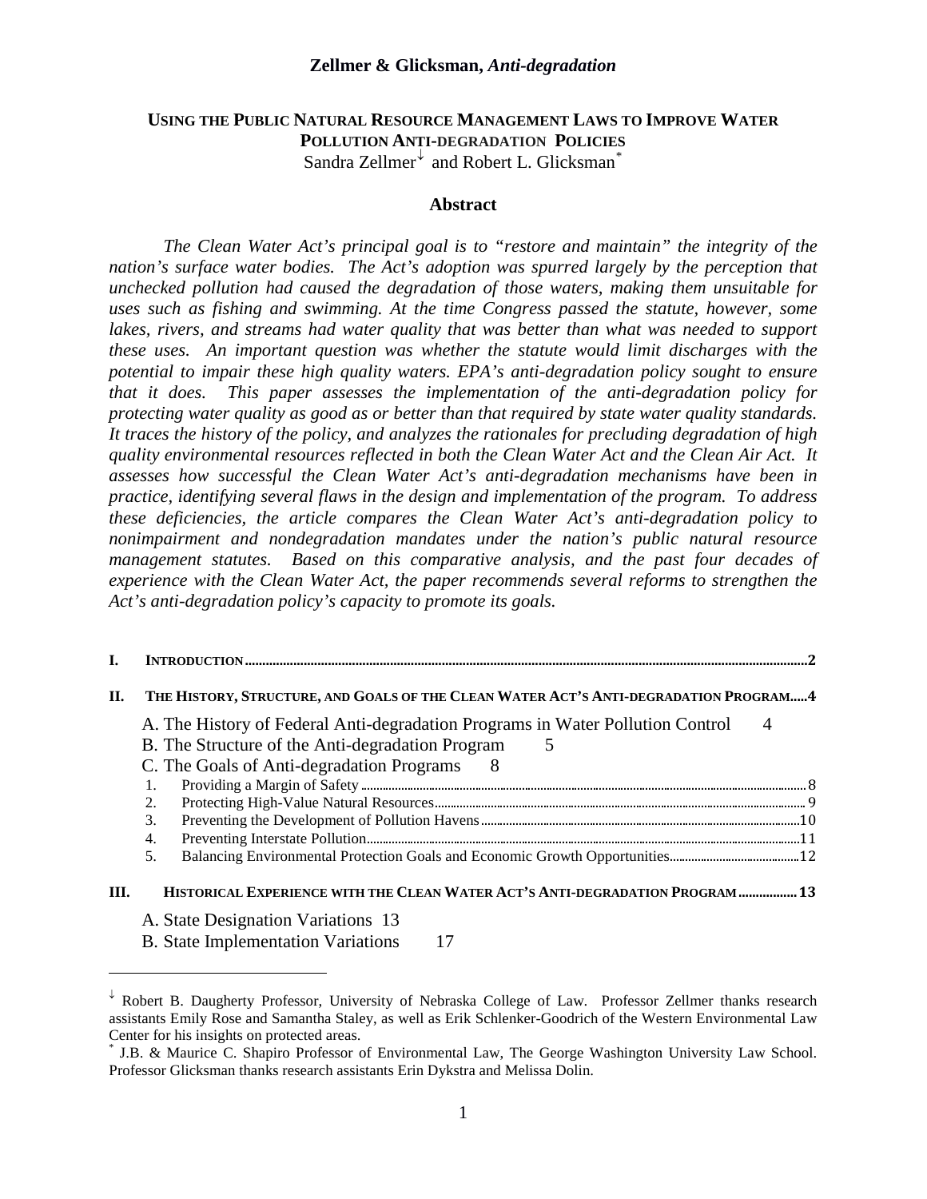# USING THE PUBLIC NATURAL RESOURCE MANAGEMENT LAWS TO IMPROVE WATER POLLUTION ANTI-DEGRADATION POLICIES

Sandra Zellmer[↓] and Robert L. Glicksman[*]

## Abstract

*The Clean Water Act's principal goal is to "restore and maintain" the integrity of the nation's surface water bodies. The Act's adoption was spurred largely by the perception that unchecked pollution had caused the degradation of those waters, making them unsuitable for uses such as fishing and swimming. At the time Congress passed the statute, however, some lakes, rivers, and streams had water quality that was better than what was needed to support these uses. An important question was whether the statute would limit discharges with the potential to impair these high quality waters. EPA's anti-degradation policy sought to ensure that it does. This paper assesses the implementation of the anti-degradation policy for protecting water quality as good as or better than that required by state water quality standards. It traces the history of the policy, and analyzes the rationales for precluding degradation of high quality environmental resources reflected in both the Clean Water Act and the Clean Air Act. It assesses how successful the Clean Water Act's anti-degradation mechanisms have been in practice, identifying several flaws in the design and implementation of the program. To address these deficiencies, the article compares the Clean Water Act's anti-degradation policy to nonimpairment and nondegradation mandates under the nation's public natural resource management statutes. Based on this comparative analysis, and the past four decades of experience with the Clean Water Act, the paper recommends several reforms to strengthen the Act's anti-degradation policy's capacity to promote its goals.*

- **I. INTRODUCTION** ........ 2
- **II. THE HISTORY, STRUCTURE, AND GOALS OF THE CLEAN WATER ACT'S ANTI-DEGRADATION PROGRAM** ..... 4
  - A. The History of Federal Anti-degradation Programs in Water Pollution Control 4
  - B. The Structure of the Anti-degradation Program 5
  - C. The Goals of Anti-degradation Programs 8
    1. Providing a Margin of Safety ........ 8
    2. Protecting High-Value Natural Resources ........ 9
    3. Preventing the Development of Pollution Havens ........ 10
    4. Preventing Interstate Pollution ........ 11
    5. Balancing Environmental Protection Goals and Economic Growth Opportunities ........ 12
- **III. HISTORICAL EXPERIENCE WITH THE CLEAN WATER ACT'S ANTI-DEGRADATION PROGRAM** ........ 13
  - A. State Designation Variations 13
  - B. State Implementation Variations 17

---

[↓] Robert B. Daugherty Professor, University of Nebraska College of Law. Professor Zellmer thanks research assistants Emily Rose and Samantha Staley, as well as Erik Schlenker-Goodrich of the Western Environmental Law Center for his insights on protected areas.

[*] J.B. & Maurice C. Shapiro Professor of Environmental Law, The George Washington University Law School. Professor Glicksman thanks research assistants Erin Dykstra and Melissa Dolin.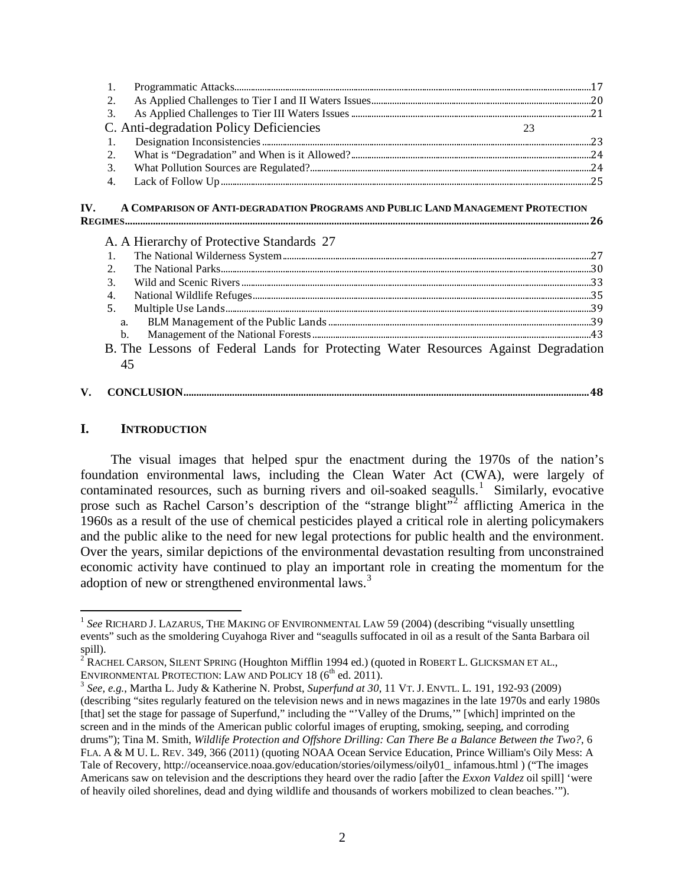1. Programmatic Attacks ........ 17
2. As Applied Challenges to Tier I and II Waters Issues ........ 20
3. As Applied Challenges to Tier III Waters Issues ........ 21

C. Anti-degradation Policy Deficiencies ........ 23

1. Designation Inconsistencies ........ 23
2. What is "Degradation" and When is it Allowed? ........ 24
3. What Pollution Sources are Regulated? ........ 24
4. Lack of Follow Up ........ 25

**IV. A COMPARISON OF ANTI-DEGRADATION PROGRAMS AND PUBLIC LAND MANAGEMENT PROTECTION REGIMES** ........ 26

A. A Hierarchy of Protective Standards 27

1. The National Wilderness System ........ 27
2. The National Parks ........ 30
3. Wild and Scenic Rivers ........ 33
4. National Wildlife Refuges ........ 35
5. Multiple Use Lands ........ 39
   a. BLM Management of the Public Lands ........ 39
   b. Management of the National Forests ........ 43

B. The Lessons of Federal Lands for Protecting Water Resources Against Degradation 45

**V. CONCLUSION** ........ 48

## I. INTRODUCTION

The visual images that helped spur the enactment during the 1970s of the nation's foundation environmental laws, including the Clean Water Act (CWA), were largely of contaminated resources, such as burning rivers and oil-soaked seagulls.[1] Similarly, evocative prose such as Rachel Carson's description of the "strange blight"[2] afflicting America in the 1960s as a result of the use of chemical pesticides played a critical role in alerting policymakers and the public alike to the need for new legal protections for public health and the environment. Over the years, similar depictions of the environmental devastation resulting from unconstrained economic activity have continued to play an important role in creating the momentum for the adoption of new or strengthened environmental laws.[3]

---

[1] *See* RICHARD J. LAZARUS, THE MAKING OF ENVIRONMENTAL LAW 59 (2004) (describing "visually unsettling events" such as the smoldering Cuyahoga River and "seagulls suffocated in oil as a result of the Santa Barbara oil spill).

[2] RACHEL CARSON, SILENT SPRING (Houghton Mifflin 1994 ed.) (quoted in ROBERT L. GLICKSMAN ET AL., ENVIRONMENTAL PROTECTION: LAW AND POLICY 18 (6th ed. 2011).

[3] *See, e.g.*, Martha L. Judy & Katherine N. Probst, *Superfund at 30*, 11 VT. J. ENVTL. L. 191, 192-93 (2009) (describing "sites regularly featured on the television news and in news magazines in the late 1970s and early 1980s [that] set the stage for passage of Superfund," including the "'Valley of the Drums,'" [which] imprinted on the screen and in the minds of the American public colorful images of erupting, smoking, seeping, and corroding drums"); Tina M. Smith, *Wildlife Protection and Offshore Drilling: Can There Be a Balance Between the Two?*, 6 FLA. A & M U. L. REV. 349, 366 (2011) (quoting NOAA Ocean Service Education, Prince William's Oily Mess: A Tale of Recovery, http://oceanservice.noaa.gov/education/stories/oilymess/oily01_ infamous.html ) ("The images Americans saw on television and the descriptions they heard over the radio [after the *Exxon Valdez* oil spill] 'were of heavily oiled shorelines, dead and dying wildlife and thousands of workers mobilized to clean beaches.'").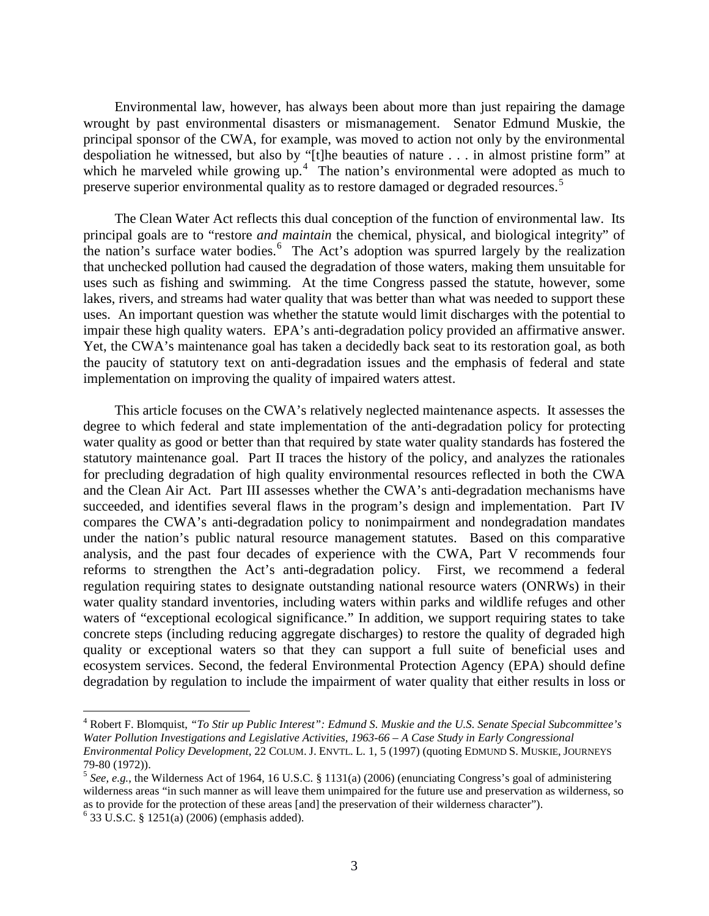Environmental law, however, has always been about more than just repairing the damage wrought by past environmental disasters or mismanagement. Senator Edmund Muskie, the principal sponsor of the CWA, for example, was moved to action not only by the environmental despoliation he witnessed, but also by "[t]he beauties of nature . . . in almost pristine form" at which he marveled while growing up.[4] The nation's environmental were adopted as much to preserve superior environmental quality as to restore damaged or degraded resources.[5]

The Clean Water Act reflects this dual conception of the function of environmental law. Its principal goals are to "restore *and maintain* the chemical, physical, and biological integrity" of the nation's surface water bodies.[6] The Act's adoption was spurred largely by the realization that unchecked pollution had caused the degradation of those waters, making them unsuitable for uses such as fishing and swimming. At the time Congress passed the statute, however, some lakes, rivers, and streams had water quality that was better than what was needed to support these uses. An important question was whether the statute would limit discharges with the potential to impair these high quality waters. EPA's anti-degradation policy provided an affirmative answer. Yet, the CWA's maintenance goal has taken a decidedly back seat to its restoration goal, as both the paucity of statutory text on anti-degradation issues and the emphasis of federal and state implementation on improving the quality of impaired waters attest.

This article focuses on the CWA's relatively neglected maintenance aspects. It assesses the degree to which federal and state implementation of the anti-degradation policy for protecting water quality as good or better than that required by state water quality standards has fostered the statutory maintenance goal. Part II traces the history of the policy, and analyzes the rationales for precluding degradation of high quality environmental resources reflected in both the CWA and the Clean Air Act. Part III assesses whether the CWA's anti-degradation mechanisms have succeeded, and identifies several flaws in the program's design and implementation. Part IV compares the CWA's anti-degradation policy to nonimpairment and nondegradation mandates under the nation's public natural resource management statutes. Based on this comparative analysis, and the past four decades of experience with the CWA, Part V recommends four reforms to strengthen the Act's anti-degradation policy. First, we recommend a federal regulation requiring states to designate outstanding national resource waters (ONRWs) in their water quality standard inventories, including waters within parks and wildlife refuges and other waters of "exceptional ecological significance." In addition, we support requiring states to take concrete steps (including reducing aggregate discharges) to restore the quality of degraded high quality or exceptional waters so that they can support a full suite of beneficial uses and ecosystem services. Second, the federal Environmental Protection Agency (EPA) should define degradation by regulation to include the impairment of water quality that either results in loss or

---

[4] Robert F. Blomquist, *"To Stir up Public Interest": Edmund S. Muskie and the U.S. Senate Special Subcommittee's Water Pollution Investigations and Legislative Activities, 1963-66 – A Case Study in Early Congressional Environmental Policy Development*, 22 COLUM. J. ENVTL. L. 1, 5 (1997) (quoting EDMUND S. MUSKIE, JOURNEYS 79-80 (1972)).

[5] *See, e.g.*, the Wilderness Act of 1964, 16 U.S.C. § 1131(a) (2006) (enunciating Congress's goal of administering wilderness areas "in such manner as will leave them unimpaired for the future use and preservation as wilderness, so as to provide for the protection of these areas [and] the preservation of their wilderness character").

[6] 33 U.S.C. § 1251(a) (2006) (emphasis added).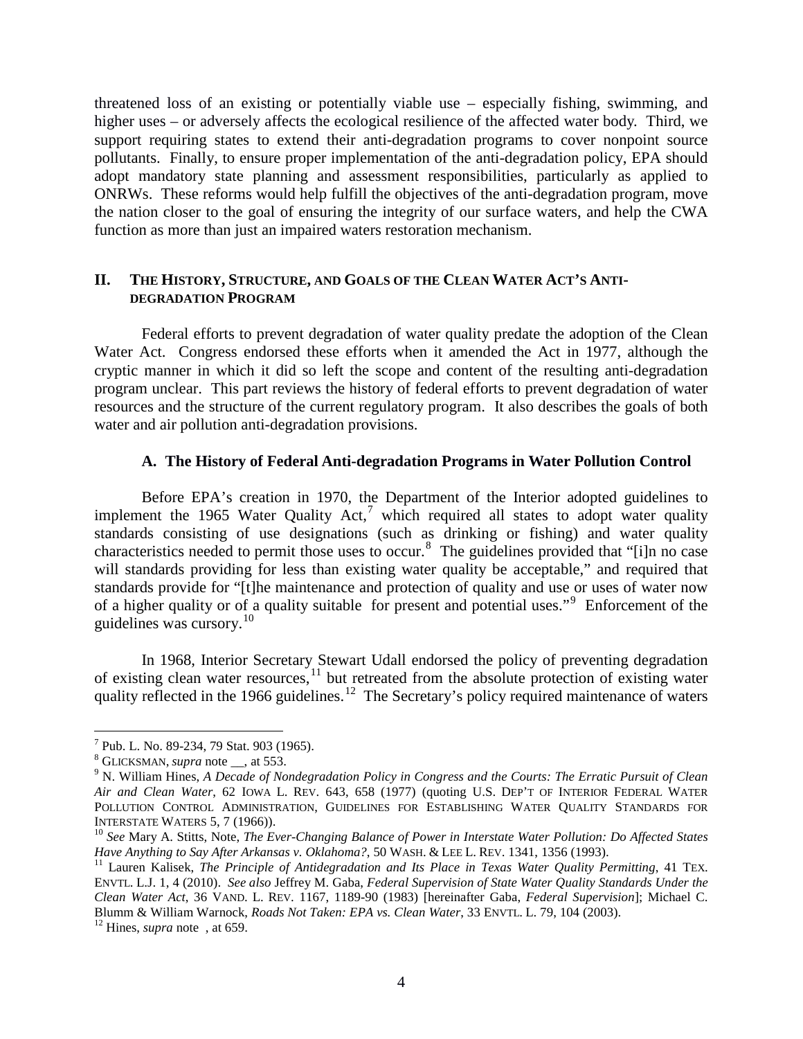threatened loss of an existing or potentially viable use – especially fishing, swimming, and higher uses – or adversely affects the ecological resilience of the affected water body. Third, we support requiring states to extend their anti-degradation programs to cover nonpoint source pollutants. Finally, to ensure proper implementation of the anti-degradation policy, EPA should adopt mandatory state planning and assessment responsibilities, particularly as applied to ONRWs. These reforms would help fulfill the objectives of the anti-degradation program, move the nation closer to the goal of ensuring the integrity of our surface waters, and help the CWA function as more than just an impaired waters restoration mechanism.

## II. The History, Structure, and Goals of the Clean Water Act's Anti-degradation Program

Federal efforts to prevent degradation of water quality predate the adoption of the Clean Water Act. Congress endorsed these efforts when it amended the Act in 1977, although the cryptic manner in which it did so left the scope and content of the resulting anti-degradation program unclear. This part reviews the history of federal efforts to prevent degradation of water resources and the structure of the current regulatory program. It also describes the goals of both water and air pollution anti-degradation provisions.

### A. The History of Federal Anti-degradation Programs in Water Pollution Control

Before EPA's creation in 1970, the Department of the Interior adopted guidelines to implement the 1965 Water Quality Act,[7] which required all states to adopt water quality standards consisting of use designations (such as drinking or fishing) and water quality characteristics needed to permit those uses to occur.[8] The guidelines provided that "[i]n no case will standards providing for less than existing water quality be acceptable," and required that standards provide for "[t]he maintenance and protection of quality and use or uses of water now of a higher quality or of a quality suitable for present and potential uses."[9] Enforcement of the guidelines was cursory.[10]

In 1968, Interior Secretary Stewart Udall endorsed the policy of preventing degradation of existing clean water resources,[11] but retreated from the absolute protection of existing water quality reflected in the 1966 guidelines.[12] The Secretary's policy required maintenance of waters

---

[7] Pub. L. No. 89-234, 79 Stat. 903 (1965).

[8] GLICKSMAN, *supra* note __, at 553.

[9] N. William Hines, *A Decade of Nondegradation Policy in Congress and the Courts: The Erratic Pursuit of Clean Air and Clean Water*, 62 IOWA L. REV. 643, 658 (1977) (quoting U.S. DEP'T OF INTERIOR FEDERAL WATER POLLUTION CONTROL ADMINISTRATION, GUIDELINES FOR ESTABLISHING WATER QUALITY STANDARDS FOR INTERSTATE WATERS 5, 7 (1966)).

[10] *See* Mary A. Stitts, Note, *The Ever-Changing Balance of Power in Interstate Water Pollution: Do Affected States Have Anything to Say After Arkansas v. Oklahoma?*, 50 WASH. & LEE L. REV. 1341, 1356 (1993).

[11] Lauren Kalisek, *The Principle of Antidegradation and Its Place in Texas Water Quality Permitting*, 41 TEX. ENVTL. L.J. 1, 4 (2010). *See also* Jeffrey M. Gaba, *Federal Supervision of State Water Quality Standards Under the Clean Water Act*, 36 VAND. L. REV. 1167, 1189-90 (1983) [hereinafter Gaba, *Federal Supervision*]; Michael C. Blumm & William Warnock, *Roads Not Taken: EPA vs. Clean Water*, 33 ENVTL. L. 79, 104 (2003).

[12] Hines, *supra* note , at 659.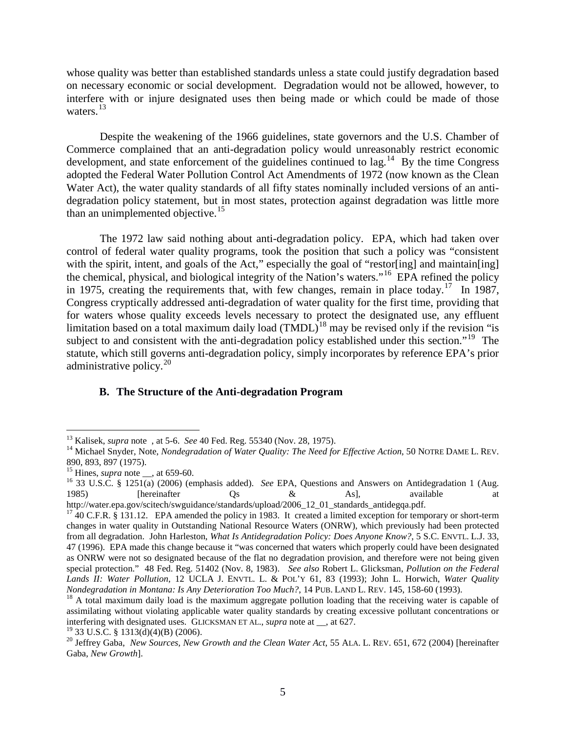whose quality was better than established standards unless a state could justify degradation based on necessary economic or social development. Degradation would not be allowed, however, to interfere with or injure designated uses then being made or which could be made of those waters.[13]

Despite the weakening of the 1966 guidelines, state governors and the U.S. Chamber of Commerce complained that an anti-degradation policy would unreasonably restrict economic development, and state enforcement of the guidelines continued to lag.[14] By the time Congress adopted the Federal Water Pollution Control Act Amendments of 1972 (now known as the Clean Water Act), the water quality standards of all fifty states nominally included versions of an anti-degradation policy statement, but in most states, protection against degradation was little more than an unimplemented objective.[15]

The 1972 law said nothing about anti-degradation policy. EPA, which had taken over control of federal water quality programs, took the position that such a policy was "consistent with the spirit, intent, and goals of the Act," especially the goal of "restor[ing] and maintain[ing] the chemical, physical, and biological integrity of the Nation's waters."[16] EPA refined the policy in 1975, creating the requirements that, with few changes, remain in place today.[17] In 1987, Congress cryptically addressed anti-degradation of water quality for the first time, providing that for waters whose quality exceeds levels necessary to protect the designated use, any effluent limitation based on a total maximum daily load (TMDL)[18] may be revised only if the revision "is subject to and consistent with the anti-degradation policy established under this section."[19] The statute, which still governs anti-degradation policy, simply incorporates by reference EPA's prior administrative policy.[20]

### B. The Structure of the Anti-degradation Program

---

[13] Kalisek, *supra* note , at 5-6. *See* 40 Fed. Reg. 55340 (Nov. 28, 1975).

[14] Michael Snyder, Note, *Nondegradation of Water Quality: The Need for Effective Action*, 50 NOTRE DAME L. REV. 890, 893, 897 (1975).

[15] Hines, *supra* note __, at 659-60.

[16] 33 U.S.C. § 1251(a) (2006) (emphasis added). *See* EPA, Questions and Answers on Antidegradation 1 (Aug. 1985) [hereinafter Qs & As], available at http://water.epa.gov/scitech/swguidance/standards/upload/2006_12_01_standards_antidegqa.pdf.

[17] 40 C.F.R. § 131.12. EPA amended the policy in 1983. It created a limited exception for temporary or short-term changes in water quality in Outstanding National Resource Waters (ONRW), which previously had been protected from all degradation. John Harleston, *What Is Antidegradation Policy: Does Anyone Know?*, 5 S.C. ENVTL. L.J. 33, 47 (1996). EPA made this change because it "was concerned that waters which properly could have been designated as ONRW were not so designated because of the flat no degradation provision, and therefore were not being given special protection." 48 Fed. Reg. 51402 (Nov. 8, 1983). *See also* Robert L. Glicksman, *Pollution on the Federal Lands II: Water Pollution*, 12 UCLA J. ENVTL. L. & POL'Y 61, 83 (1993); John L. Horwich, *Water Quality Nondegradation in Montana: Is Any Deterioration Too Much?*, 14 PUB. LAND L. REV. 145, 158-60 (1993).

[18] A total maximum daily load is the maximum aggregate pollution loading that the receiving water is capable of assimilating without violating applicable water quality standards by creating excessive pollutant concentrations or interfering with designated uses. GLICKSMAN ET AL., *supra* note at __, at 627.

[19] 33 U.S.C. § 1313(d)(4)(B) (2006).

[20] Jeffrey Gaba, *New Sources, New Growth and the Clean Water Act*, 55 ALA. L. REV. 651, 672 (2004) [hereinafter Gaba, *New Growth*].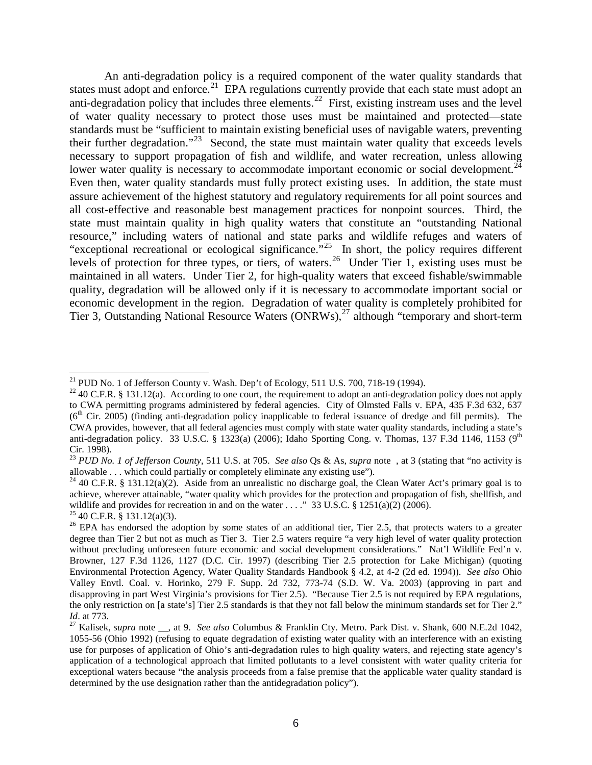An anti-degradation policy is a required component of the water quality standards that states must adopt and enforce.[21] EPA regulations currently provide that each state must adopt an anti-degradation policy that includes three elements.[22] First, existing instream uses and the level of water quality necessary to protect those uses must be maintained and protected—state standards must be "sufficient to maintain existing beneficial uses of navigable waters, preventing their further degradation."[23] Second, the state must maintain water quality that exceeds levels necessary to support propagation of fish and wildlife, and water recreation, unless allowing lower water quality is necessary to accommodate important economic or social development.[24] Even then, water quality standards must fully protect existing uses. In addition, the state must assure achievement of the highest statutory and regulatory requirements for all point sources and all cost-effective and reasonable best management practices for nonpoint sources. Third, the state must maintain quality in high quality waters that constitute an "outstanding National resource," including waters of national and state parks and wildlife refuges and waters of "exceptional recreational or ecological significance."[25] In short, the policy requires different levels of protection for three types, or tiers, of waters.[26] Under Tier 1, existing uses must be maintained in all waters. Under Tier 2, for high-quality waters that exceed fishable/swimmable quality, degradation will be allowed only if it is necessary to accommodate important social or economic development in the region. Degradation of water quality is completely prohibited for Tier 3, Outstanding National Resource Waters (ONRWs),[27] although "temporary and short-term

---

[21] PUD No. 1 of Jefferson County v. Wash. Dep't of Ecology, 511 U.S. 700, 718-19 (1994).

[22] 40 C.F.R. § 131.12(a). According to one court, the requirement to adopt an anti-degradation policy does not apply to CWA permitting programs administered by federal agencies. City of Olmsted Falls v. EPA, 435 F.3d 632, 637 (6th Cir. 2005) (finding anti-degradation policy inapplicable to federal issuance of dredge and fill permits). The CWA provides, however, that all federal agencies must comply with state water quality standards, including a state's anti-degradation policy. 33 U.S.C. § 1323(a) (2006); Idaho Sporting Cong. v. Thomas, 137 F.3d 1146, 1153 (9th Cir. 1998).

[23] *PUD No. 1 of Jefferson County*, 511 U.S. at 705. *See also* Qs & As, *supra* note , at 3 (stating that "no activity is allowable . . . which could partially or completely eliminate any existing use").

[24] 40 C.F.R. § 131.12(a)(2). Aside from an unrealistic no discharge goal, the Clean Water Act's primary goal is to achieve, wherever attainable, "water quality which provides for the protection and propagation of fish, shellfish, and wildlife and provides for recreation in and on the water . . . ." 33 U.S.C. § 1251(a)(2) (2006).

[25] 40 C.F.R. § 131.12(a)(3).

[26] EPA has endorsed the adoption by some states of an additional tier, Tier 2.5, that protects waters to a greater degree than Tier 2 but not as much as Tier 3. Tier 2.5 waters require "a very high level of water quality protection without precluding unforeseen future economic and social development considerations." Nat'l Wildlife Fed'n v. Browner, 127 F.3d 1126, 1127 (D.C. Cir. 1997) (describing Tier 2.5 protection for Lake Michigan) (quoting Environmental Protection Agency, Water Quality Standards Handbook § 4.2, at 4-2 (2d ed. 1994)). *See also* Ohio Valley Envtl. Coal. v. Horinko, 279 F. Supp. 2d 732, 773-74 (S.D. W. Va. 2003) (approving in part and disapproving in part West Virginia's provisions for Tier 2.5). "Because Tier 2.5 is not required by EPA regulations, the only restriction on [a state's] Tier 2.5 standards is that they not fall below the minimum standards set for Tier 2." *Id*. at 773.

[27] Kalisek, *supra* note __, at 9. *See also* Columbus & Franklin Cty. Metro. Park Dist. v. Shank, 600 N.E.2d 1042, 1055-56 (Ohio 1992) (refusing to equate degradation of existing water quality with an interference with an existing use for purposes of application of Ohio's anti-degradation rules to high quality waters, and rejecting state agency's application of a technological approach that limited pollutants to a level consistent with water quality criteria for exceptional waters because "the analysis proceeds from a false premise that the applicable water quality standard is determined by the use designation rather than the antidegradation policy").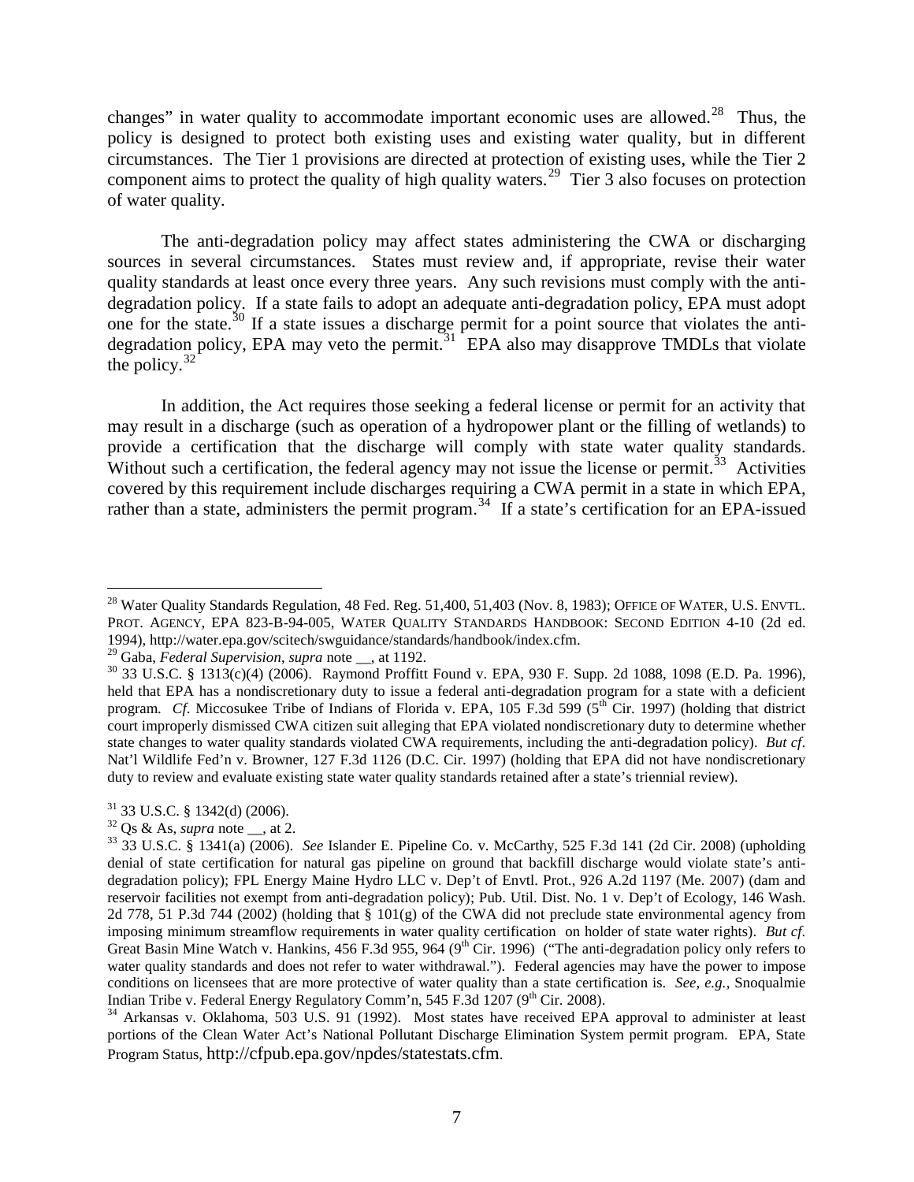changes" in water quality to accommodate important economic uses are allowed.[28] Thus, the policy is designed to protect both existing uses and existing water quality, but in different circumstances. The Tier 1 provisions are directed at protection of existing uses, while the Tier 2 component aims to protect the quality of high quality waters.[29] Tier 3 also focuses on protection of water quality.

The anti-degradation policy may affect states administering the CWA or discharging sources in several circumstances. States must review and, if appropriate, revise their water quality standards at least once every three years. Any such revisions must comply with the anti-degradation policy. If a state fails to adopt an adequate anti-degradation policy, EPA must adopt one for the state.[30] If a state issues a discharge permit for a point source that violates the anti-degradation policy, EPA may veto the permit.[31] EPA also may disapprove TMDLs that violate the policy.[32]

In addition, the Act requires those seeking a federal license or permit for an activity that may result in a discharge (such as operation of a hydropower plant or the filling of wetlands) to provide a certification that the discharge will comply with state water quality standards. Without such a certification, the federal agency may not issue the license or permit.[33] Activities covered by this requirement include discharges requiring a CWA permit in a state in which EPA, rather than a state, administers the permit program.[34] If a state's certification for an EPA-issued

---

[28] Water Quality Standards Regulation, 48 Fed. Reg. 51,400, 51,403 (Nov. 8, 1983); OFFICE OF WATER, U.S. ENVTL. PROT. AGENCY, EPA 823-B-94-005, WATER QUALITY STANDARDS HANDBOOK: SECOND EDITION 4-10 (2d ed. 1994), http://water.epa.gov/scitech/swguidance/standards/handbook/index.cfm.

[29] Gaba, *Federal Supervision*, *supra* note __, at 1192.

[30] 33 U.S.C. § 1313(c)(4) (2006). Raymond Proffitt Found v. EPA, 930 F. Supp. 2d 1088, 1098 (E.D. Pa. 1996), held that EPA has a nondiscretionary duty to issue a federal anti-degradation program for a state with a deficient program. *Cf*. Miccosukee Tribe of Indians of Florida v. EPA, 105 F.3d 599 (5th Cir. 1997) (holding that district court improperly dismissed CWA citizen suit alleging that EPA violated nondiscretionary duty to determine whether state changes to water quality standards violated CWA requirements, including the anti-degradation policy). *But cf*. Nat'l Wildlife Fed'n v. Browner, 127 F.3d 1126 (D.C. Cir. 1997) (holding that EPA did not have nondiscretionary duty to review and evaluate existing state water quality standards retained after a state's triennial review).

[31] 33 U.S.C. § 1342(d) (2006).

[32] Qs & As, *supra* note __, at 2.

[33] 33 U.S.C. § 1341(a) (2006). *See* Islander E. Pipeline Co. v. McCarthy, 525 F.3d 141 (2d Cir. 2008) (upholding denial of state certification for natural gas pipeline on ground that backfill discharge would violate state's anti-degradation policy); FPL Energy Maine Hydro LLC v. Dep't of Envtl. Prot., 926 A.2d 1197 (Me. 2007) (dam and reservoir facilities not exempt from anti-degradation policy); Pub. Util. Dist. No. 1 v. Dep't of Ecology, 146 Wash. 2d 778, 51 P.3d 744 (2002) (holding that § 101(g) of the CWA did not preclude state environmental agency from imposing minimum streamflow requirements in water quality certification on holder of state water rights). *But cf.* Great Basin Mine Watch v. Hankins, 456 F.3d 955, 964 (9th Cir. 1996) ("The anti-degradation policy only refers to water quality standards and does not refer to water withdrawal."). Federal agencies may have the power to impose conditions on licensees that are more protective of water quality than a state certification is. *See, e.g.,* Snoqualmie Indian Tribe v. Federal Energy Regulatory Comm'n, 545 F.3d 1207 (9th Cir. 2008).

[34] Arkansas v. Oklahoma, 503 U.S. 91 (1992). Most states have received EPA approval to administer at least portions of the Clean Water Act's National Pollutant Discharge Elimination System permit program. EPA, State Program Status, http://cfpub.epa.gov/npdes/statestats.cfm.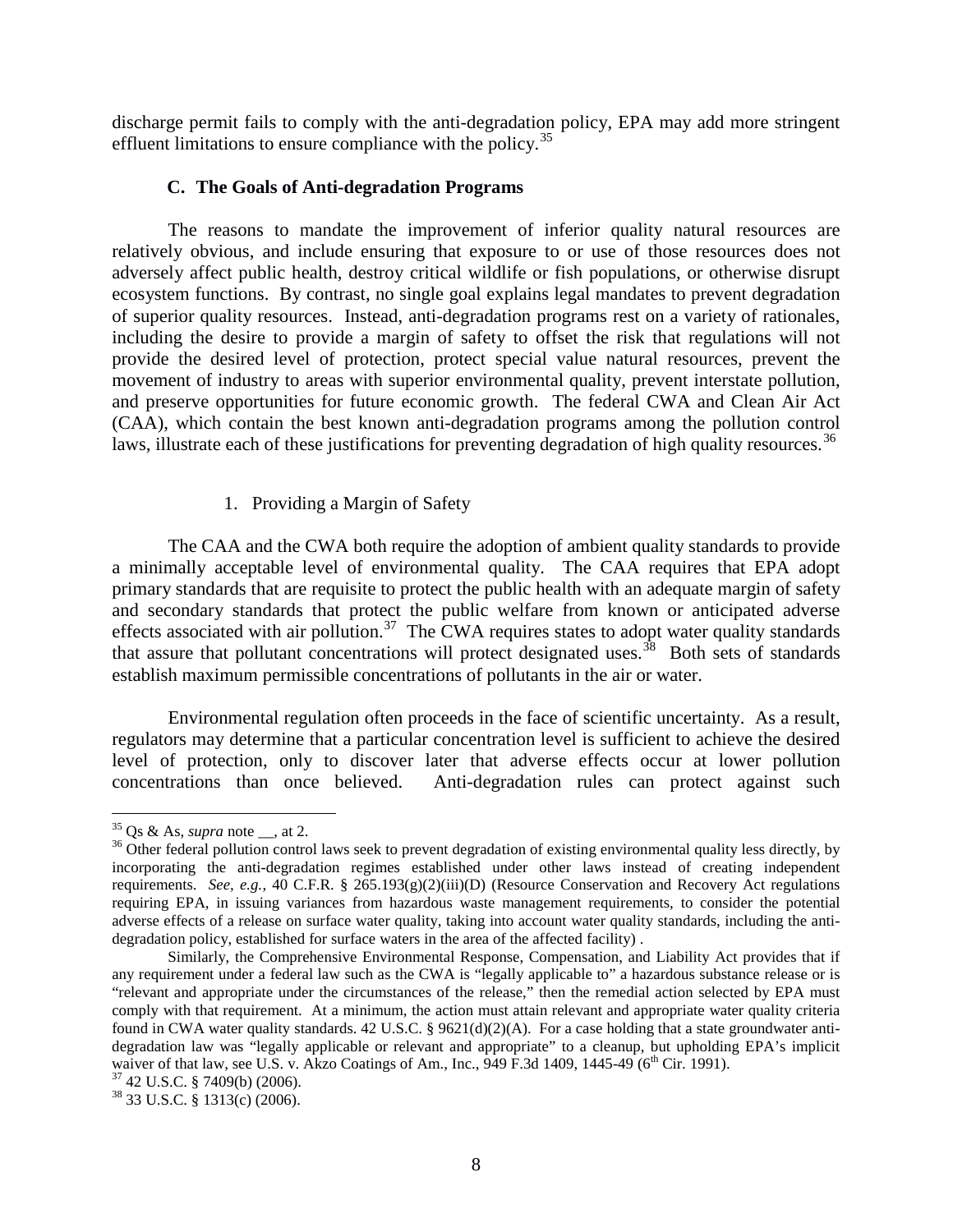discharge permit fails to comply with the anti-degradation policy, EPA may add more stringent effluent limitations to ensure compliance with the policy.[35]

### C. The Goals of Anti-degradation Programs

The reasons to mandate the improvement of inferior quality natural resources are relatively obvious, and include ensuring that exposure to or use of those resources does not adversely affect public health, destroy critical wildlife or fish populations, or otherwise disrupt ecosystem functions. By contrast, no single goal explains legal mandates to prevent degradation of superior quality resources. Instead, anti-degradation programs rest on a variety of rationales, including the desire to provide a margin of safety to offset the risk that regulations will not provide the desired level of protection, protect special value natural resources, prevent the movement of industry to areas with superior environmental quality, prevent interstate pollution, and preserve opportunities for future economic growth. The federal CWA and Clean Air Act (CAA), which contain the best known anti-degradation programs among the pollution control laws, illustrate each of these justifications for preventing degradation of high quality resources.[36]

#### 1. Providing a Margin of Safety

The CAA and the CWA both require the adoption of ambient quality standards to provide a minimally acceptable level of environmental quality. The CAA requires that EPA adopt primary standards that are requisite to protect the public health with an adequate margin of safety and secondary standards that protect the public welfare from known or anticipated adverse effects associated with air pollution.[37] The CWA requires states to adopt water quality standards that assure that pollutant concentrations will protect designated uses.[38] Both sets of standards establish maximum permissible concentrations of pollutants in the air or water.

Environmental regulation often proceeds in the face of scientific uncertainty. As a result, regulators may determine that a particular concentration level is sufficient to achieve the desired level of protection, only to discover later that adverse effects occur at lower pollution concentrations than once believed. Anti-degradation rules can protect against such

---

[35] Qs & As, *supra* note __, at 2.

[36] Other federal pollution control laws seek to prevent degradation of existing environmental quality less directly, by incorporating the anti-degradation regimes established under other laws instead of creating independent requirements. *See, e.g.*, 40 C.F.R. § 265.193(g)(2)(iii)(D) (Resource Conservation and Recovery Act regulations requiring EPA, in issuing variances from hazardous waste management requirements, to consider the potential adverse effects of a release on surface water quality, taking into account water quality standards, including the anti-degradation policy, established for surface waters in the area of the affected facility) .

Similarly, the Comprehensive Environmental Response, Compensation, and Liability Act provides that if any requirement under a federal law such as the CWA is "legally applicable to" a hazardous substance release or is "relevant and appropriate under the circumstances of the release," then the remedial action selected by EPA must comply with that requirement. At a minimum, the action must attain relevant and appropriate water quality criteria found in CWA water quality standards. 42 U.S.C. § 9621(d)(2)(A). For a case holding that a state groundwater anti-degradation law was "legally applicable or relevant and appropriate" to a cleanup, but upholding EPA's implicit waiver of that law, see U.S. v. Akzo Coatings of Am., Inc., 949 F.3d 1409, 1445-49 (6th Cir. 1991).

[37] 42 U.S.C. § 7409(b) (2006).

[38] 33 U.S.C. § 1313(c) (2006).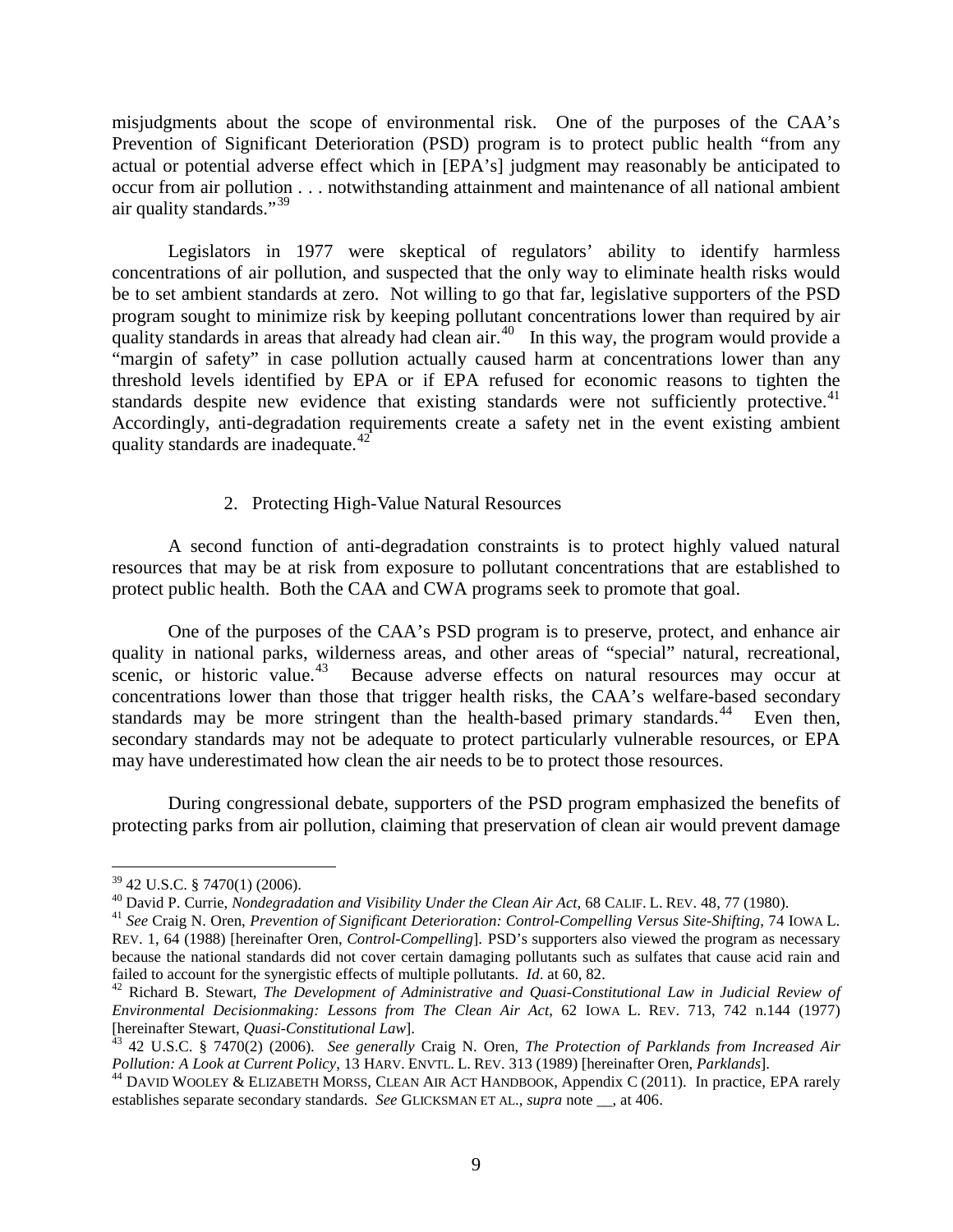misjudgments about the scope of environmental risk. One of the purposes of the CAA's Prevention of Significant Deterioration (PSD) program is to protect public health "from any actual or potential adverse effect which in [EPA's] judgment may reasonably be anticipated to occur from air pollution . . . notwithstanding attainment and maintenance of all national ambient air quality standards."[39]

Legislators in 1977 were skeptical of regulators' ability to identify harmless concentrations of air pollution, and suspected that the only way to eliminate health risks would be to set ambient standards at zero. Not willing to go that far, legislative supporters of the PSD program sought to minimize risk by keeping pollutant concentrations lower than required by air quality standards in areas that already had clean air.[40] In this way, the program would provide a "margin of safety" in case pollution actually caused harm at concentrations lower than any threshold levels identified by EPA or if EPA refused for economic reasons to tighten the standards despite new evidence that existing standards were not sufficiently protective.[41] Accordingly, anti-degradation requirements create a safety net in the event existing ambient quality standards are inadequate.[42]

### 2. Protecting High-Value Natural Resources

A second function of anti-degradation constraints is to protect highly valued natural resources that may be at risk from exposure to pollutant concentrations that are established to protect public health. Both the CAA and CWA programs seek to promote that goal.

One of the purposes of the CAA's PSD program is to preserve, protect, and enhance air quality in national parks, wilderness areas, and other areas of "special" natural, recreational, scenic, or historic value.[43] Because adverse effects on natural resources may occur at concentrations lower than those that trigger health risks, the CAA's welfare-based secondary standards may be more stringent than the health-based primary standards.[44] Even then, secondary standards may not be adequate to protect particularly vulnerable resources, or EPA may have underestimated how clean the air needs to be to protect those resources.

During congressional debate, supporters of the PSD program emphasized the benefits of protecting parks from air pollution, claiming that preservation of clean air would prevent damage

---

[39] 42 U.S.C. § 7470(1) (2006).

[40] David P. Currie, *Nondegradation and Visibility Under the Clean Air Act*, 68 CALIF. L. REV. 48, 77 (1980).

[41] *See* Craig N. Oren, *Prevention of Significant Deterioration: Control-Compelling Versus Site-Shifting*, 74 IOWA L. REV. 1, 64 (1988) [hereinafter Oren, *Control-Compelling*]. PSD's supporters also viewed the program as necessary because the national standards did not cover certain damaging pollutants such as sulfates that cause acid rain and failed to account for the synergistic effects of multiple pollutants. *Id*. at 60, 82.

[42] Richard B. Stewart, *The Development of Administrative and Quasi-Constitutional Law in Judicial Review of Environmental Decisionmaking: Lessons from The Clean Air Act*, 62 IOWA L. REV. 713, 742 n.144 (1977) [hereinafter Stewart, *Quasi-Constitutional Law*].

[43] 42 U.S.C. § 7470(2) (2006). *See generally* Craig N. Oren, *The Protection of Parklands from Increased Air Pollution: A Look at Current Policy*, 13 HARV. ENVTL. L. REV. 313 (1989) [hereinafter Oren, *Parklands*].

[44] DAVID WOOLEY & ELIZABETH MORSS, CLEAN AIR ACT HANDBOOK, Appendix C (2011). In practice, EPA rarely establishes separate secondary standards. *See* GLICKSMAN ET AL., *supra* note __, at 406.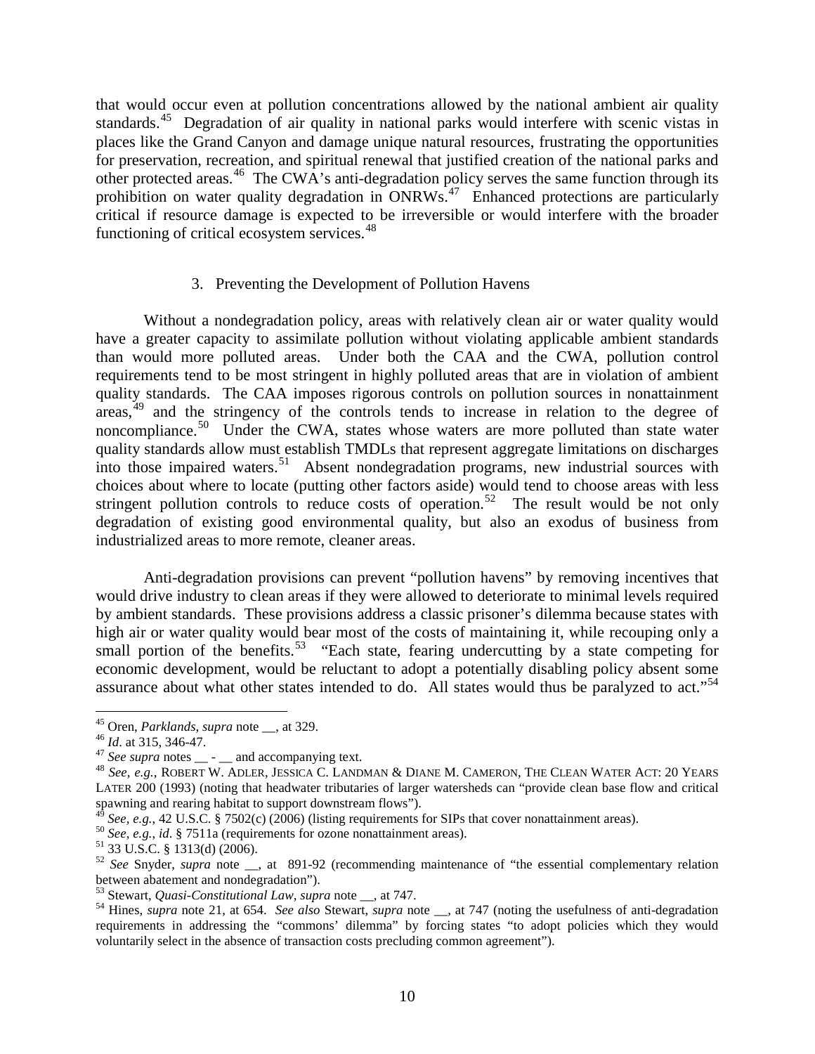that would occur even at pollution concentrations allowed by the national ambient air quality standards.[45] Degradation of air quality in national parks would interfere with scenic vistas in places like the Grand Canyon and damage unique natural resources, frustrating the opportunities for preservation, recreation, and spiritual renewal that justified creation of the national parks and other protected areas.[46] The CWA's anti-degradation policy serves the same function through its prohibition on water quality degradation in ONRWs.[47] Enhanced protections are particularly critical if resource damage is expected to be irreversible or would interfere with the broader functioning of critical ecosystem services.[48]

### 3. Preventing the Development of Pollution Havens

Without a nondegradation policy, areas with relatively clean air or water quality would have a greater capacity to assimilate pollution without violating applicable ambient standards than would more polluted areas. Under both the CAA and the CWA, pollution control requirements tend to be most stringent in highly polluted areas that are in violation of ambient quality standards. The CAA imposes rigorous controls on pollution sources in nonattainment areas,[49] and the stringency of the controls tends to increase in relation to the degree of noncompliance.[50] Under the CWA, states whose waters are more polluted than state water quality standards allow must establish TMDLs that represent aggregate limitations on discharges into those impaired waters.[51] Absent nondegradation programs, new industrial sources with choices about where to locate (putting other factors aside) would tend to choose areas with less stringent pollution controls to reduce costs of operation.[52] The result would be not only degradation of existing good environmental quality, but also an exodus of business from industrialized areas to more remote, cleaner areas.

Anti-degradation provisions can prevent "pollution havens" by removing incentives that would drive industry to clean areas if they were allowed to deteriorate to minimal levels required by ambient standards. These provisions address a classic prisoner's dilemma because states with high air or water quality would bear most of the costs of maintaining it, while recouping only a small portion of the benefits.[53] "Each state, fearing undercutting by a state competing for economic development, would be reluctant to adopt a potentially disabling policy absent some assurance about what other states intended to do. All states would thus be paralyzed to act."[54]

---

[45] Oren, *Parklands*, *supra* note __, at 329.

[46] *Id*. at 315, 346-47.

[47] *See supra* notes __ - __ and accompanying text.

[48] *See, e.g.*, ROBERT W. ADLER, JESSICA C. LANDMAN & DIANE M. CAMERON, THE CLEAN WATER ACT: 20 YEARS LATER 200 (1993) (noting that headwater tributaries of larger watersheds can "provide clean base flow and critical spawning and rearing habitat to support downstream flows").

[49] *See, e.g.*, 42 U.S.C. § 7502(c) (2006) (listing requirements for SIPs that cover nonattainment areas).

[50] *See, e.g.*, *id*. § 7511a (requirements for ozone nonattainment areas).

[51] 33 U.S.C. § 1313(d) (2006).

[52] *See* Snyder, *supra* note __, at 891-92 (recommending maintenance of "the essential complementary relation between abatement and nondegradation").

[53] Stewart, *Quasi-Constitutional Law*, *supra* note __, at 747.

[54] Hines, *supra* note 21, at 654. *See also* Stewart, *supra* note __, at 747 (noting the usefulness of anti-degradation requirements in addressing the "commons' dilemma" by forcing states "to adopt policies which they would voluntarily select in the absence of transaction costs precluding common agreement").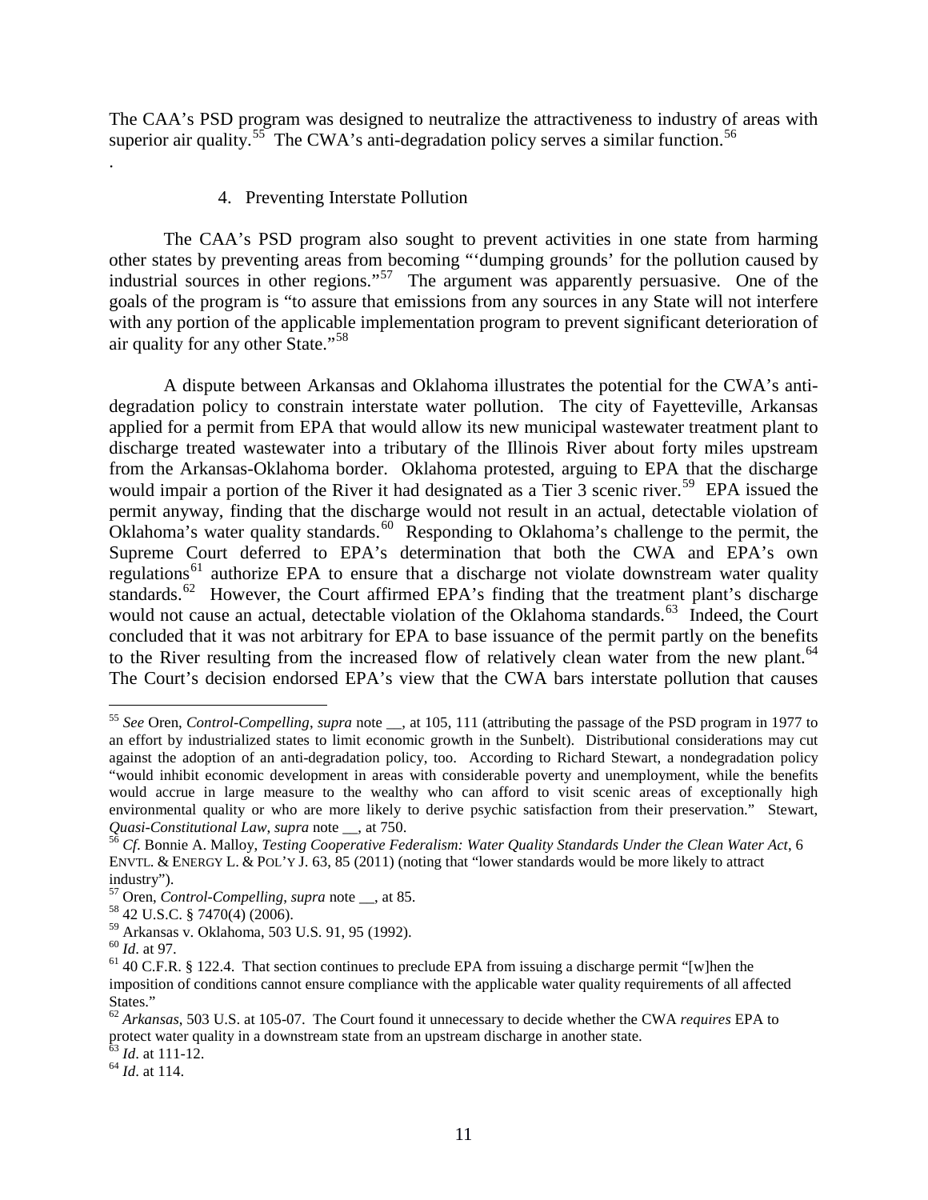The CAA's PSD program was designed to neutralize the attractiveness to industry of areas with superior air quality.[55] The CWA's anti-degradation policy serves a similar function.[56]

.

4. Preventing Interstate Pollution

The CAA's PSD program also sought to prevent activities in one state from harming other states by preventing areas from becoming "'dumping grounds' for the pollution caused by industrial sources in other regions."[57] The argument was apparently persuasive. One of the goals of the program is "to assure that emissions from any sources in any State will not interfere with any portion of the applicable implementation program to prevent significant deterioration of air quality for any other State."[58]

A dispute between Arkansas and Oklahoma illustrates the potential for the CWA's anti-degradation policy to constrain interstate water pollution. The city of Fayetteville, Arkansas applied for a permit from EPA that would allow its new municipal wastewater treatment plant to discharge treated wastewater into a tributary of the Illinois River about forty miles upstream from the Arkansas-Oklahoma border. Oklahoma protested, arguing to EPA that the discharge would impair a portion of the River it had designated as a Tier 3 scenic river.[59] EPA issued the permit anyway, finding that the discharge would not result in an actual, detectable violation of Oklahoma's water quality standards.[60] Responding to Oklahoma's challenge to the permit, the Supreme Court deferred to EPA's determination that both the CWA and EPA's own regulations[61] authorize EPA to ensure that a discharge not violate downstream water quality standards.[62] However, the Court affirmed EPA's finding that the treatment plant's discharge would not cause an actual, detectable violation of the Oklahoma standards.[63] Indeed, the Court concluded that it was not arbitrary for EPA to base issuance of the permit partly on the benefits to the River resulting from the increased flow of relatively clean water from the new plant.[64] The Court's decision endorsed EPA's view that the CWA bars interstate pollution that causes

---

[55] *See* Oren, *Control-Compelling*, *supra* note __, at 105, 111 (attributing the passage of the PSD program in 1977 to an effort by industrialized states to limit economic growth in the Sunbelt). Distributional considerations may cut against the adoption of an anti-degradation policy, too. According to Richard Stewart, a nondegradation policy "would inhibit economic development in areas with considerable poverty and unemployment, while the benefits would accrue in large measure to the wealthy who can afford to visit scenic areas of exceptionally high environmental quality or who are more likely to derive psychic satisfaction from their preservation." Stewart, *Quasi-Constitutional Law*, *supra* note __, at 750.

[56] *Cf.* Bonnie A. Malloy, *Testing Cooperative Federalism: Water Quality Standards Under the Clean Water Act*, 6 ENVTL. & ENERGY L. & POL'Y J. 63, 85 (2011) (noting that "lower standards would be more likely to attract industry").

[57] Oren, *Control-Compelling*, *supra* note __, at 85.

[58] 42 U.S.C. § 7470(4) (2006).

[59] Arkansas v. Oklahoma, 503 U.S. 91, 95 (1992).

[60] *Id*. at 97.

[61] 40 C.F.R. § 122.4. That section continues to preclude EPA from issuing a discharge permit "[w]hen the imposition of conditions cannot ensure compliance with the applicable water quality requirements of all affected States."

[62] *Arkansas*, 503 U.S. at 105-07. The Court found it unnecessary to decide whether the CWA *requires* EPA to protect water quality in a downstream state from an upstream discharge in another state.

[63] *Id*. at 111-12.

[64] *Id*. at 114.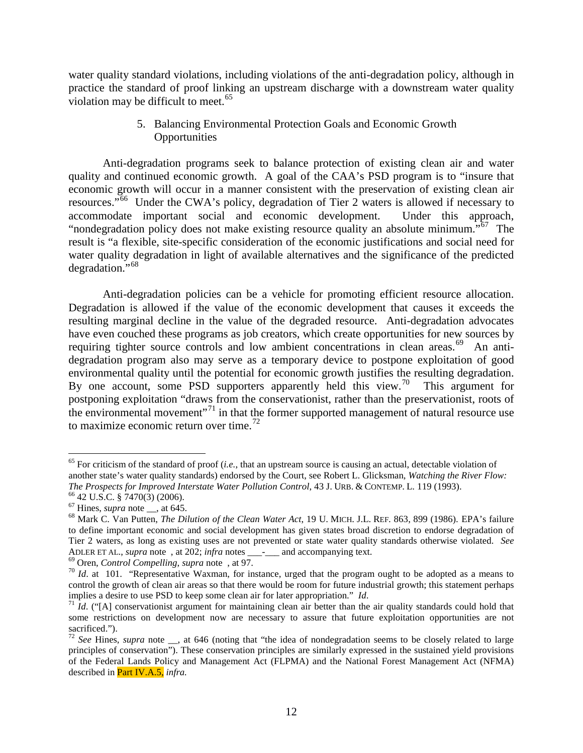water quality standard violations, including violations of the anti-degradation policy, although in practice the standard of proof linking an upstream discharge with a downstream water quality violation may be difficult to meet.[65]

### 5. Balancing Environmental Protection Goals and Economic Growth Opportunities

Anti-degradation programs seek to balance protection of existing clean air and water quality and continued economic growth. A goal of the CAA's PSD program is to "insure that economic growth will occur in a manner consistent with the preservation of existing clean air resources."[66] Under the CWA's policy, degradation of Tier 2 waters is allowed if necessary to accommodate important social and economic development. Under this approach, "nondegradation policy does not make existing resource quality an absolute minimum."[67] The result is "a flexible, site-specific consideration of the economic justifications and social need for water quality degradation in light of available alternatives and the significance of the predicted degradation."[68]

Anti-degradation policies can be a vehicle for promoting efficient resource allocation. Degradation is allowed if the value of the economic development that causes it exceeds the resulting marginal decline in the value of the degraded resource. Anti-degradation advocates have even couched these programs as job creators, which create opportunities for new sources by requiring tighter source controls and low ambient concentrations in clean areas.[69] An anti-degradation program also may serve as a temporary device to postpone exploitation of good environmental quality until the potential for economic growth justifies the resulting degradation. By one account, some PSD supporters apparently held this view.[70] This argument for postponing exploitation "draws from the conservationist, rather than the preservationist, roots of the environmental movement"[71] in that the former supported management of natural resource use to maximize economic return over time.[72]

---

[65] For criticism of the standard of proof (*i.e.*, that an upstream source is causing an actual, detectable violation of another state's water quality standards) endorsed by the Court, see Robert L. Glicksman, *Watching the River Flow: The Prospects for Improved Interstate Water Pollution Control*, 43 J. URB. & CONTEMP. L. 119 (1993).

[66] 42 U.S.C. § 7470(3) (2006).

[67] Hines, *supra* note __, at 645.

[68] Mark C. Van Putten, *The Dilution of the Clean Water Act*, 19 U. MICH. J.L. REF. 863, 899 (1986). EPA's failure to define important economic and social development has given states broad discretion to endorse degradation of Tier 2 waters, as long as existing uses are not prevented or state water quality standards otherwise violated. *See* ADLER ET AL., *supra* note , at 202; *infra* notes ___-___ and accompanying text.

[69] Oren, *Control Compelling*, *supra* note , at 97.

[70] *Id*. at 101. "Representative Waxman, for instance, urged that the program ought to be adopted as a means to control the growth of clean air areas so that there would be room for future industrial growth; this statement perhaps implies a desire to use PSD to keep some clean air for later appropriation." *Id*.

[71] *Id*. ("[A] conservationist argument for maintaining clean air better than the air quality standards could hold that some restrictions on development now are necessary to assure that future exploitation opportunities are not sacrificed.").

[72] *See* Hines, *supra* note __, at 646 (noting that "the idea of nondegradation seems to be closely related to large principles of conservation"). These conservation principles are similarly expressed in the sustained yield provisions of the Federal Lands Policy and Management Act (FLPMA) and the National Forest Management Act (NFMA) described in Part IV.A.5, *infra.*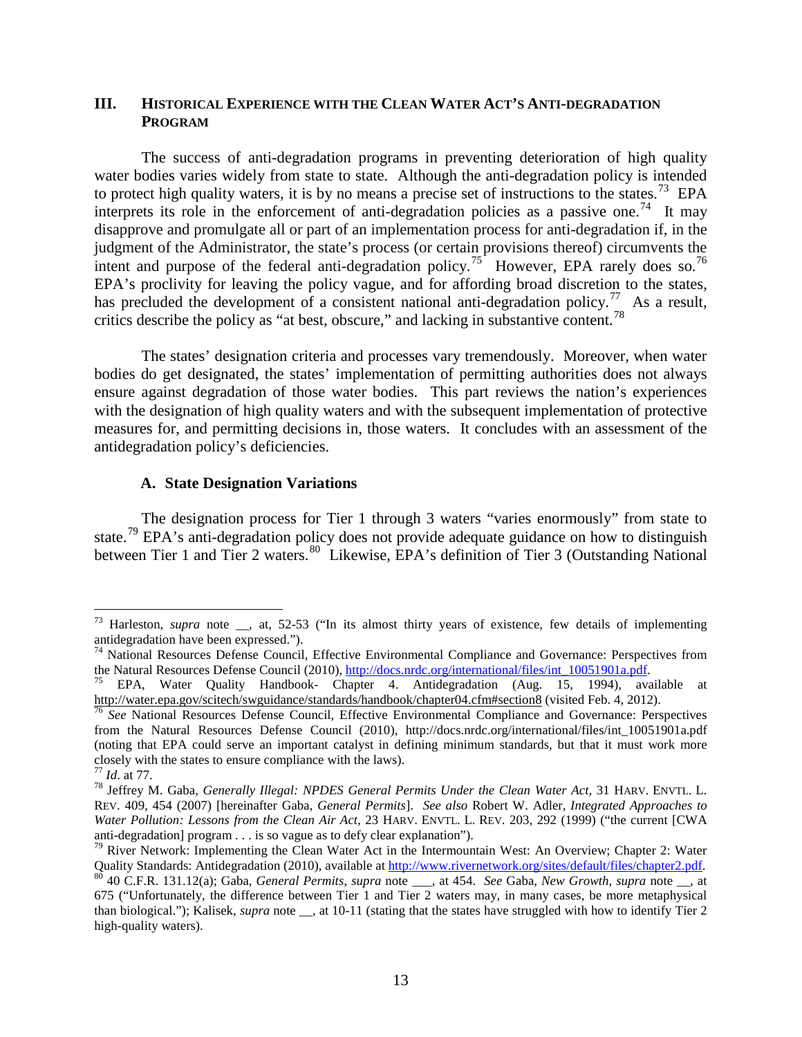## III. Historical Experience with the Clean Water Act's Anti-degradation Program

The success of anti-degradation programs in preventing deterioration of high quality water bodies varies widely from state to state. Although the anti-degradation policy is intended to protect high quality waters, it is by no means a precise set of instructions to the states.[73] EPA interprets its role in the enforcement of anti-degradation policies as a passive one.[74] It may disapprove and promulgate all or part of an implementation process for anti-degradation if, in the judgment of the Administrator, the state's process (or certain provisions thereof) circumvents the intent and purpose of the federal anti-degradation policy.[75] However, EPA rarely does so.[76] EPA's proclivity for leaving the policy vague, and for affording broad discretion to the states, has precluded the development of a consistent national anti-degradation policy.[77] As a result, critics describe the policy as "at best, obscure," and lacking in substantive content.[78]

The states' designation criteria and processes vary tremendously. Moreover, when water bodies do get designated, the states' implementation of permitting authorities does not always ensure against degradation of those water bodies. This part reviews the nation's experiences with the designation of high quality waters and with the subsequent implementation of protective measures for, and permitting decisions in, those waters. It concludes with an assessment of the antidegradation policy's deficiencies.

### A. State Designation Variations

The designation process for Tier 1 through 3 waters "varies enormously" from state to state.[79] EPA's anti-degradation policy does not provide adequate guidance on how to distinguish between Tier 1 and Tier 2 waters.[80] Likewise, EPA's definition of Tier 3 (Outstanding National

---

[73] Harleston, *supra* note __, at, 52-53 ("In its almost thirty years of existence, few details of implementing antidegradation have been expressed.").

[74] National Resources Defense Council, Effective Environmental Compliance and Governance: Perspectives from the Natural Resources Defense Council (2010), http://docs.nrdc.org/international/files/int_10051901a.pdf.

[75] EPA, Water Quality Handbook- Chapter 4. Antidegradation (Aug. 15, 1994), available at http://water.epa.gov/scitech/swguidance/standards/handbook/chapter04.cfm#section8 (visited Feb. 4, 2012).

[76] *See* National Resources Defense Council, Effective Environmental Compliance and Governance: Perspectives from the Natural Resources Defense Council (2010), http://docs.nrdc.org/international/files/int_10051901a.pdf (noting that EPA could serve an important catalyst in defining minimum standards, but that it must work more closely with the states to ensure compliance with the laws).

[77] *Id*. at 77.

[78] Jeffrey M. Gaba, *Generally Illegal: NPDES General Permits Under the Clean Water Act*, 31 HARV. ENVTL. L. REV. 409, 454 (2007) [hereinafter Gaba, *General Permits*]. *See also* Robert W. Adler, *Integrated Approaches to Water Pollution: Lessons from the Clean Air Act*, 23 HARV. ENVTL. L. REV. 203, 292 (1999) ("the current [CWA anti-degradation] program . . . is so vague as to defy clear explanation").

[79] River Network: Implementing the Clean Water Act in the Intermountain West: An Overview; Chapter 2: Water Quality Standards: Antidegradation (2010), available at http://www.rivernetwork.org/sites/default/files/chapter2.pdf.

[80] 40 C.F.R. 131.12(a); Gaba, *General Permits*, *supra* note ___, at 454. *See* Gaba, *New Growth*, *supra* note __, at 675 ("Unfortunately, the difference between Tier 1 and Tier 2 waters may, in many cases, be more metaphysical than biological."); Kalisek, *supra* note __, at 10-11 (stating that the states have struggled with how to identify Tier 2 high-quality waters).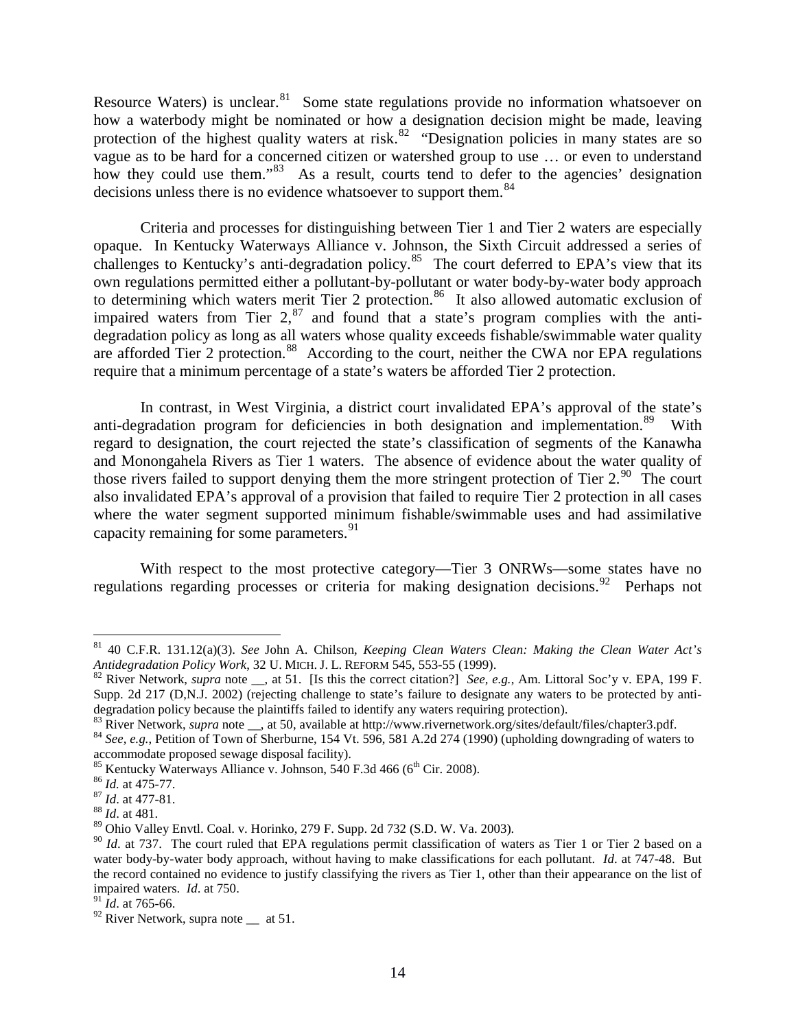Resource Waters) is unclear.[81] Some state regulations provide no information whatsoever on how a waterbody might be nominated or how a designation decision might be made, leaving protection of the highest quality waters at risk.[82] "Designation policies in many states are so vague as to be hard for a concerned citizen or watershed group to use … or even to understand how they could use them."[83] As a result, courts tend to defer to the agencies' designation decisions unless there is no evidence whatsoever to support them.[84]

Criteria and processes for distinguishing between Tier 1 and Tier 2 waters are especially opaque. In Kentucky Waterways Alliance v. Johnson, the Sixth Circuit addressed a series of challenges to Kentucky's anti-degradation policy.[85] The court deferred to EPA's view that its own regulations permitted either a pollutant-by-pollutant or water body-by-water body approach to determining which waters merit Tier 2 protection.[86] It also allowed automatic exclusion of impaired waters from Tier 2,[87] and found that a state's program complies with the anti-degradation policy as long as all waters whose quality exceeds fishable/swimmable water quality are afforded Tier 2 protection.[88] According to the court, neither the CWA nor EPA regulations require that a minimum percentage of a state's waters be afforded Tier 2 protection.

In contrast, in West Virginia, a district court invalidated EPA's approval of the state's anti-degradation program for deficiencies in both designation and implementation.[89] With regard to designation, the court rejected the state's classification of segments of the Kanawha and Monongahela Rivers as Tier 1 waters. The absence of evidence about the water quality of those rivers failed to support denying them the more stringent protection of Tier 2.[90] The court also invalidated EPA's approval of a provision that failed to require Tier 2 protection in all cases where the water segment supported minimum fishable/swimmable uses and had assimilative capacity remaining for some parameters.[91]

With respect to the most protective category—Tier 3 ONRWs—some states have no regulations regarding processes or criteria for making designation decisions.[92] Perhaps not

---

[81] 40 C.F.R. 131.12(a)(3). *See* John A. Chilson, *Keeping Clean Waters Clean: Making the Clean Water Act's Antidegradation Policy Work*, 32 U. MICH. J. L. REFORM 545, 553-55 (1999).

[82] River Network, *supra* note __, at 51. [Is this the correct citation?] *See, e.g.*, Am. Littoral Soc'y v. EPA, 199 F. Supp. 2d 217 (D,N.J. 2002) (rejecting challenge to state's failure to designate any waters to be protected by anti-degradation policy because the plaintiffs failed to identify any waters requiring protection).

[83] River Network, *supra* note __, at 50, available at http://www.rivernetwork.org/sites/default/files/chapter3.pdf.

[84] *See, e.g.*, Petition of Town of Sherburne, 154 Vt. 596, 581 A.2d 274 (1990) (upholding downgrading of waters to accommodate proposed sewage disposal facility).

[85] Kentucky Waterways Alliance v. Johnson, 540 F.3d 466 (6th Cir. 2008).

[86] *Id.* at 475-77.

[87] *Id*. at 477-81.

[88] *Id*. at 481.

[89] Ohio Valley Envtl. Coal. v. Horinko, 279 F. Supp. 2d 732 (S.D. W. Va. 2003).

[90] *Id*. at 737. The court ruled that EPA regulations permit classification of waters as Tier 1 or Tier 2 based on a water body-by-water body approach, without having to make classifications for each pollutant. *Id*. at 747-48. But the record contained no evidence to justify classifying the rivers as Tier 1, other than their appearance on the list of impaired waters. *Id*. at 750.

[91] *Id*. at 765-66.

[92] River Network, supra note __ at 51.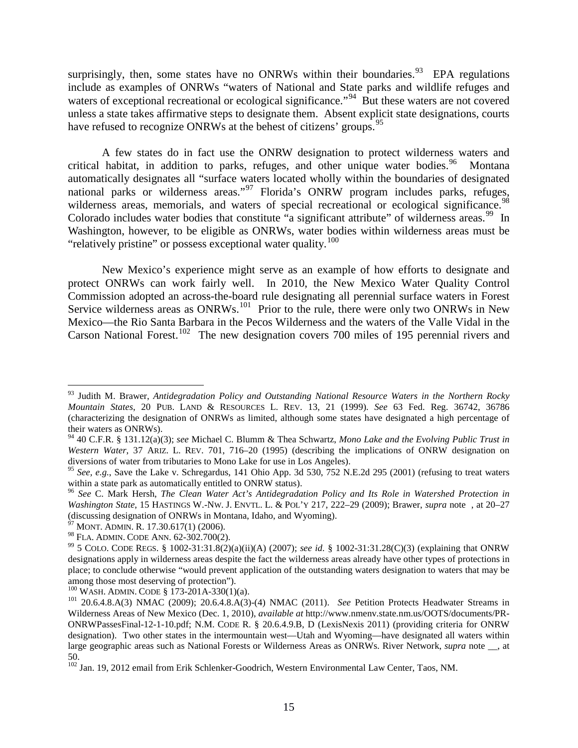surprisingly, then, some states have no ONRWs within their boundaries.[93] EPA regulations include as examples of ONRWs "waters of National and State parks and wildlife refuges and waters of exceptional recreational or ecological significance."[94] But these waters are not covered unless a state takes affirmative steps to designate them. Absent explicit state designations, courts have refused to recognize ONRWs at the behest of citizens' groups.[95]

A few states do in fact use the ONRW designation to protect wilderness waters and critical habitat, in addition to parks, refuges, and other unique water bodies.[96] Montana automatically designates all "surface waters located wholly within the boundaries of designated national parks or wilderness areas."[97] Florida's ONRW program includes parks, refuges, wilderness areas, memorials, and waters of special recreational or ecological significance.[98] Colorado includes water bodies that constitute "a significant attribute" of wilderness areas.[99] In Washington, however, to be eligible as ONRWs, water bodies within wilderness areas must be "relatively pristine" or possess exceptional water quality.[100]

New Mexico's experience might serve as an example of how efforts to designate and protect ONRWs can work fairly well. In 2010, the New Mexico Water Quality Control Commission adopted an across-the-board rule designating all perennial surface waters in Forest Service wilderness areas as ONRWs.[101] Prior to the rule, there were only two ONRWs in New Mexico—the Rio Santa Barbara in the Pecos Wilderness and the waters of the Valle Vidal in the Carson National Forest.[102] The new designation covers 700 miles of 195 perennial rivers and

---

[93] Judith M. Brawer, *Antidegradation Policy and Outstanding National Resource Waters in the Northern Rocky Mountain States*, 20 PUB. LAND & RESOURCES L. REV. 13, 21 (1999). *See* 63 Fed. Reg. 36742, 36786 (characterizing the designation of ONRWs as limited, although some states have designated a high percentage of their waters as ONRWs).

[94] 40 C.F.R. § 131.12(a)(3); *see* Michael C. Blumm & Thea Schwartz, *Mono Lake and the Evolving Public Trust in Western Water*, 37 ARIZ. L. REV. 701, 716–20 (1995) (describing the implications of ONRW designation on diversions of water from tributaries to Mono Lake for use in Los Angeles).

[95] *See, e.g.*, Save the Lake v. Schregardus, 141 Ohio App. 3d 530, 752 N.E.2d 295 (2001) (refusing to treat waters within a state park as automatically entitled to ONRW status).

[96] *See* C. Mark Hersh, *The Clean Water Act's Antidegradation Policy and Its Role in Watershed Protection in Washington State*, 15 HASTINGS W.-NW. J. ENVTL. L. & POL'Y 217, 222–29 (2009); Brawer, *supra* note , at 20–27 (discussing designation of ONRWs in Montana, Idaho, and Wyoming).

[97] MONT. ADMIN. R. 17.30.617(1) (2006).

[98] FLA. ADMIN. CODE ANN. 62-302.700(2).

[99] 5 COLO. CODE REGS. § 1002-31:31.8(2)(a)(ii)(A) (2007); *see id.* § 1002-31:31.28(C)(3) (explaining that ONRW designations apply in wilderness areas despite the fact the wilderness areas already have other types of protections in place; to conclude otherwise "would prevent application of the outstanding waters designation to waters that may be among those most deserving of protection").

[100] WASH. ADMIN. CODE § 173-201A-330(1)(a).

[101] 20.6.4.8.A(3) NMAC (2009); 20.6.4.8.A(3)-(4) NMAC (2011). *See* Petition Protects Headwater Streams in Wilderness Areas of New Mexico (Dec. 1, 2010), *available at* http://www.nmenv.state.nm.us/OOTS/documents/PR-ONRWPassesFinal-12-1-10.pdf; N.M. CODE R. § 20.6.4.9.B, D (LexisNexis 2011) (providing criteria for ONRW designation). Two other states in the intermountain west—Utah and Wyoming—have designated all waters within large geographic areas such as National Forests or Wilderness Areas as ONRWs. River Network, *supra* note __, at 50.

[102] Jan. 19, 2012 email from Erik Schlenker-Goodrich, Western Environmental Law Center, Taos, NM.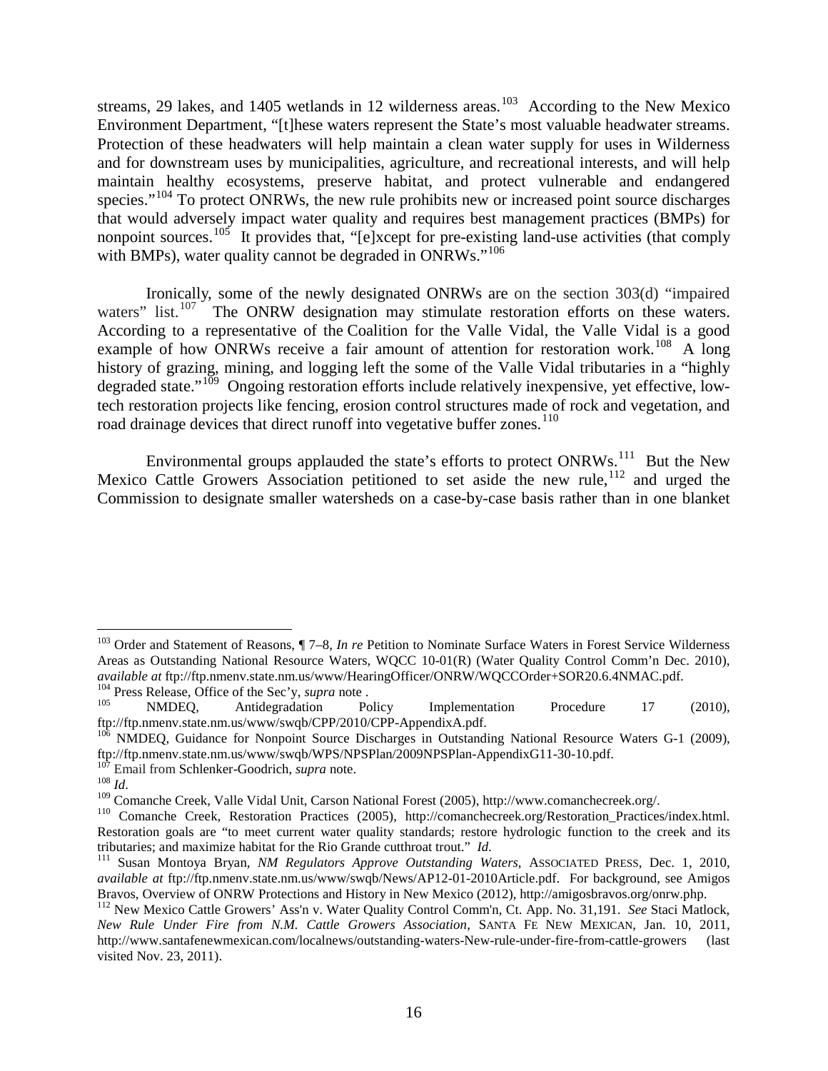streams, 29 lakes, and 1405 wetlands in 12 wilderness areas.[103] According to the New Mexico Environment Department, "[t]hese waters represent the State's most valuable headwater streams. Protection of these headwaters will help maintain a clean water supply for uses in Wilderness and for downstream uses by municipalities, agriculture, and recreational interests, and will help maintain healthy ecosystems, preserve habitat, and protect vulnerable and endangered species."[104] To protect ONRWs, the new rule prohibits new or increased point source discharges that would adversely impact water quality and requires best management practices (BMPs) for nonpoint sources.[105] It provides that, "[e]xcept for pre-existing land-use activities (that comply with BMPs), water quality cannot be degraded in ONRWs."[106]

Ironically, some of the newly designated ONRWs are on the section 303(d) "impaired waters" list.[107] The ONRW designation may stimulate restoration efforts on these waters. According to a representative of the Coalition for the Valle Vidal, the Valle Vidal is a good example of how ONRWs receive a fair amount of attention for restoration work.[108] A long history of grazing, mining, and logging left the some of the Valle Vidal tributaries in a "highly degraded state."[109] Ongoing restoration efforts include relatively inexpensive, yet effective, low-tech restoration projects like fencing, erosion control structures made of rock and vegetation, and road drainage devices that direct runoff into vegetative buffer zones.[110]

Environmental groups applauded the state's efforts to protect ONRWs.[111] But the New Mexico Cattle Growers Association petitioned to set aside the new rule,[112] and urged the Commission to designate smaller watersheds on a case-by-case basis rather than in one blanket

---

[103] Order and Statement of Reasons, ¶ 7–8, *In re* Petition to Nominate Surface Waters in Forest Service Wilderness Areas as Outstanding National Resource Waters, WQCC 10-01(R) (Water Quality Control Comm'n Dec. 2010), *available at* ftp://ftp.nmenv.state.nm.us/www/HearingOfficer/ONRW/WQCCOrder+SOR20.6.4NMAC.pdf.

[104] Press Release, Office of the Sec'y, *supra* note .

[105] NMDEQ, Antidegradation Policy Implementation Procedure 17 (2010), ftp://ftp.nmenv.state.nm.us/www/swqb/CPP/2010/CPP-AppendixA.pdf.

[106] NMDEQ, Guidance for Nonpoint Source Discharges in Outstanding National Resource Waters G-1 (2009), ftp://ftp.nmenv.state.nm.us/www/swqb/WPS/NPSPlan/2009NPSPlan-AppendixG11-30-10.pdf.

[107] Email from Schlenker-Goodrich, *supra* note.

[108] *Id*.

[109] Comanche Creek, Valle Vidal Unit, Carson National Forest (2005), http://www.comanchecreek.org/.

[110] Comanche Creek, Restoration Practices (2005), http://comanchecreek.org/Restoration_Practices/index.html. Restoration goals are "to meet current water quality standards; restore hydrologic function to the creek and its tributaries; and maximize habitat for the Rio Grande cutthroat trout." *Id*.

[111] Susan Montoya Bryan, *NM Regulators Approve Outstanding Waters*, ASSOCIATED PRESS, Dec. 1, 2010, *available at* ftp://ftp.nmenv.state.nm.us/www/swqb/News/AP12-01-2010Article.pdf. For background, see Amigos Bravos, Overview of ONRW Protections and History in New Mexico (2012), http://amigosbravos.org/onrw.php.

[112] New Mexico Cattle Growers' Ass'n v. Water Quality Control Comm'n, Ct. App. No. 31,191. *See* Staci Matlock, *New Rule Under Fire from N.M. Cattle Growers Association*, SANTA FE NEW MEXICAN, Jan. 10, 2011, http://www.santafenewmexican.com/localnews/outstanding-waters-New-rule-under-fire-from-cattle-growers (last visited Nov. 23, 2011).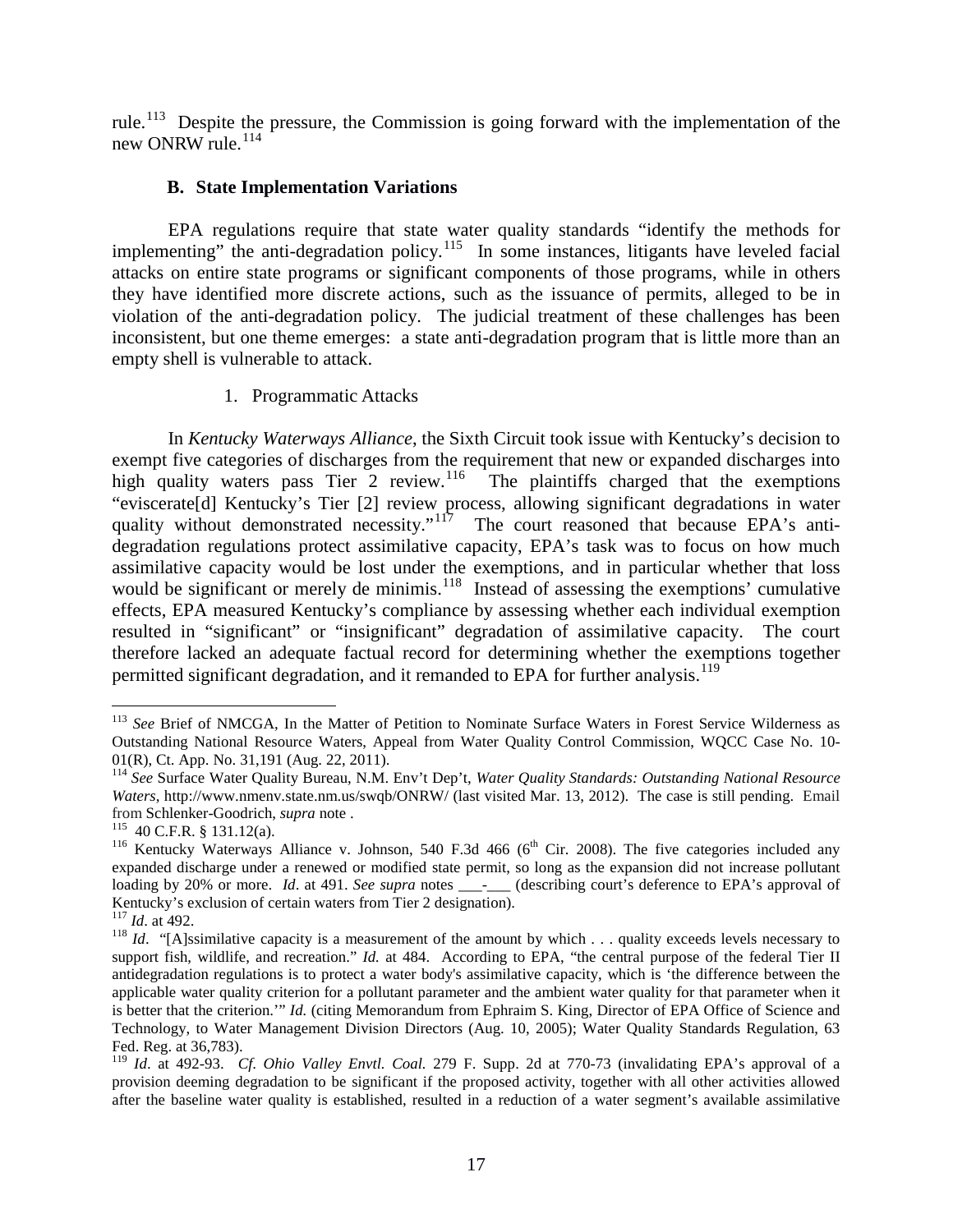rule.[113] Despite the pressure, the Commission is going forward with the implementation of the new ONRW rule.[114]

### B. State Implementation Variations

EPA regulations require that state water quality standards "identify the methods for implementing" the anti-degradation policy.[115] In some instances, litigants have leveled facial attacks on entire state programs or significant components of those programs, while in others they have identified more discrete actions, such as the issuance of permits, alleged to be in violation of the anti-degradation policy. The judicial treatment of these challenges has been inconsistent, but one theme emerges: a state anti-degradation program that is little more than an empty shell is vulnerable to attack.

#### 1. Programmatic Attacks

In *Kentucky Waterways Alliance*, the Sixth Circuit took issue with Kentucky's decision to exempt five categories of discharges from the requirement that new or expanded discharges into high quality waters pass Tier 2 review.[116] The plaintiffs charged that the exemptions "eviscerate[d] Kentucky's Tier [2] review process, allowing significant degradations in water quality without demonstrated necessity."[117] The court reasoned that because EPA's anti-degradation regulations protect assimilative capacity, EPA's task was to focus on how much assimilative capacity would be lost under the exemptions, and in particular whether that loss would be significant or merely de minimis.[118] Instead of assessing the exemptions' cumulative effects, EPA measured Kentucky's compliance by assessing whether each individual exemption resulted in "significant" or "insignificant" degradation of assimilative capacity. The court therefore lacked an adequate factual record for determining whether the exemptions together permitted significant degradation, and it remanded to EPA for further analysis.[119]

---

[113] *See* Brief of NMCGA, In the Matter of Petition to Nominate Surface Waters in Forest Service Wilderness as Outstanding National Resource Waters, Appeal from Water Quality Control Commission, WQCC Case No. 10-01(R), Ct. App. No. 31,191 (Aug. 22, 2011).

[114] *See* Surface Water Quality Bureau, N.M. Env't Dep't, *Water Quality Standards: Outstanding National Resource Waters*, http://www.nmenv.state.nm.us/swqb/ONRW/ (last visited Mar. 13, 2012). The case is still pending. Email from Schlenker-Goodrich, *supra* note .

[115] 40 C.F.R. § 131.12(a).

[116] Kentucky Waterways Alliance v. Johnson, 540 F.3d 466 (6th Cir. 2008). The five categories included any expanded discharge under a renewed or modified state permit, so long as the expansion did not increase pollutant loading by 20% or more. *Id*. at 491. *See supra* notes \_\_\_-\_\_\_ (describing court's deference to EPA's approval of Kentucky's exclusion of certain waters from Tier 2 designation).

[117] *Id*. at 492.

[118] *Id*. "[A]ssimilative capacity is a measurement of the amount by which . . . quality exceeds levels necessary to support fish, wildlife, and recreation." *Id.* at 484. According to EPA, "the central purpose of the federal Tier II antidegradation regulations is to protect a water body's assimilative capacity, which is 'the difference between the applicable water quality criterion for a pollutant parameter and the ambient water quality for that parameter when it is better that the criterion.'" *Id.* (citing Memorandum from Ephraim S. King, Director of EPA Office of Science and Technology, to Water Management Division Directors (Aug. 10, 2005); Water Quality Standards Regulation, 63 Fed. Reg. at 36,783).

[119] *Id*. at 492-93. *Cf. Ohio Valley Envtl. Coal.* 279 F. Supp. 2d at 770-73 (invalidating EPA's approval of a provision deeming degradation to be significant if the proposed activity, together with all other activities allowed after the baseline water quality is established, resulted in a reduction of a water segment's available assimilative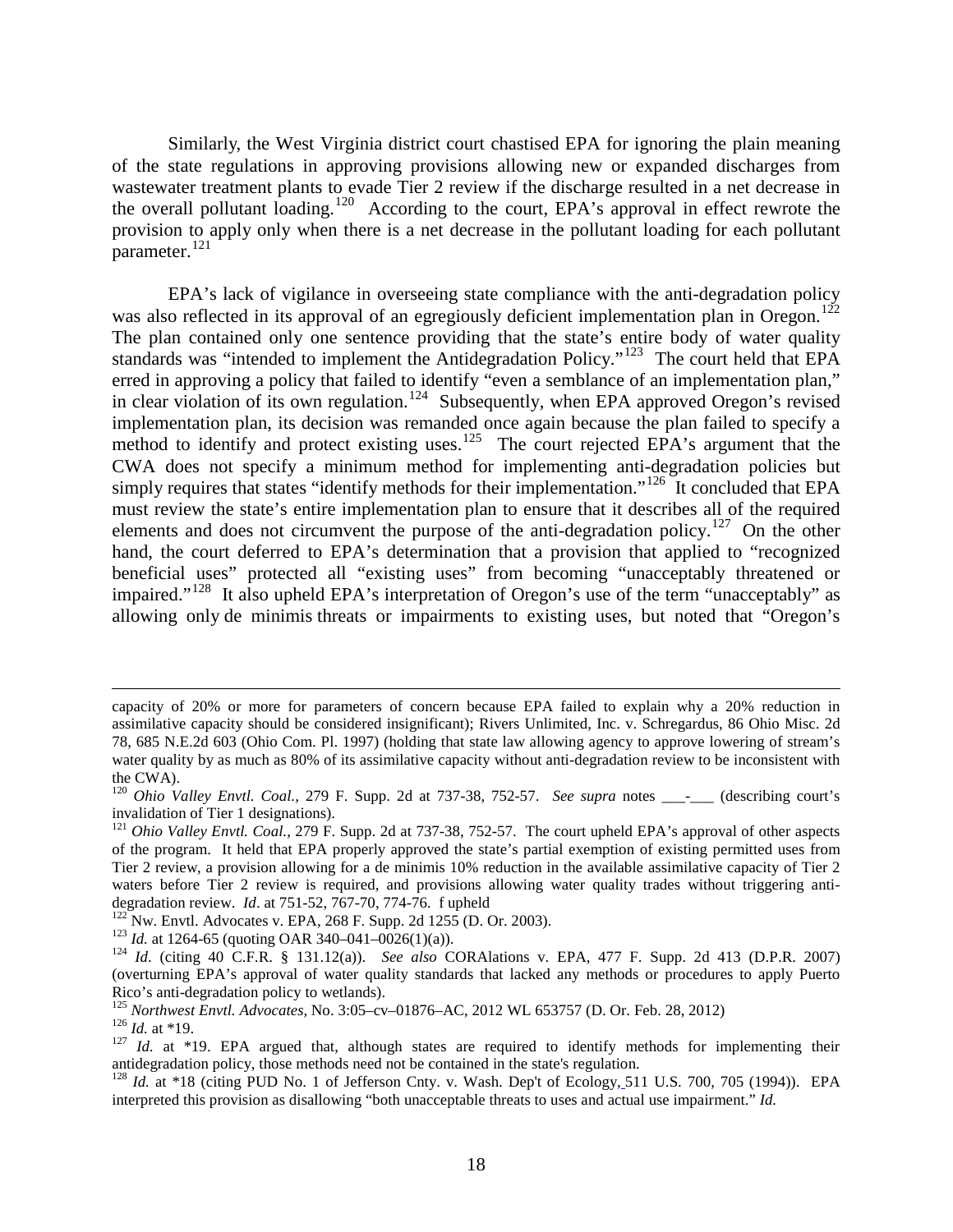Similarly, the West Virginia district court chastised EPA for ignoring the plain meaning of the state regulations in approving provisions allowing new or expanded discharges from wastewater treatment plants to evade Tier 2 review if the discharge resulted in a net decrease in the overall pollutant loading.[120] According to the court, EPA's approval in effect rewrote the provision to apply only when there is a net decrease in the pollutant loading for each pollutant parameter.[121]

EPA's lack of vigilance in overseeing state compliance with the anti-degradation policy was also reflected in its approval of an egregiously deficient implementation plan in Oregon.[122] The plan contained only one sentence providing that the state's entire body of water quality standards was "intended to implement the Antidegradation Policy."[123] The court held that EPA erred in approving a policy that failed to identify "even a semblance of an implementation plan," in clear violation of its own regulation.[124] Subsequently, when EPA approved Oregon's revised implementation plan, its decision was remanded once again because the plan failed to specify a method to identify and protect existing uses.[125] The court rejected EPA's argument that the CWA does not specify a minimum method for implementing anti-degradation policies but simply requires that states "identify methods for their implementation."[126] It concluded that EPA must review the state's entire implementation plan to ensure that it describes all of the required elements and does not circumvent the purpose of the anti-degradation policy.[127] On the other hand, the court deferred to EPA's determination that a provision that applied to "recognized beneficial uses" protected all "existing uses" from becoming "unacceptably threatened or impaired."[128] It also upheld EPA's interpretation of Oregon's use of the term "unacceptably" as allowing only de minimis threats or impairments to existing uses, but noted that "Oregon's

---

capacity of 20% or more for parameters of concern because EPA failed to explain why a 20% reduction in assimilative capacity should be considered insignificant); Rivers Unlimited, Inc. v. Schregardus, 86 Ohio Misc. 2d 78, 685 N.E.2d 603 (Ohio Com. Pl. 1997) (holding that state law allowing agency to approve lowering of stream's water quality by as much as 80% of its assimilative capacity without anti-degradation review to be inconsistent with the CWA).

[120] *Ohio Valley Envtl. Coal.,* 279 F. Supp. 2d at 737-38, 752-57. *See supra* notes \_\_\_-\_\_\_ (describing court's invalidation of Tier 1 designations).

[121] *Ohio Valley Envtl. Coal.,* 279 F. Supp. 2d at 737-38, 752-57. The court upheld EPA's approval of other aspects of the program. It held that EPA properly approved the state's partial exemption of existing permitted uses from Tier 2 review, a provision allowing for a de minimis 10% reduction in the available assimilative capacity of Tier 2 waters before Tier 2 review is required, and provisions allowing water quality trades without triggering anti-degradation review. *Id*. at 751-52, 767-70, 774-76. f upheld

[122] Nw. Envtl. Advocates v. EPA, 268 F. Supp. 2d 1255 (D. Or. 2003).

[123] *Id.* at 1264-65 (quoting OAR 340–041–0026(1)(a)).

[124] *Id*. (citing 40 C.F.R. § 131.12(a)). *See also* CORAlations v. EPA, 477 F. Supp. 2d 413 (D.P.R. 2007) (overturning EPA's approval of water quality standards that lacked any methods or procedures to apply Puerto Rico's anti-degradation policy to wetlands).

[125] *Northwest Envtl. Advocates,* No. 3:05–cv–01876–AC, 2012 WL 653757 (D. Or. Feb. 28, 2012)

[126] *Id.* at \*19.

[127] *Id.* at \*19. EPA argued that, although states are required to identify methods for implementing their antidegradation policy, those methods need not be contained in the state's regulation.

[128] *Id.* at \*18 (citing PUD No. 1 of Jefferson Cnty. v. Wash. Dep't of Ecology, 511 U.S. 700, 705 (1994)). EPA interpreted this provision as disallowing "both unacceptable threats to uses and actual use impairment." *Id.*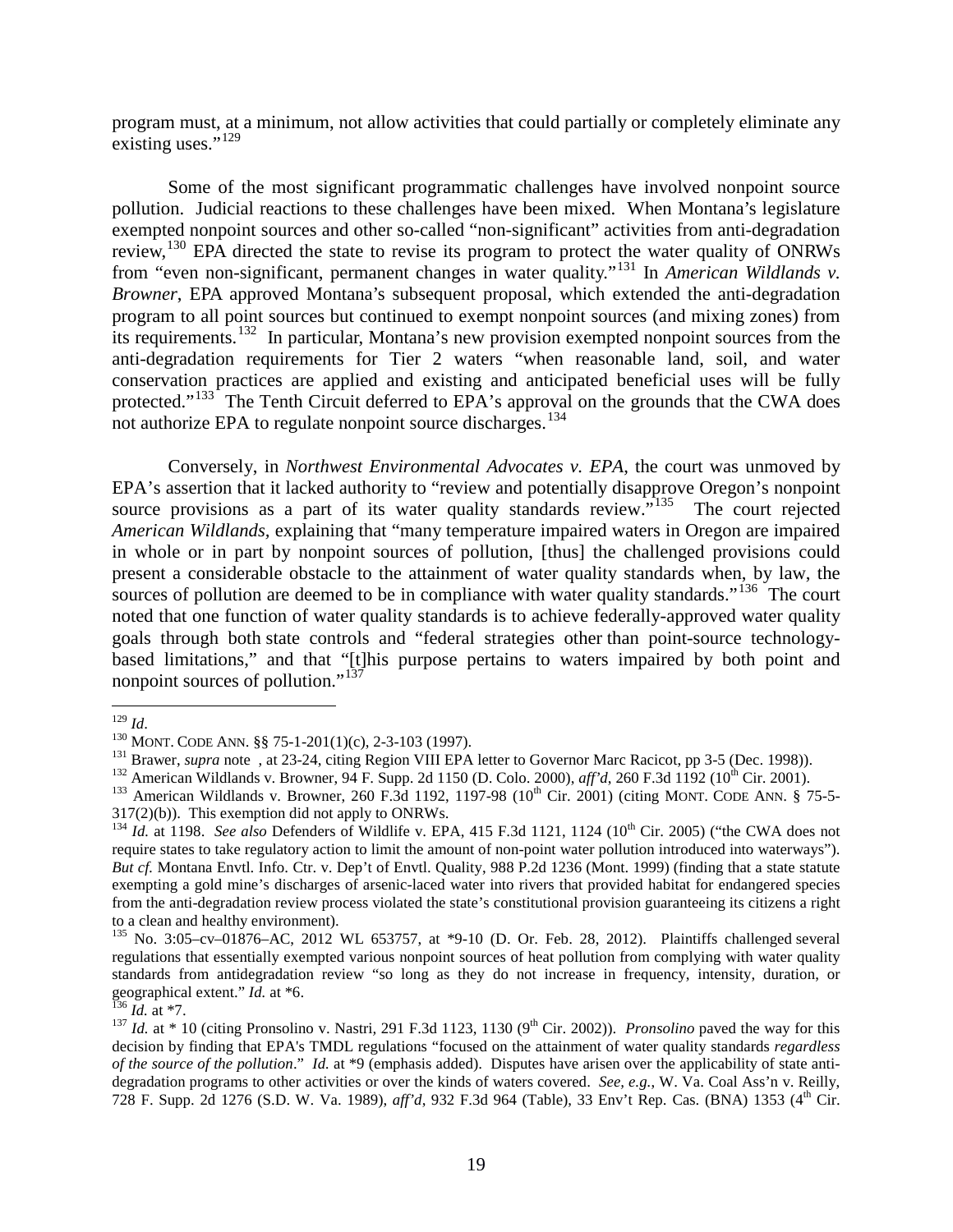program must, at a minimum, not allow activities that could partially or completely eliminate any existing uses."[129]

Some of the most significant programmatic challenges have involved nonpoint source pollution. Judicial reactions to these challenges have been mixed. When Montana's legislature exempted nonpoint sources and other so-called "non-significant" activities from anti-degradation review,[130] EPA directed the state to revise its program to protect the water quality of ONRWs from "even non-significant, permanent changes in water quality."[131] In *American Wildlands v. Browner*, EPA approved Montana's subsequent proposal, which extended the anti-degradation program to all point sources but continued to exempt nonpoint sources (and mixing zones) from its requirements.[132] In particular, Montana's new provision exempted nonpoint sources from the anti-degradation requirements for Tier 2 waters "when reasonable land, soil, and water conservation practices are applied and existing and anticipated beneficial uses will be fully protected."[133] The Tenth Circuit deferred to EPA's approval on the grounds that the CWA does not authorize EPA to regulate nonpoint source discharges.[134]

Conversely, in *Northwest Environmental Advocates v. EPA*, the court was unmoved by EPA's assertion that it lacked authority to "review and potentially disapprove Oregon's nonpoint source provisions as a part of its water quality standards review."[135] The court rejected *American Wildlands*, explaining that "many temperature impaired waters in Oregon are impaired in whole or in part by nonpoint sources of pollution, [thus] the challenged provisions could present a considerable obstacle to the attainment of water quality standards when, by law, the sources of pollution are deemed to be in compliance with water quality standards."[136] The court noted that one function of water quality standards is to achieve federally-approved water quality goals through both state controls and "federal strategies other than point-source technology-based limitations," and that "[t]his purpose pertains to waters impaired by both point and nonpoint sources of pollution."[137]

---

[129] *Id*.

[130] MONT. CODE ANN. §§ 75-1-201(1)(c), 2-3-103 (1997).

[131] Brawer, *supra* note , at 23-24, citing Region VIII EPA letter to Governor Marc Racicot, pp 3-5 (Dec. 1998)).

[132] American Wildlands v. Browner, 94 F. Supp. 2d 1150 (D. Colo. 2000), *aff'd*, 260 F.3d 1192 (10th Cir. 2001).

[133] American Wildlands v. Browner, 260 F.3d 1192, 1197-98 (10th Cir. 2001) (citing MONT. CODE ANN. § 75-5-317(2)(b)). This exemption did not apply to ONRWs.

[134] *Id.* at 1198. *See also* Defenders of Wildlife v. EPA, 415 F.3d 1121, 1124 (10th Cir. 2005) ("the CWA does not require states to take regulatory action to limit the amount of non-point water pollution introduced into waterways"). *But cf.* Montana Envtl. Info. Ctr. v. Dep't of Envtl. Quality, 988 P.2d 1236 (Mont. 1999) (finding that a state statute exempting a gold mine's discharges of arsenic-laced water into rivers that provided habitat for endangered species from the anti-degradation review process violated the state's constitutional provision guaranteeing its citizens a right to a clean and healthy environment).

[135] No. 3:05–cv–01876–AC, 2012 WL 653757, at *9-10 (D. Or. Feb. 28, 2012). Plaintiffs challenged several regulations that essentially exempted various nonpoint sources of heat pollution from complying with water quality standards from antidegradation review "so long as they do not increase in frequency, intensity, duration, or geographical extent." *Id.* at *6.

[136] *Id.* at *7.

[137] *Id.* at * 10 (citing Pronsolino v. Nastri, 291 F.3d 1123, 1130 (9th Cir. 2002)). *Pronsolino* paved the way for this decision by finding that EPA's TMDL regulations "focused on the attainment of water quality standards *regardless of the source of the pollution*." *Id.* at *9 (emphasis added). Disputes have arisen over the applicability of state anti-degradation programs to other activities or over the kinds of waters covered. *See, e.g.*, W. Va. Coal Ass'n v. Reilly, 728 F. Supp. 2d 1276 (S.D. W. Va. 1989), *aff'd*, 932 F.3d 964 (Table), 33 Env't Rep. Cas. (BNA) 1353 (4th Cir.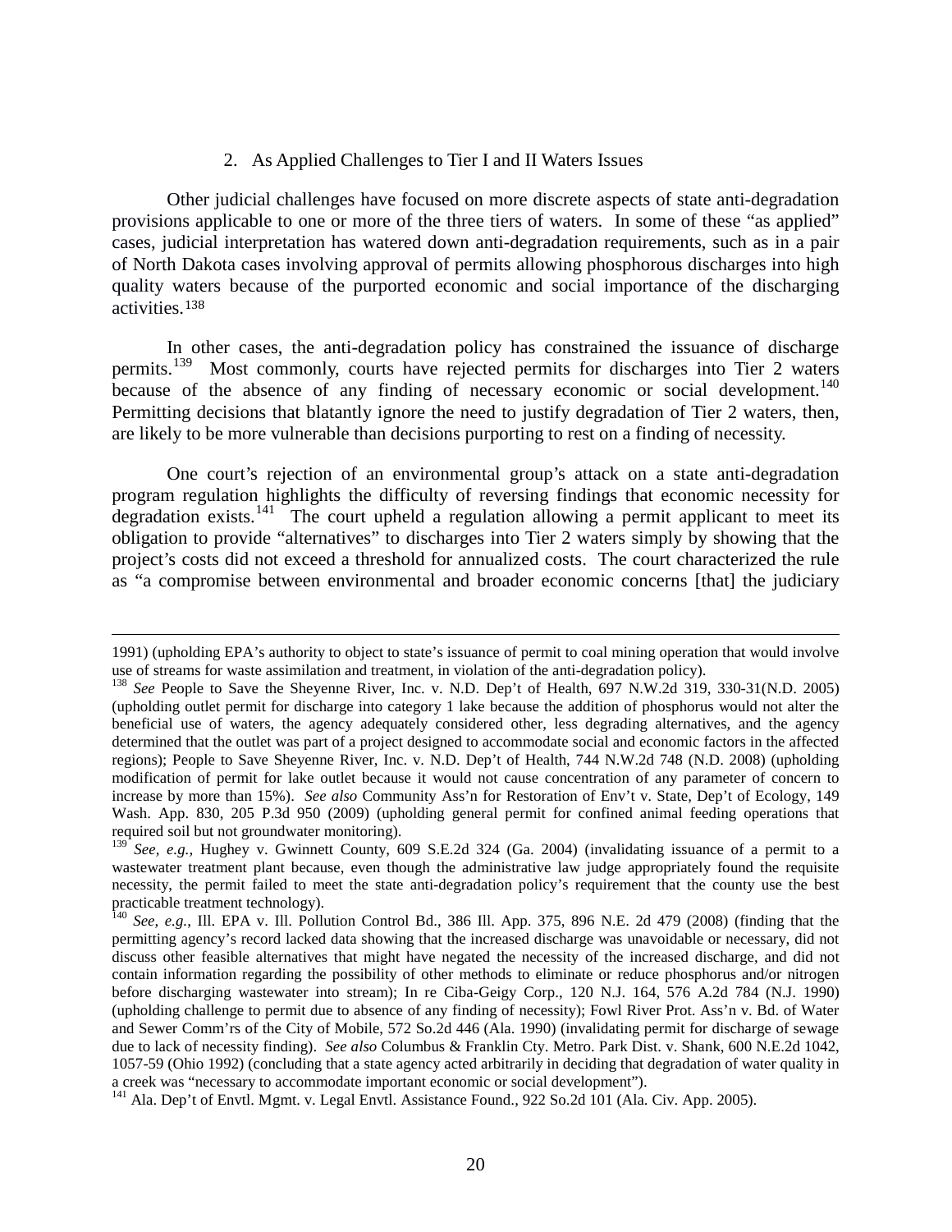### 2. As Applied Challenges to Tier I and II Waters Issues

Other judicial challenges have focused on more discrete aspects of state anti-degradation provisions applicable to one or more of the three tiers of waters. In some of these "as applied" cases, judicial interpretation has watered down anti-degradation requirements, such as in a pair of North Dakota cases involving approval of permits allowing phosphorous discharges into high quality waters because of the purported economic and social importance of the discharging activities.[138]

In other cases, the anti-degradation policy has constrained the issuance of discharge permits.[139] Most commonly, courts have rejected permits for discharges into Tier 2 waters because of the absence of any finding of necessary economic or social development.[140] Permitting decisions that blatantly ignore the need to justify degradation of Tier 2 waters, then, are likely to be more vulnerable than decisions purporting to rest on a finding of necessity.

One court's rejection of an environmental group's attack on a state anti-degradation program regulation highlights the difficulty of reversing findings that economic necessity for degradation exists.[141] The court upheld a regulation allowing a permit applicant to meet its obligation to provide "alternatives" to discharges into Tier 2 waters simply by showing that the project's costs did not exceed a threshold for annualized costs. The court characterized the rule as "a compromise between environmental and broader economic concerns [that] the judiciary

---

1991) (upholding EPA's authority to object to state's issuance of permit to coal mining operation that would involve use of streams for waste assimilation and treatment, in violation of the anti-degradation policy).

[138] *See* People to Save the Sheyenne River, Inc. v. N.D. Dep't of Health, 697 N.W.2d 319, 330-31(N.D. 2005) (upholding outlet permit for discharge into category 1 lake because the addition of phosphorus would not alter the beneficial use of waters, the agency adequately considered other, less degrading alternatives, and the agency determined that the outlet was part of a project designed to accommodate social and economic factors in the affected regions); People to Save Sheyenne River, Inc. v. N.D. Dep't of Health, 744 N.W.2d 748 (N.D. 2008) (upholding modification of permit for lake outlet because it would not cause concentration of any parameter of concern to increase by more than 15%). *See also* Community Ass'n for Restoration of Env't v. State, Dep't of Ecology, 149 Wash. App. 830, 205 P.3d 950 (2009) (upholding general permit for confined animal feeding operations that required soil but not groundwater monitoring).

[139] *See, e.g.,* Hughey v. Gwinnett County, 609 S.E.2d 324 (Ga. 2004) (invalidating issuance of a permit to a wastewater treatment plant because, even though the administrative law judge appropriately found the requisite necessity, the permit failed to meet the state anti-degradation policy's requirement that the county use the best practicable treatment technology).

[140] *See, e.g.*, Ill. EPA v. Ill. Pollution Control Bd., 386 Ill. App. 375, 896 N.E. 2d 479 (2008) (finding that the permitting agency's record lacked data showing that the increased discharge was unavoidable or necessary, did not discuss other feasible alternatives that might have negated the necessity of the increased discharge, and did not contain information regarding the possibility of other methods to eliminate or reduce phosphorus and/or nitrogen before discharging wastewater into stream); In re Ciba-Geigy Corp., 120 N.J. 164, 576 A.2d 784 (N.J. 1990) (upholding challenge to permit due to absence of any finding of necessity); Fowl River Prot. Ass'n v. Bd. of Water and Sewer Comm'rs of the City of Mobile, 572 So.2d 446 (Ala. 1990) (invalidating permit for discharge of sewage due to lack of necessity finding). *See also* Columbus & Franklin Cty. Metro. Park Dist. v. Shank, 600 N.E.2d 1042, 1057-59 (Ohio 1992) (concluding that a state agency acted arbitrarily in deciding that degradation of water quality in a creek was "necessary to accommodate important economic or social development").

[141] Ala. Dep't of Envtl. Mgmt. v. Legal Envtl. Assistance Found., 922 So.2d 101 (Ala. Civ. App. 2005).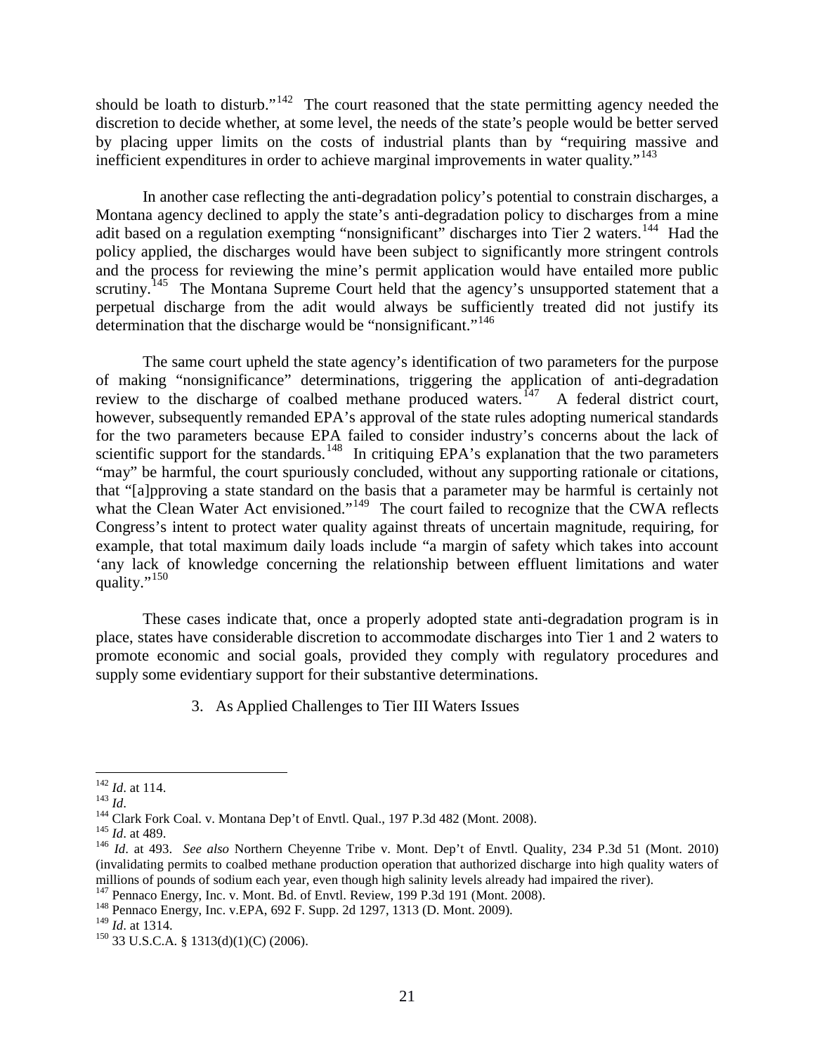should be loath to disturb."[142] The court reasoned that the state permitting agency needed the discretion to decide whether, at some level, the needs of the state's people would be better served by placing upper limits on the costs of industrial plants than by "requiring massive and inefficient expenditures in order to achieve marginal improvements in water quality."[143]

In another case reflecting the anti-degradation policy's potential to constrain discharges, a Montana agency declined to apply the state's anti-degradation policy to discharges from a mine adit based on a regulation exempting "nonsignificant" discharges into Tier 2 waters.[144] Had the policy applied, the discharges would have been subject to significantly more stringent controls and the process for reviewing the mine's permit application would have entailed more public scrutiny.[145] The Montana Supreme Court held that the agency's unsupported statement that a perpetual discharge from the adit would always be sufficiently treated did not justify its determination that the discharge would be "nonsignificant."[146]

The same court upheld the state agency's identification of two parameters for the purpose of making "nonsignificance" determinations, triggering the application of anti-degradation review to the discharge of coalbed methane produced waters.[147] A federal district court, however, subsequently remanded EPA's approval of the state rules adopting numerical standards for the two parameters because EPA failed to consider industry's concerns about the lack of scientific support for the standards.[148] In critiquing EPA's explanation that the two parameters "may" be harmful, the court spuriously concluded, without any supporting rationale or citations, that "[a]pproving a state standard on the basis that a parameter may be harmful is certainly not what the Clean Water Act envisioned."[149] The court failed to recognize that the CWA reflects Congress's intent to protect water quality against threats of uncertain magnitude, requiring, for example, that total maximum daily loads include "a margin of safety which takes into account 'any lack of knowledge concerning the relationship between effluent limitations and water quality."[150]

These cases indicate that, once a properly adopted state anti-degradation program is in place, states have considerable discretion to accommodate discharges into Tier 1 and 2 waters to promote economic and social goals, provided they comply with regulatory procedures and supply some evidentiary support for their substantive determinations.

### 3. As Applied Challenges to Tier III Waters Issues

---

[142] *Id*. at 114.

[143] *Id*.

[144] Clark Fork Coal. v. Montana Dep't of Envtl. Qual., 197 P.3d 482 (Mont. 2008).

[145] *Id*. at 489.

[146] *Id*. at 493. *See also* Northern Cheyenne Tribe v. Mont. Dep't of Envtl. Quality, 234 P.3d 51 (Mont. 2010) (invalidating permits to coalbed methane production operation that authorized discharge into high quality waters of millions of pounds of sodium each year, even though high salinity levels already had impaired the river).

[147] Pennaco Energy, Inc. v. Mont. Bd. of Envtl. Review, 199 P.3d 191 (Mont. 2008).

[148] Pennaco Energy, Inc. v.EPA, 692 F. Supp. 2d 1297, 1313 (D. Mont. 2009).

[149] *Id*. at 1314.

[150] 33 U.S.C.A. § 1313(d)(1)(C) (2006).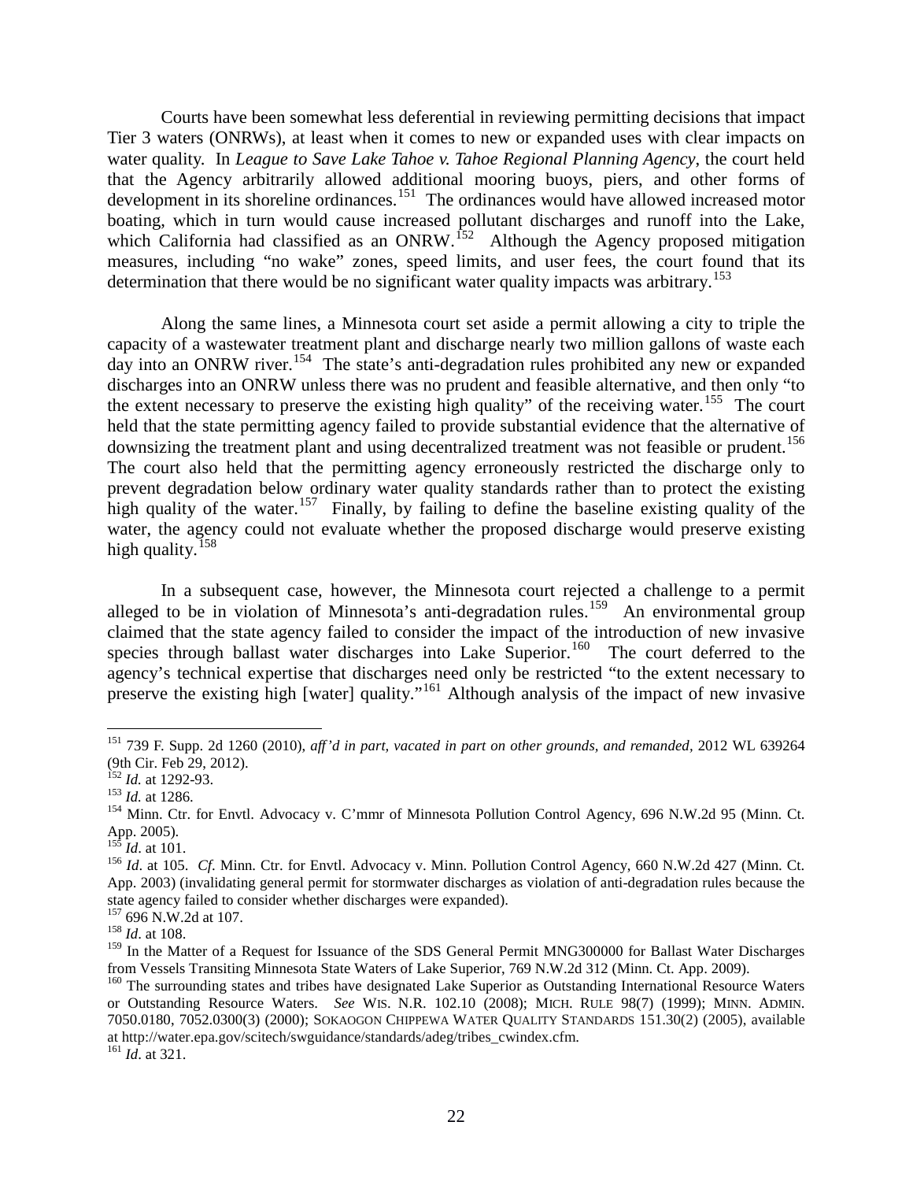Courts have been somewhat less deferential in reviewing permitting decisions that impact Tier 3 waters (ONRWs), at least when it comes to new or expanded uses with clear impacts on water quality. In *League to Save Lake Tahoe v. Tahoe Regional Planning Agency*, the court held that the Agency arbitrarily allowed additional mooring buoys, piers, and other forms of development in its shoreline ordinances.[151] The ordinances would have allowed increased motor boating, which in turn would cause increased pollutant discharges and runoff into the Lake, which California had classified as an ONRW.[152] Although the Agency proposed mitigation measures, including "no wake" zones, speed limits, and user fees, the court found that its determination that there would be no significant water quality impacts was arbitrary.[153]

Along the same lines, a Minnesota court set aside a permit allowing a city to triple the capacity of a wastewater treatment plant and discharge nearly two million gallons of waste each day into an ONRW river.[154] The state's anti-degradation rules prohibited any new or expanded discharges into an ONRW unless there was no prudent and feasible alternative, and then only "to the extent necessary to preserve the existing high quality" of the receiving water.[155] The court held that the state permitting agency failed to provide substantial evidence that the alternative of downsizing the treatment plant and using decentralized treatment was not feasible or prudent.[156] The court also held that the permitting agency erroneously restricted the discharge only to prevent degradation below ordinary water quality standards rather than to protect the existing high quality of the water.[157] Finally, by failing to define the baseline existing quality of the water, the agency could not evaluate whether the proposed discharge would preserve existing high quality.[158]

In a subsequent case, however, the Minnesota court rejected a challenge to a permit alleged to be in violation of Minnesota's anti-degradation rules.[159] An environmental group claimed that the state agency failed to consider the impact of the introduction of new invasive species through ballast water discharges into Lake Superior.[160] The court deferred to the agency's technical expertise that discharges need only be restricted "to the extent necessary to preserve the existing high [water] quality."[161] Although analysis of the impact of new invasive

---

[151] 739 F. Supp. 2d 1260 (2010), *aff'd in part, vacated in part on other grounds, and remanded*, 2012 WL 639264 (9th Cir. Feb 29, 2012).

[152] *Id.* at 1292-93.

[153] *Id.* at 1286.

[154] Minn. Ctr. for Envtl. Advocacy v. C'mmr of Minnesota Pollution Control Agency, 696 N.W.2d 95 (Minn. Ct. App. 2005).

[155] *Id*. at 101.

[156] *Id*. at 105. *Cf.* Minn. Ctr. for Envtl. Advocacy v. Minn. Pollution Control Agency, 660 N.W.2d 427 (Minn. Ct. App. 2003) (invalidating general permit for stormwater discharges as violation of anti-degradation rules because the state agency failed to consider whether discharges were expanded).

[157] 696 N.W.2d at 107.

[158] *Id*. at 108.

[159] In the Matter of a Request for Issuance of the SDS General Permit MNG300000 for Ballast Water Discharges from Vessels Transiting Minnesota State Waters of Lake Superior, 769 N.W.2d 312 (Minn. Ct. App. 2009).

[160] The surrounding states and tribes have designated Lake Superior as Outstanding International Resource Waters or Outstanding Resource Waters. *See* WIS. N.R. 102.10 (2008); MICH. RULE 98(7) (1999); MINN. ADMIN. 7050.0180, 7052.0300(3) (2000); SOKAOGON CHIPPEWA WATER QUALITY STANDARDS 151.30(2) (2005), available at http://water.epa.gov/scitech/swguidance/standards/adeg/tribes_cwindex.cfm.

[161] *Id*. at 321.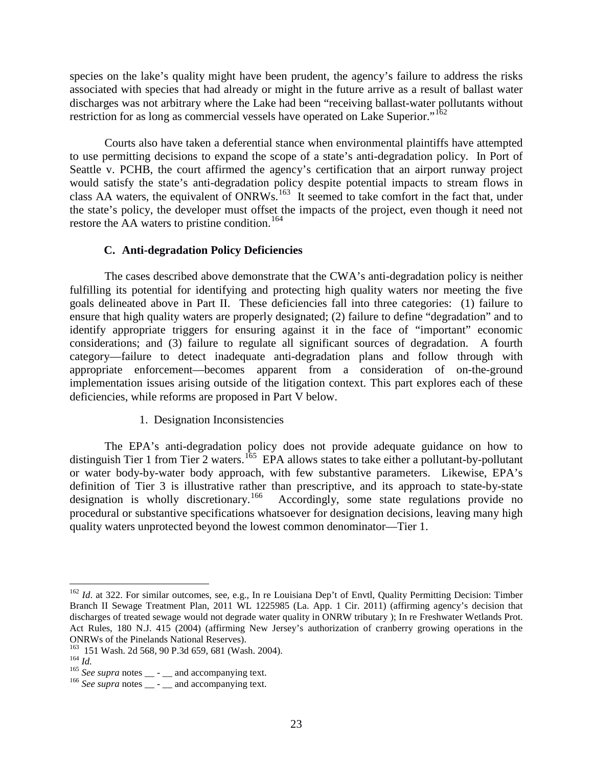species on the lake's quality might have been prudent, the agency's failure to address the risks associated with species that had already or might in the future arrive as a result of ballast water discharges was not arbitrary where the Lake had been "receiving ballast-water pollutants without restriction for as long as commercial vessels have operated on Lake Superior."[162]

Courts also have taken a deferential stance when environmental plaintiffs have attempted to use permitting decisions to expand the scope of a state's anti-degradation policy. In Port of Seattle v. PCHB, the court affirmed the agency's certification that an airport runway project would satisfy the state's anti-degradation policy despite potential impacts to stream flows in class AA waters, the equivalent of ONRWs.[163] It seemed to take comfort in the fact that, under the state's policy, the developer must offset the impacts of the project, even though it need not restore the AA waters to pristine condition.[164]

### C. Anti-degradation Policy Deficiencies

The cases described above demonstrate that the CWA's anti-degradation policy is neither fulfilling its potential for identifying and protecting high quality waters nor meeting the five goals delineated above in Part II. These deficiencies fall into three categories: (1) failure to ensure that high quality waters are properly designated; (2) failure to define "degradation" and to identify appropriate triggers for ensuring against it in the face of "important" economic considerations; and (3) failure to regulate all significant sources of degradation. A fourth category—failure to detect inadequate anti-degradation plans and follow through with appropriate enforcement—becomes apparent from a consideration of on-the-ground implementation issues arising outside of the litigation context. This part explores each of these deficiencies, while reforms are proposed in Part V below.

#### 1. Designation Inconsistencies

The EPA's anti-degradation policy does not provide adequate guidance on how to distinguish Tier 1 from Tier 2 waters.[165] EPA allows states to take either a pollutant-by-pollutant or water body-by-water body approach, with few substantive parameters. Likewise, EPA's definition of Tier 3 is illustrative rather than prescriptive, and its approach to state-by-state designation is wholly discretionary.[166] Accordingly, some state regulations provide no procedural or substantive specifications whatsoever for designation decisions, leaving many high quality waters unprotected beyond the lowest common denominator—Tier 1.

---

[162] *Id*. at 322. For similar outcomes, see, e.g., In re Louisiana Dep't of Envtl, Quality Permitting Decision: Timber Branch II Sewage Treatment Plan, 2011 WL 1225985 (La. App. 1 Cir. 2011) (affirming agency's decision that discharges of treated sewage would not degrade water quality in ONRW tributary ); In re Freshwater Wetlands Prot. Act Rules, 180 N.J. 415 (2004) (affirming New Jersey's authorization of cranberry growing operations in the ONRWs of the Pinelands National Reserves).

[163] 151 Wash. 2d 568, 90 P.3d 659, 681 (Wash. 2004).

[164] *Id.*

[165] *See supra* notes __ - __ and accompanying text.

[166] *See supra* notes __ - __ and accompanying text.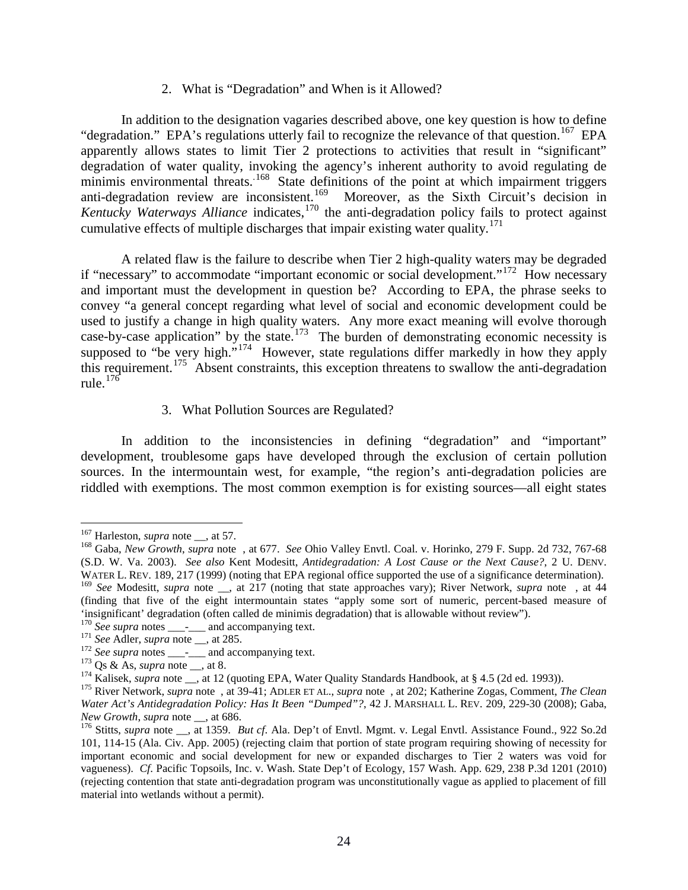### 2. What is "Degradation" and When is it Allowed?

In addition to the designation vagaries described above, one key question is how to define "degradation." EPA's regulations utterly fail to recognize the relevance of that question.[167] EPA apparently allows states to limit Tier 2 protections to activities that result in "significant" degradation of water quality, invoking the agency's inherent authority to avoid regulating de minimis environmental threats.[168] State definitions of the point at which impairment triggers anti-degradation review are inconsistent.[169] Moreover, as the Sixth Circuit's decision in *Kentucky Waterways Alliance* indicates,[170] the anti-degradation policy fails to protect against cumulative effects of multiple discharges that impair existing water quality.[171]

A related flaw is the failure to describe when Tier 2 high-quality waters may be degraded if "necessary" to accommodate "important economic or social development."[172] How necessary and important must the development in question be? According to EPA, the phrase seeks to convey "a general concept regarding what level of social and economic development could be used to justify a change in high quality waters. Any more exact meaning will evolve thorough case-by-case application" by the state.[173] The burden of demonstrating economic necessity is supposed to "be very high."[174] However, state regulations differ markedly in how they apply this requirement.[175] Absent constraints, this exception threatens to swallow the anti-degradation rule.[176]

### 3. What Pollution Sources are Regulated?

In addition to the inconsistencies in defining "degradation" and "important" development, troublesome gaps have developed through the exclusion of certain pollution sources. In the intermountain west, for example, "the region's anti-degradation policies are riddled with exemptions. The most common exemption is for existing sources—all eight states

---

[167] Harleston, *supra* note __, at 57.

[168] Gaba, *New Growth*, *supra* note , at 677. *See* Ohio Valley Envtl. Coal. v. Horinko, 279 F. Supp. 2d 732, 767-68 (S.D. W. Va. 2003). *See also* Kent Modesitt, *Antidegradation: A Lost Cause or the Next Cause?*, 2 U. DENV. WATER L. REV. 189, 217 (1999) (noting that EPA regional office supported the use of a significance determination).

[169] *See* Modesitt, *supra* note __, at 217 (noting that state approaches vary); River Network, *supra* note , at 44 (finding that five of the eight intermountain states "apply some sort of numeric, percent-based measure of 'insignificant' degradation (often called de minimis degradation) that is allowable without review").

[170] *See supra* notes ___-___ and accompanying text.

[171] *See* Adler, *supra* note __, at 285.

[172] *See supra* notes ___-___ and accompanying text.

[173] Qs & As, *supra* note __, at 8.

[174] Kalisek, *supra* note __, at 12 (quoting EPA, Water Quality Standards Handbook, at § 4.5 (2d ed. 1993)).

[175] River Network, *supra* note , at 39-41; ADLER ET AL., *supra* note , at 202; Katherine Zogas, Comment, *The Clean Water Act's Antidegradation Policy: Has It Been "Dumped"?*, 42 J. MARSHALL L. REV. 209, 229-30 (2008); Gaba, *New Growth*, *supra* note __, at 686.

[176] Stitts, *supra* note __, at 1359. *But cf*. Ala. Dep't of Envtl. Mgmt. v. Legal Envtl. Assistance Found., 922 So.2d 101, 114-15 (Ala. Civ. App. 2005) (rejecting claim that portion of state program requiring showing of necessity for important economic and social development for new or expanded discharges to Tier 2 waters was void for vagueness). *Cf.* Pacific Topsoils, Inc. v. Wash. State Dep't of Ecology, 157 Wash. App. 629, 238 P.3d 1201 (2010) (rejecting contention that state anti-degradation program was unconstitutionally vague as applied to placement of fill material into wetlands without a permit).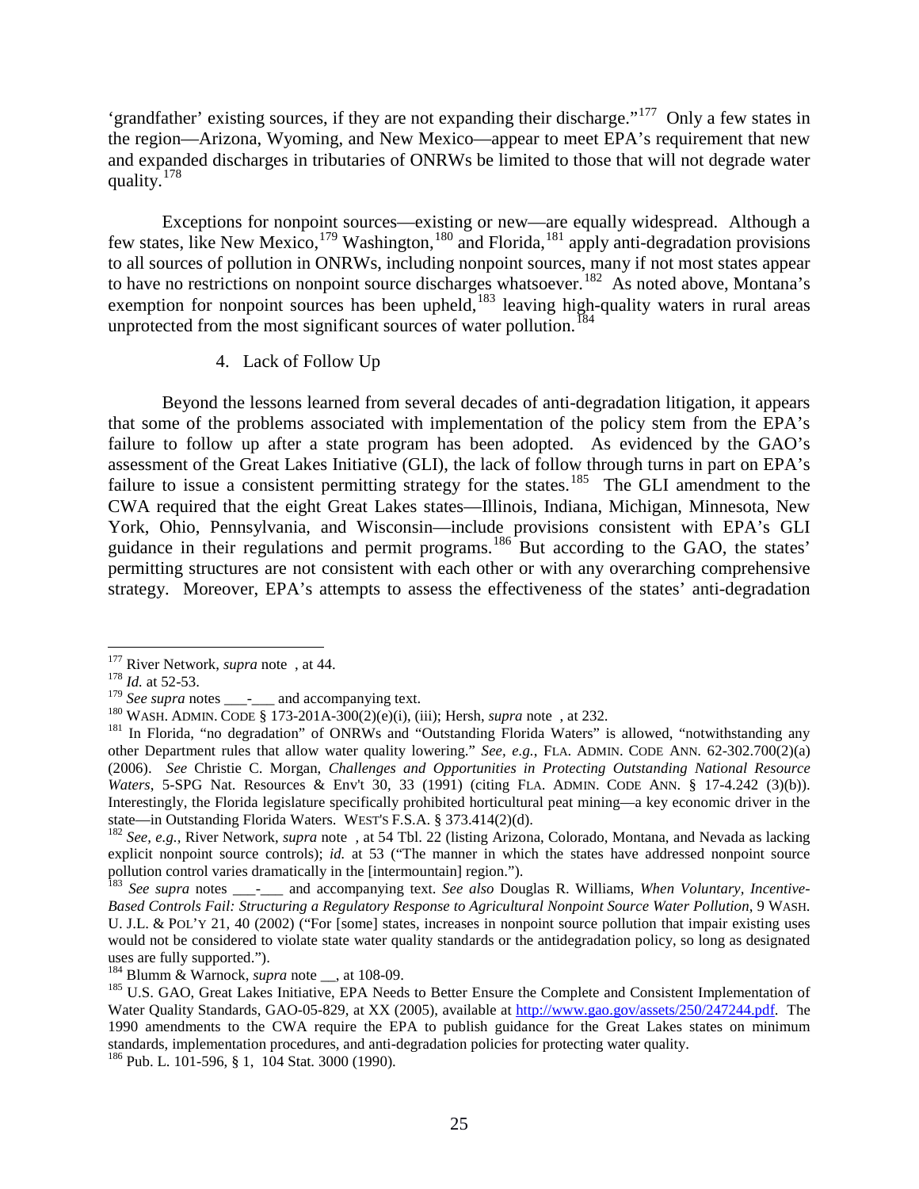'grandfather' existing sources, if they are not expanding their discharge."[177] Only a few states in the region—Arizona, Wyoming, and New Mexico—appear to meet EPA's requirement that new and expanded discharges in tributaries of ONRWs be limited to those that will not degrade water quality.[178]

Exceptions for nonpoint sources—existing or new—are equally widespread. Although a few states, like New Mexico,[179] Washington,[180] and Florida,[181] apply anti-degradation provisions to all sources of pollution in ONRWs, including nonpoint sources, many if not most states appear to have no restrictions on nonpoint source discharges whatsoever.[182] As noted above, Montana's exemption for nonpoint sources has been upheld,[183] leaving high-quality waters in rural areas unprotected from the most significant sources of water pollution.[184]

4. Lack of Follow Up

Beyond the lessons learned from several decades of anti-degradation litigation, it appears that some of the problems associated with implementation of the policy stem from the EPA's failure to follow up after a state program has been adopted. As evidenced by the GAO's assessment of the Great Lakes Initiative (GLI), the lack of follow through turns in part on EPA's failure to issue a consistent permitting strategy for the states.[185] The GLI amendment to the CWA required that the eight Great Lakes states—Illinois, Indiana, Michigan, Minnesota, New York, Ohio, Pennsylvania, and Wisconsin—include provisions consistent with EPA's GLI guidance in their regulations and permit programs.[186] But according to the GAO, the states' permitting structures are not consistent with each other or with any overarching comprehensive strategy. Moreover, EPA's attempts to assess the effectiveness of the states' anti-degradation

---

[177] River Network, *supra* note , at 44.

[178] *Id.* at 52-53.

[179] *See supra* notes \_\_\_-\_\_\_ and accompanying text.

[180] WASH. ADMIN. CODE § 173-201A-300(2)(e)(i), (iii); Hersh, *supra* note , at 232.

[181] In Florida, "no degradation" of ONRWs and "Outstanding Florida Waters" is allowed, "notwithstanding any other Department rules that allow water quality lowering." *See, e.g.*, FLA. ADMIN. CODE ANN. 62-302.700(2)(a) (2006). *See* Christie C. Morgan, *Challenges and Opportunities in Protecting Outstanding National Resource Waters*, 5-SPG Nat. Resources & Env't 30, 33 (1991) (citing FLA. ADMIN. CODE ANN. § 17-4.242 (3)(b)). Interestingly, the Florida legislature specifically prohibited horticultural peat mining—a key economic driver in the state—in Outstanding Florida Waters. WEST'S F.S.A. § 373.414(2)(d).

[182] *See, e.g.*, River Network, *supra* note , at 54 Tbl. 22 (listing Arizona, Colorado, Montana, and Nevada as lacking explicit nonpoint source controls); *id.* at 53 ("The manner in which the states have addressed nonpoint source pollution control varies dramatically in the [intermountain] region.").

[183] *See supra* notes \_\_\_-\_\_\_ and accompanying text. *See also* Douglas R. Williams, *When Voluntary, Incentive-Based Controls Fail: Structuring a Regulatory Response to Agricultural Nonpoint Source Water Pollution*, 9 WASH. U. J.L. & POL'Y 21, 40 (2002) ("For [some] states, increases in nonpoint source pollution that impair existing uses would not be considered to violate state water quality standards or the antidegradation policy, so long as designated uses are fully supported.").

[184] Blumm & Warnock, *supra* note \_\_, at 108-09.

[185] U.S. GAO, Great Lakes Initiative, EPA Needs to Better Ensure the Complete and Consistent Implementation of Water Quality Standards, GAO-05-829, at XX (2005), available at http://www.gao.gov/assets/250/247244.pdf. The 1990 amendments to the CWA require the EPA to publish guidance for the Great Lakes states on minimum standards, implementation procedures, and anti-degradation policies for protecting water quality.

[186] Pub. L. 101-596, § 1, 104 Stat. 3000 (1990).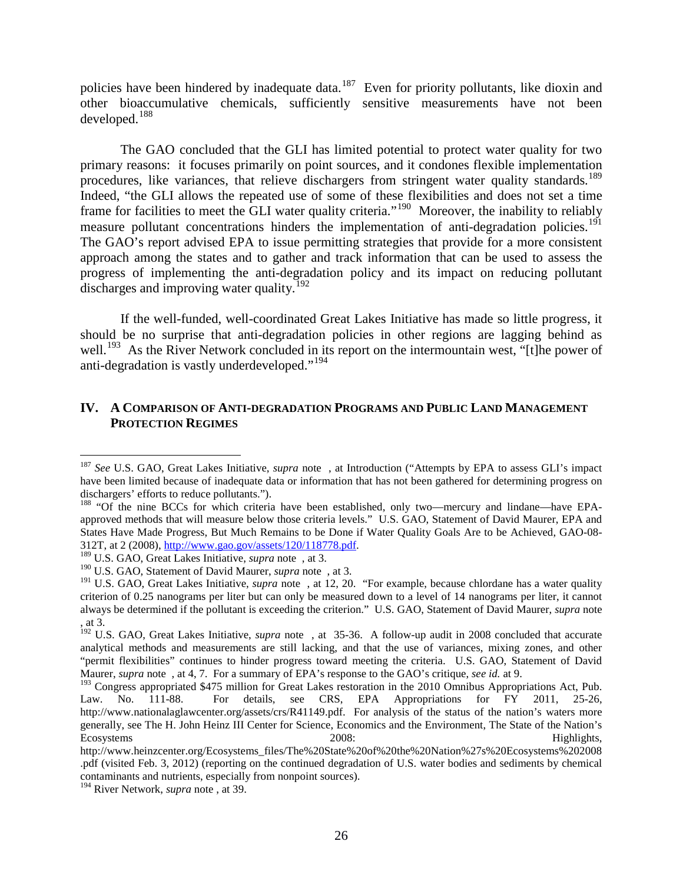policies have been hindered by inadequate data.[187] Even for priority pollutants, like dioxin and other bioaccumulative chemicals, sufficiently sensitive measurements have not been developed.[188]

The GAO concluded that the GLI has limited potential to protect water quality for two primary reasons: it focuses primarily on point sources, and it condones flexible implementation procedures, like variances, that relieve dischargers from stringent water quality standards.[189] Indeed, "the GLI allows the repeated use of some of these flexibilities and does not set a time frame for facilities to meet the GLI water quality criteria."[190] Moreover, the inability to reliably measure pollutant concentrations hinders the implementation of anti-degradation policies.[191] The GAO's report advised EPA to issue permitting strategies that provide for a more consistent approach among the states and to gather and track information that can be used to assess the progress of implementing the anti-degradation policy and its impact on reducing pollutant discharges and improving water quality.[192]

If the well-funded, well-coordinated Great Lakes Initiative has made so little progress, it should be no surprise that anti-degradation policies in other regions are lagging behind as well.[193] As the River Network concluded in its report on the intermountain west, "[t]he power of anti-degradation is vastly underdeveloped."[194]

## IV. A COMPARISON OF ANTI-DEGRADATION PROGRAMS AND PUBLIC LAND MANAGEMENT PROTECTION REGIMES

---

[187] *See* U.S. GAO, Great Lakes Initiative, *supra* note , at Introduction ("Attempts by EPA to assess GLI's impact have been limited because of inadequate data or information that has not been gathered for determining progress on dischargers' efforts to reduce pollutants.").

[188] "Of the nine BCCs for which criteria have been established, only two—mercury and lindane—have EPA-approved methods that will measure below those criteria levels." U.S. GAO, Statement of David Maurer, EPA and States Have Made Progress, But Much Remains to be Done if Water Quality Goals Are to be Achieved, GAO-08-312T, at 2 (2008), http://www.gao.gov/assets/120/118778.pdf.

[189] U.S. GAO, Great Lakes Initiative, *supra* note , at 3.

[190] U.S. GAO, Statement of David Maurer, *supra* note , at 3.

[191] U.S. GAO, Great Lakes Initiative, *supra* note , at 12, 20. "For example, because chlordane has a water quality criterion of 0.25 nanograms per liter but can only be measured down to a level of 14 nanograms per liter, it cannot always be determined if the pollutant is exceeding the criterion." U.S. GAO, Statement of David Maurer, *supra* note , at 3.

[192] U.S. GAO, Great Lakes Initiative, *supra* note , at 35-36. A follow-up audit in 2008 concluded that accurate analytical methods and measurements are still lacking, and that the use of variances, mixing zones, and other "permit flexibilities" continues to hinder progress toward meeting the criteria. U.S. GAO, Statement of David Maurer, *supra* note , at 4, 7. For a summary of EPA's response to the GAO's critique, *see id.* at 9.

[193] Congress appropriated $475 million for Great Lakes restoration in the 2010 Omnibus Appropriations Act, Pub. Law. No. 111-88. For details, see CRS, EPA Appropriations for FY 2011, 25-26, http://www.nationalaglawcenter.org/assets/crs/R41149.pdf. For analysis of the status of the nation's waters more generally, see The H. John Heinz III Center for Science, Economics and the Environment, The State of the Nation's Ecosystems 2008: Highlights, http://www.heinzcenter.org/Ecosystems_files/The%20State%20of%20the%20Nation%27s%20Ecosystems%202008.pdf (visited Feb. 3, 2012) (reporting on the continued degradation of U.S. water bodies and sediments by chemical contaminants and nutrients, especially from nonpoint sources).

[194] River Network, *supra* note , at 39.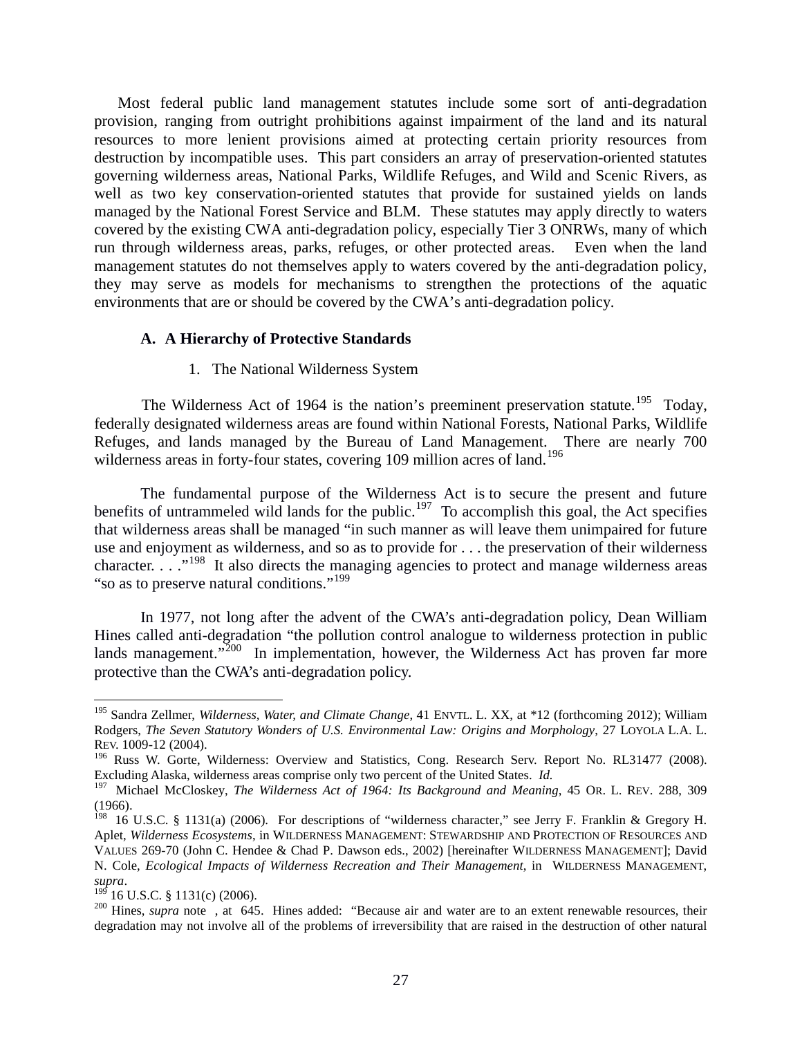Most federal public land management statutes include some sort of anti-degradation provision, ranging from outright prohibitions against impairment of the land and its natural resources to more lenient provisions aimed at protecting certain priority resources from destruction by incompatible uses. This part considers an array of preservation-oriented statutes governing wilderness areas, National Parks, Wildlife Refuges, and Wild and Scenic Rivers, as well as two key conservation-oriented statutes that provide for sustained yields on lands managed by the National Forest Service and BLM. These statutes may apply directly to waters covered by the existing CWA anti-degradation policy, especially Tier 3 ONRWs, many of which run through wilderness areas, parks, refuges, or other protected areas. Even when the land management statutes do not themselves apply to waters covered by the anti-degradation policy, they may serve as models for mechanisms to strengthen the protections of the aquatic environments that are or should be covered by the CWA's anti-degradation policy.

### A. A Hierarchy of Protective Standards

#### 1. The National Wilderness System

The Wilderness Act of 1964 is the nation's preeminent preservation statute.[195] Today, federally designated wilderness areas are found within National Forests, National Parks, Wildlife Refuges, and lands managed by the Bureau of Land Management. There are nearly 700 wilderness areas in forty-four states, covering 109 million acres of land.[196]

The fundamental purpose of the Wilderness Act is to secure the present and future benefits of untrammeled wild lands for the public.[197] To accomplish this goal, the Act specifies that wilderness areas shall be managed "in such manner as will leave them unimpaired for future use and enjoyment as wilderness, and so as to provide for . . . the preservation of their wilderness character. . . ."[198] It also directs the managing agencies to protect and manage wilderness areas "so as to preserve natural conditions."[199]

In 1977, not long after the advent of the CWA's anti-degradation policy, Dean William Hines called anti-degradation "the pollution control analogue to wilderness protection in public lands management."[200] In implementation, however, the Wilderness Act has proven far more protective than the CWA's anti-degradation policy.

---

[195] Sandra Zellmer, *Wilderness, Water, and Climate Change*, 41 ENVTL. L. XX, at *12 (forthcoming 2012); William Rodgers, *The Seven Statutory Wonders of U.S. Environmental Law: Origins and Morphology*, 27 LOYOLA L.A. L. REV. 1009-12 (2004).

[196] Russ W. Gorte, Wilderness: Overview and Statistics, Cong. Research Serv. Report No. RL31477 (2008). Excluding Alaska, wilderness areas comprise only two percent of the United States. *Id.*

[197] Michael McCloskey, *The Wilderness Act of 1964: Its Background and Meaning*, 45 OR. L. REV. 288, 309 (1966).

[198] 16 U.S.C. § 1131(a) (2006). For descriptions of "wilderness character," see Jerry F. Franklin & Gregory H. Aplet, *Wilderness Ecosystems*, in WILDERNESS MANAGEMENT: STEWARDSHIP AND PROTECTION OF RESOURCES AND VALUES 269-70 (John C. Hendee & Chad P. Dawson eds., 2002) [hereinafter WILDERNESS MANAGEMENT]; David N. Cole, *Ecological Impacts of Wilderness Recreation and Their Management*, in WILDERNESS MANAGEMENT, *supra*.

[199] 16 U.S.C. § 1131(c) (2006).

[200] Hines, *supra* note , at 645. Hines added: "Because air and water are to an extent renewable resources, their degradation may not involve all of the problems of irreversibility that are raised in the destruction of other natural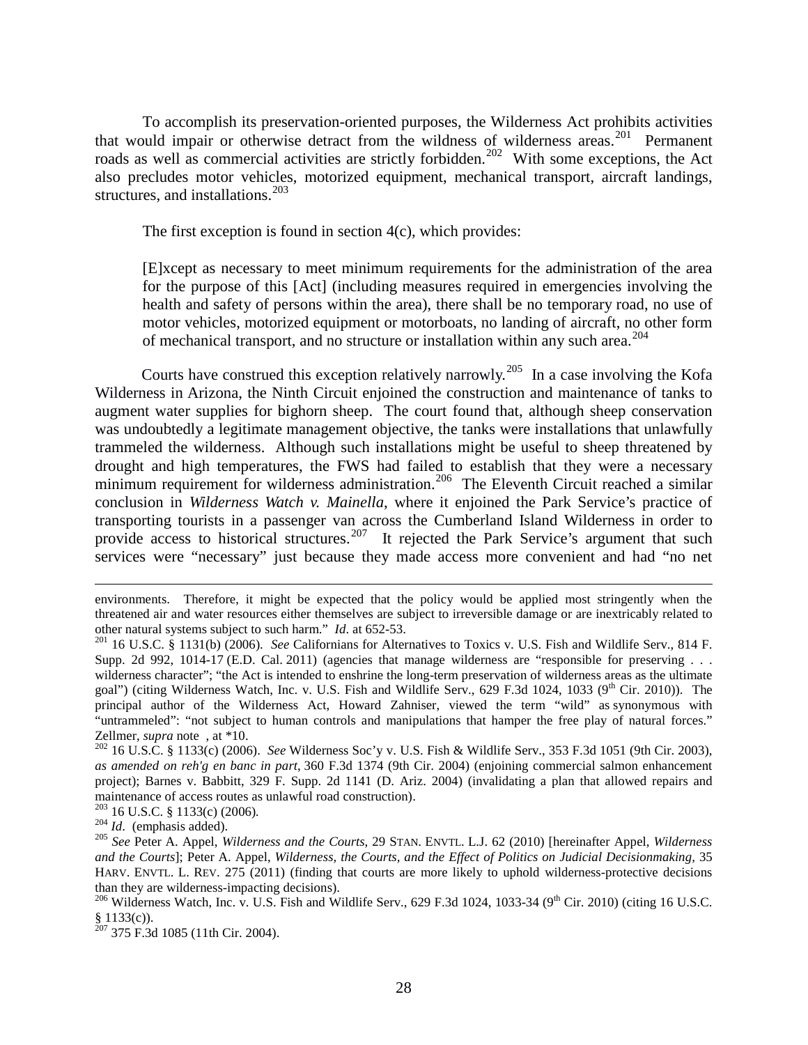To accomplish its preservation-oriented purposes, the Wilderness Act prohibits activities that would impair or otherwise detract from the wildness of wilderness areas.[201] Permanent roads as well as commercial activities are strictly forbidden.[202] With some exceptions, the Act also precludes motor vehicles, motorized equipment, mechanical transport, aircraft landings, structures, and installations.[203]

The first exception is found in section 4(c), which provides:

> [E]xcept as necessary to meet minimum requirements for the administration of the area for the purpose of this [Act] (including measures required in emergencies involving the health and safety of persons within the area), there shall be no temporary road, no use of motor vehicles, motorized equipment or motorboats, no landing of aircraft, no other form of mechanical transport, and no structure or installation within any such area.[204]

Courts have construed this exception relatively narrowly.[205] In a case involving the Kofa Wilderness in Arizona, the Ninth Circuit enjoined the construction and maintenance of tanks to augment water supplies for bighorn sheep. The court found that, although sheep conservation was undoubtedly a legitimate management objective, the tanks were installations that unlawfully trammeled the wilderness. Although such installations might be useful to sheep threatened by drought and high temperatures, the FWS had failed to establish that they were a necessary minimum requirement for wilderness administration.[206] The Eleventh Circuit reached a similar conclusion in *Wilderness Watch v. Mainella*, where it enjoined the Park Service's practice of transporting tourists in a passenger van across the Cumberland Island Wilderness in order to provide access to historical structures.[207] It rejected the Park Service's argument that such services were "necessary" just because they made access more convenient and had "no net

---

environments. Therefore, it might be expected that the policy would be applied most stringently when the threatened air and water resources either themselves are subject to irreversible damage or are inextricably related to other natural systems subject to such harm." *Id*. at 652-53.

[201] 16 U.S.C. § 1131(b) (2006). *See* Californians for Alternatives to Toxics v. U.S. Fish and Wildlife Serv., 814 F. Supp. 2d 992, 1014-17 (E.D. Cal. 2011) (agencies that manage wilderness are "responsible for preserving . . . wilderness character"; "the Act is intended to enshrine the long-term preservation of wilderness areas as the ultimate goal") (citing Wilderness Watch, Inc. v. U.S. Fish and Wildlife Serv., 629 F.3d 1024, 1033 (9th Cir. 2010)). The principal author of the Wilderness Act, Howard Zahniser, viewed the term "wild" as synonymous with "untrammeled": "not subject to human controls and manipulations that hamper the free play of natural forces." Zellmer, *supra* note , at *10.

[202] 16 U.S.C. § 1133(c) (2006). *See* Wilderness Soc'y v. U.S. Fish & Wildlife Serv., 353 F.3d 1051 (9th Cir. 2003), *as amended on reh'g en banc in part*, 360 F.3d 1374 (9th Cir. 2004) (enjoining commercial salmon enhancement project); Barnes v. Babbitt, 329 F. Supp. 2d 1141 (D. Ariz. 2004) (invalidating a plan that allowed repairs and maintenance of access routes as unlawful road construction).

[203] 16 U.S.C. § 1133(c) (2006).

[204] *Id*. (emphasis added).

[205] *See* Peter A. Appel, *Wilderness and the Courts*, 29 STAN. ENVTL. L.J. 62 (2010) [hereinafter Appel, *Wilderness and the Courts*]; Peter A. Appel, *Wilderness, the Courts, and the Effect of Politics on Judicial Decisionmaking,* 35 HARV. ENVTL. L. REV. 275 (2011) (finding that courts are more likely to uphold wilderness-protective decisions than they are wilderness-impacting decisions).

[206] Wilderness Watch, Inc. v. U.S. Fish and Wildlife Serv., 629 F.3d 1024, 1033-34 (9th Cir. 2010) (citing 16 U.S.C. § 1133(c)).

[207] 375 F.3d 1085 (11th Cir. 2004).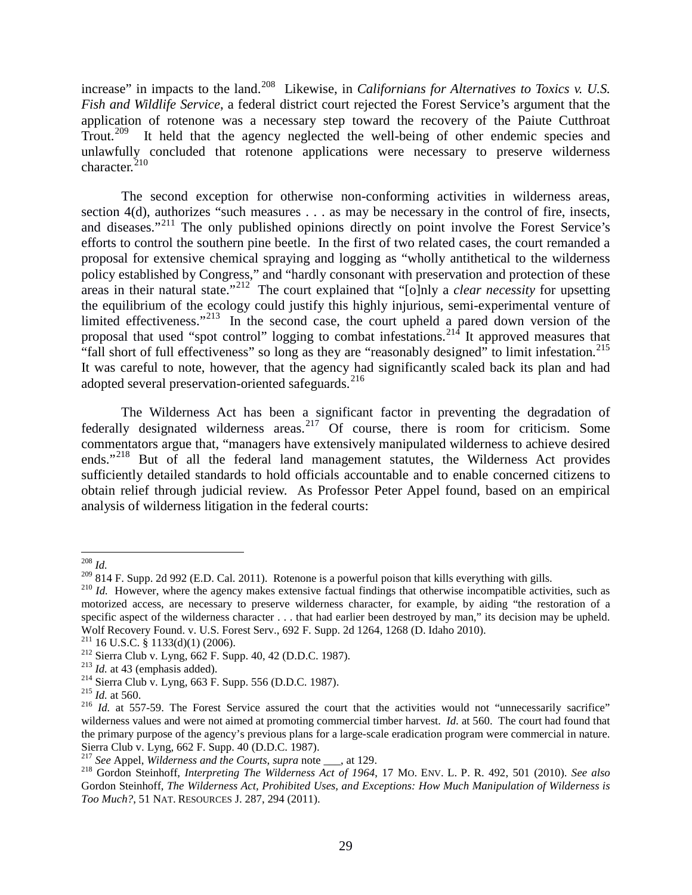increase" in impacts to the land.[208] Likewise, in *Californians for Alternatives to Toxics v. U.S. Fish and Wildlife Service*, a federal district court rejected the Forest Service's argument that the application of rotenone was a necessary step toward the recovery of the Paiute Cutthroat Trout.[209] It held that the agency neglected the well-being of other endemic species and unlawfully concluded that rotenone applications were necessary to preserve wilderness character.[210]

The second exception for otherwise non-conforming activities in wilderness areas, section 4(d), authorizes "such measures . . . as may be necessary in the control of fire, insects, and diseases."[211] The only published opinions directly on point involve the Forest Service's efforts to control the southern pine beetle. In the first of two related cases, the court remanded a proposal for extensive chemical spraying and logging as "wholly antithetical to the wilderness policy established by Congress," and "hardly consonant with preservation and protection of these areas in their natural state."[212] The court explained that "[o]nly a *clear necessity* for upsetting the equilibrium of the ecology could justify this highly injurious, semi-experimental venture of limited effectiveness."[213] In the second case, the court upheld a pared down version of the proposal that used "spot control" logging to combat infestations.[214] It approved measures that "fall short of full effectiveness" so long as they are "reasonably designed" to limit infestation.[215] It was careful to note, however, that the agency had significantly scaled back its plan and had adopted several preservation-oriented safeguards.[216]

The Wilderness Act has been a significant factor in preventing the degradation of federally designated wilderness areas.[217] Of course, there is room for criticism. Some commentators argue that, "managers have extensively manipulated wilderness to achieve desired ends."[218] But of all the federal land management statutes, the Wilderness Act provides sufficiently detailed standards to hold officials accountable and to enable concerned citizens to obtain relief through judicial review. As Professor Peter Appel found, based on an empirical analysis of wilderness litigation in the federal courts:

---

[208] *Id.*

[209] 814 F. Supp. 2d 992 (E.D. Cal. 2011). Rotenone is a powerful poison that kills everything with gills.

[210] *Id.* However, where the agency makes extensive factual findings that otherwise incompatible activities, such as motorized access, are necessary to preserve wilderness character, for example, by aiding "the restoration of a specific aspect of the wilderness character . . . that had earlier been destroyed by man," its decision may be upheld. Wolf Recovery Found. v. U.S. Forest Serv., 692 F. Supp. 2d 1264, 1268 (D. Idaho 2010).

[211] 16 U.S.C. § 1133(d)(1) (2006).

[212] Sierra Club v. Lyng, 662 F. Supp. 40, 42 (D.D.C. 1987).

[213] *Id.* at 43 (emphasis added).

[214] Sierra Club v. Lyng, 663 F. Supp. 556 (D.D.C. 1987).

[215] *Id.* at 560.

[216] *Id.* at 557-59. The Forest Service assured the court that the activities would not "unnecessarily sacrifice" wilderness values and were not aimed at promoting commercial timber harvest. *Id.* at 560. The court had found that the primary purpose of the agency's previous plans for a large-scale eradication program were commercial in nature. Sierra Club v. Lyng, 662 F. Supp. 40 (D.D.C. 1987).

[217] *See* Appel, *Wilderness and the Courts*, *supra* note ___, at 129.

[218] Gordon Steinhoff, *Interpreting The Wilderness Act of 1964*, 17 MO. ENV. L. P. R. 492, 501 (2010). *See also* Gordon Steinhoff, *The Wilderness Act, Prohibited Uses, and Exceptions: How Much Manipulation of Wilderness is Too Much?*, 51 NAT. RESOURCES J. 287, 294 (2011).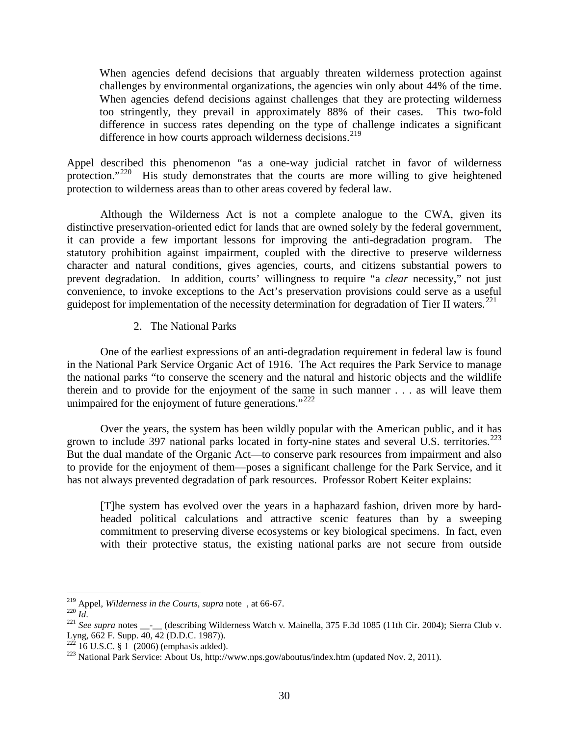> When agencies defend decisions that arguably threaten wilderness protection against challenges by environmental organizations, the agencies win only about 44% of the time. When agencies defend decisions against challenges that they are protecting wilderness too stringently, they prevail in approximately 88% of their cases. This two-fold difference in success rates depending on the type of challenge indicates a significant difference in how courts approach wilderness decisions.[219]

Appel described this phenomenon "as a one-way judicial ratchet in favor of wilderness protection."[220] His study demonstrates that the courts are more willing to give heightened protection to wilderness areas than to other areas covered by federal law.

Although the Wilderness Act is not a complete analogue to the CWA, given its distinctive preservation-oriented edict for lands that are owned solely by the federal government, it can provide a few important lessons for improving the anti-degradation program. The statutory prohibition against impairment, coupled with the directive to preserve wilderness character and natural conditions, gives agencies, courts, and citizens substantial powers to prevent degradation. In addition, courts' willingness to require "a *clear* necessity," not just convenience, to invoke exceptions to the Act's preservation provisions could serve as a useful guidepost for implementation of the necessity determination for degradation of Tier II waters.[221]

2. The National Parks

One of the earliest expressions of an anti-degradation requirement in federal law is found in the National Park Service Organic Act of 1916. The Act requires the Park Service to manage the national parks "to conserve the scenery and the natural and historic objects and the wildlife therein and to provide for the enjoyment of the same in such manner . . . as will leave them unimpaired for the enjoyment of future generations."[222]

Over the years, the system has been wildly popular with the American public, and it has grown to include 397 national parks located in forty-nine states and several U.S. territories.[223] But the dual mandate of the Organic Act—to conserve park resources from impairment and also to provide for the enjoyment of them—poses a significant challenge for the Park Service, and it has not always prevented degradation of park resources. Professor Robert Keiter explains:

> [T]he system has evolved over the years in a haphazard fashion, driven more by hard-headed political calculations and attractive scenic features than by a sweeping commitment to preserving diverse ecosystems or key biological specimens. In fact, even with their protective status, the existing national parks are not secure from outside

---

[219] Appel, *Wilderness in the Courts*, *supra* note , at 66-67.

[220] *Id*.

[221] *See supra* notes __-__ (describing Wilderness Watch v. Mainella, 375 F.3d 1085 (11th Cir. 2004); Sierra Club v. Lyng, 662 F. Supp. 40, 42 (D.D.C. 1987)).

[222] 16 U.S.C. § 1 (2006) (emphasis added).

[223] National Park Service: About Us, http://www.nps.gov/aboutus/index.htm (updated Nov. 2, 2011).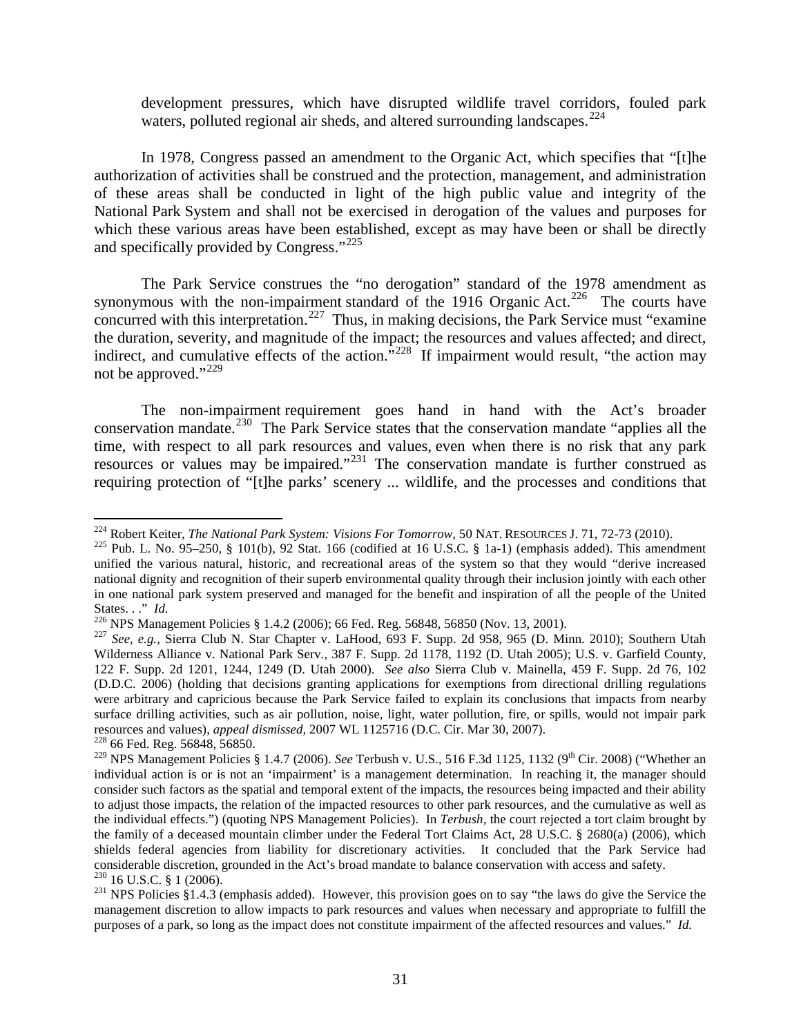development pressures, which have disrupted wildlife travel corridors, fouled park waters, polluted regional air sheds, and altered surrounding landscapes.[224]

In 1978, Congress passed an amendment to the Organic Act, which specifies that "[t]he authorization of activities shall be construed and the protection, management, and administration of these areas shall be conducted in light of the high public value and integrity of the National Park System and shall not be exercised in derogation of the values and purposes for which these various areas have been established, except as may have been or shall be directly and specifically provided by Congress."[225]

The Park Service construes the "no derogation" standard of the 1978 amendment as synonymous with the non-impairment standard of the 1916 Organic Act.[226] The courts have concurred with this interpretation.[227] Thus, in making decisions, the Park Service must "examine the duration, severity, and magnitude of the impact; the resources and values affected; and direct, indirect, and cumulative effects of the action."[228] If impairment would result, "the action may not be approved."[229]

The non-impairment requirement goes hand in hand with the Act's broader conservation mandate.[230] The Park Service states that the conservation mandate "applies all the time, with respect to all park resources and values, even when there is no risk that any park resources or values may be impaired."[231] The conservation mandate is further construed as requiring protection of "[t]he parks' scenery ... wildlife, and the processes and conditions that

---

[224] Robert Keiter, *The National Park System: Visions For Tomorrow*, 50 NAT. RESOURCES J. 71, 72-73 (2010).

[225] Pub. L. No. 95–250, § 101(b), 92 Stat. 166 (codified at 16 U.S.C. § 1a-1) (emphasis added). This amendment unified the various natural, historic, and recreational areas of the system so that they would "derive increased national dignity and recognition of their superb environmental quality through their inclusion jointly with each other in one national park system preserved and managed for the benefit and inspiration of all the people of the United States. . ." *Id.*

[226] NPS Management Policies § 1.4.2 (2006); 66 Fed. Reg. 56848, 56850 (Nov. 13, 2001).

[227] *See, e.g.*, Sierra Club N. Star Chapter v. LaHood, 693 F. Supp. 2d 958, 965 (D. Minn. 2010); Southern Utah Wilderness Alliance v. National Park Serv., 387 F. Supp. 2d 1178, 1192 (D. Utah 2005); U.S. v. Garfield County, 122 F. Supp. 2d 1201, 1244, 1249 (D. Utah 2000). *See also* Sierra Club v. Mainella, 459 F. Supp. 2d 76, 102 (D.D.C. 2006) (holding that decisions granting applications for exemptions from directional drilling regulations were arbitrary and capricious because the Park Service failed to explain its conclusions that impacts from nearby surface drilling activities, such as air pollution, noise, light, water pollution, fire, or spills, would not impair park resources and values), *appeal dismissed*, 2007 WL 1125716 (D.C. Cir. Mar 30, 2007).

[228] 66 Fed. Reg. 56848, 56850.

[229] NPS Management Policies § 1.4.7 (2006). *See* Terbush v. U.S., 516 F.3d 1125, 1132 (9th Cir. 2008) ("Whether an individual action is or is not an 'impairment' is a management determination. In reaching it, the manager should consider such factors as the spatial and temporal extent of the impacts, the resources being impacted and their ability to adjust those impacts, the relation of the impacted resources to other park resources, and the cumulative as well as the individual effects.") (quoting NPS Management Policies). In *Terbush*, the court rejected a tort claim brought by the family of a deceased mountain climber under the Federal Tort Claims Act, 28 U.S.C. § 2680(a) (2006), which shields federal agencies from liability for discretionary activities. It concluded that the Park Service had considerable discretion, grounded in the Act's broad mandate to balance conservation with access and safety.

[230] 16 U.S.C. § 1 (2006).

[231] NPS Policies §1.4.3 (emphasis added). However, this provision goes on to say "the laws do give the Service the management discretion to allow impacts to park resources and values when necessary and appropriate to fulfill the purposes of a park, so long as the impact does not constitute impairment of the affected resources and values." *Id.*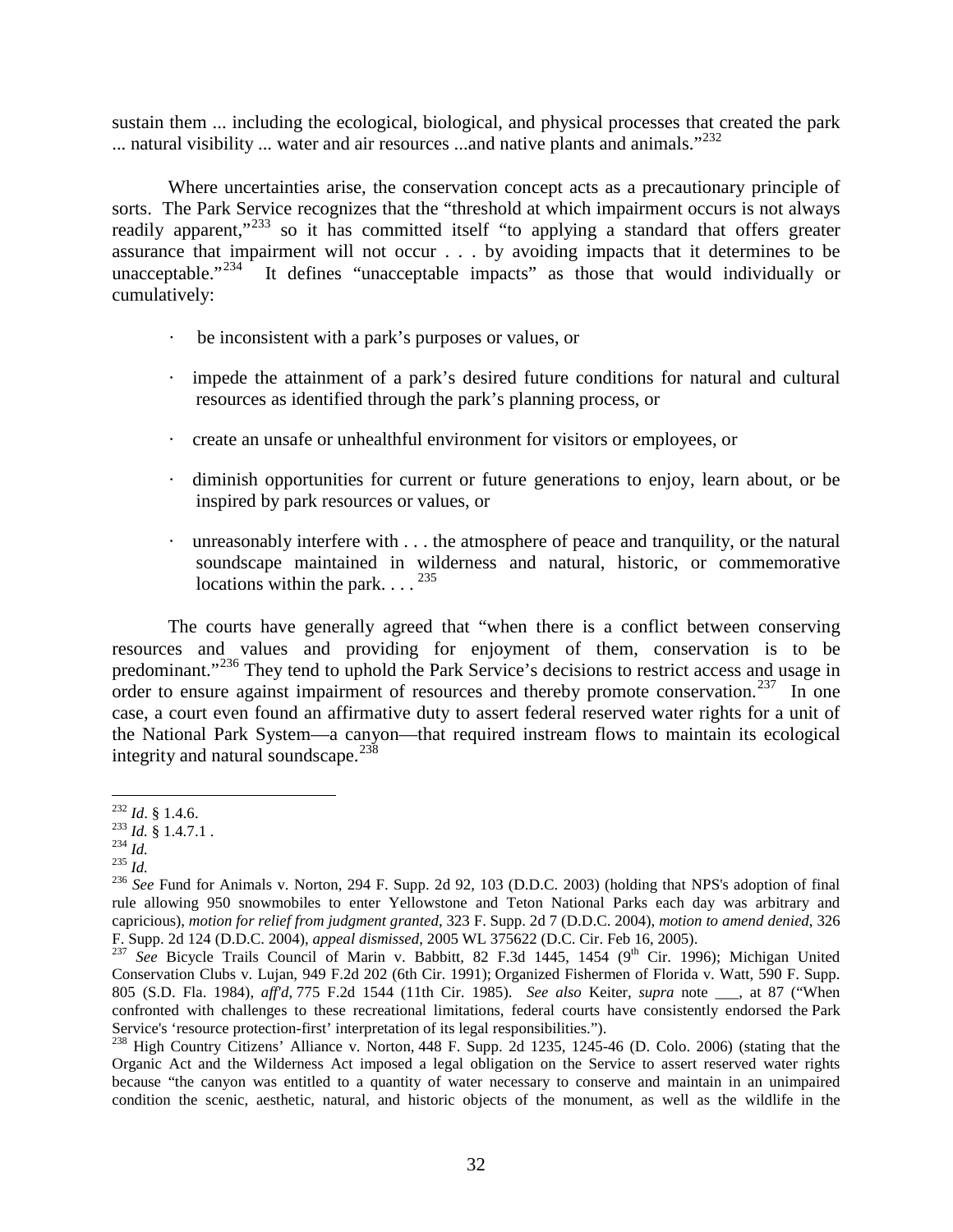sustain them ... including the ecological, biological, and physical processes that created the park ... natural visibility ... water and air resources ...and native plants and animals."[232]

Where uncertainties arise, the conservation concept acts as a precautionary principle of sorts. The Park Service recognizes that the "threshold at which impairment occurs is not always readily apparent,"[233] so it has committed itself "to applying a standard that offers greater assurance that impairment will not occur . . . by avoiding impacts that it determines to be unacceptable."[234] It defines "unacceptable impacts" as those that would individually or cumulatively:

- be inconsistent with a park's purposes or values, or
- impede the attainment of a park's desired future conditions for natural and cultural resources as identified through the park's planning process, or
- create an unsafe or unhealthful environment for visitors or employees, or
- diminish opportunities for current or future generations to enjoy, learn about, or be inspired by park resources or values, or
- unreasonably interfere with . . . the atmosphere of peace and tranquility, or the natural soundscape maintained in wilderness and natural, historic, or commemorative locations within the park. . . . [235]

The courts have generally agreed that "when there is a conflict between conserving resources and values and providing for enjoyment of them, conservation is to be predominant."[236] They tend to uphold the Park Service's decisions to restrict access and usage in order to ensure against impairment of resources and thereby promote conservation.[237] In one case, a court even found an affirmative duty to assert federal reserved water rights for a unit of the National Park System—a canyon—that required instream flows to maintain its ecological integrity and natural soundscape.[238]

---

[232] *Id*. § 1.4.6.

[233] *Id.* § 1.4.7.1 .

[234] *Id.*

[235] *Id.*

[236] *See* Fund for Animals v. Norton, 294 F. Supp. 2d 92, 103 (D.D.C. 2003) (holding that NPS's adoption of final rule allowing 950 snowmobiles to enter Yellowstone and Teton National Parks each day was arbitrary and capricious), *motion for relief from judgment granted*, 323 F. Supp. 2d 7 (D.D.C. 2004), *motion to amend denied*, 326 F. Supp. 2d 124 (D.D.C. 2004), *appeal dismissed*, 2005 WL 375622 (D.C. Cir. Feb 16, 2005).

[237] *See* Bicycle Trails Council of Marin v. Babbitt, 82 F.3d 1445, 1454 (9th Cir. 1996); Michigan United Conservation Clubs v. Lujan, 949 F.2d 202 (6th Cir. 1991); Organized Fishermen of Florida v. Watt, 590 F. Supp. 805 (S.D. Fla. 1984), *aff'd*, 775 F.2d 1544 (11th Cir. 1985). *See also* Keiter, *supra* note ___, at 87 ("When confronted with challenges to these recreational limitations, federal courts have consistently endorsed the Park Service's 'resource protection-first' interpretation of its legal responsibilities.").

[238] High Country Citizens' Alliance v. Norton, 448 F. Supp. 2d 1235, 1245-46 (D. Colo. 2006) (stating that the Organic Act and the Wilderness Act imposed a legal obligation on the Service to assert reserved water rights because "the canyon was entitled to a quantity of water necessary to conserve and maintain in an unimpaired condition the scenic, aesthetic, natural, and historic objects of the monument, as well as the wildlife in the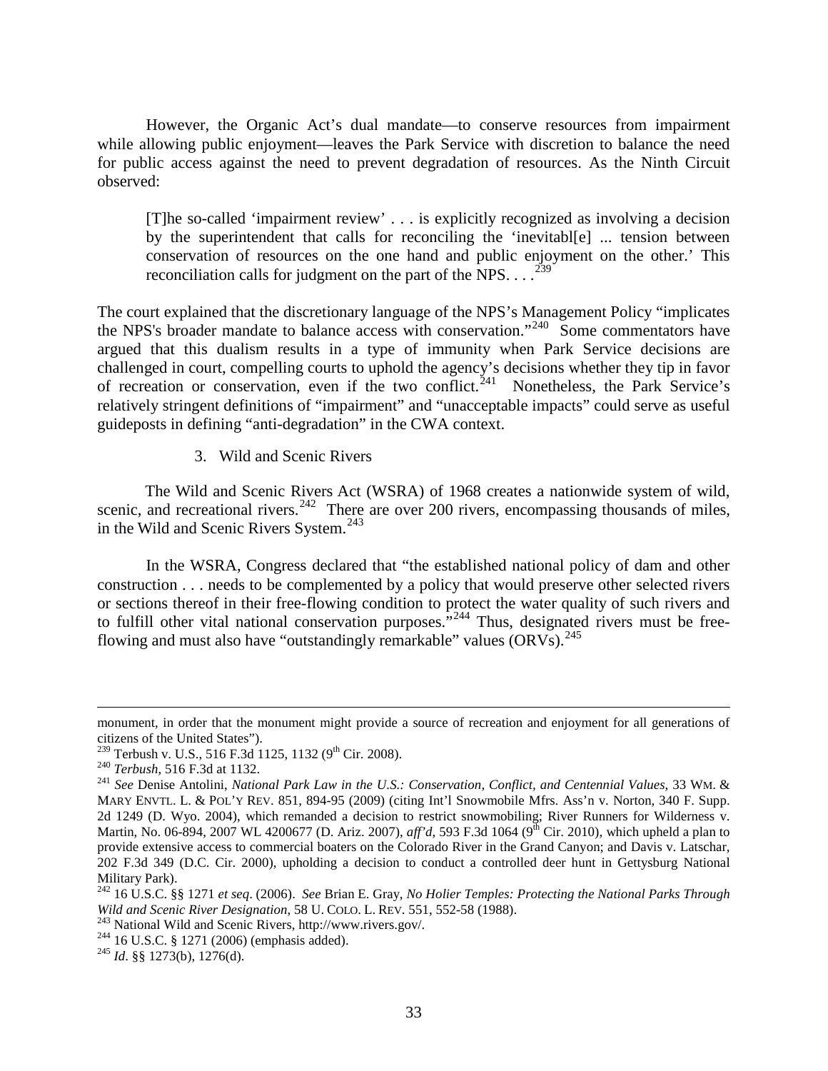However, the Organic Act's dual mandate—to conserve resources from impairment while allowing public enjoyment—leaves the Park Service with discretion to balance the need for public access against the need to prevent degradation of resources. As the Ninth Circuit observed:

> [T]he so-called 'impairment review' . . . is explicitly recognized as involving a decision by the superintendent that calls for reconciling the 'inevitabl[e] ... tension between conservation of resources on the one hand and public enjoyment on the other.' This reconciliation calls for judgment on the part of the NPS. . . .[239]

The court explained that the discretionary language of the NPS's Management Policy "implicates the NPS's broader mandate to balance access with conservation."[240] Some commentators have argued that this dualism results in a type of immunity when Park Service decisions are challenged in court, compelling courts to uphold the agency's decisions whether they tip in favor of recreation or conservation, even if the two conflict.[241] Nonetheless, the Park Service's relatively stringent definitions of "impairment" and "unacceptable impacts" could serve as useful guideposts in defining "anti-degradation" in the CWA context.

### 3. Wild and Scenic Rivers

The Wild and Scenic Rivers Act (WSRA) of 1968 creates a nationwide system of wild, scenic, and recreational rivers.[242] There are over 200 rivers, encompassing thousands of miles, in the Wild and Scenic Rivers System.[243]

In the WSRA, Congress declared that "the established national policy of dam and other construction . . . needs to be complemented by a policy that would preserve other selected rivers or sections thereof in their free-flowing condition to protect the water quality of such rivers and to fulfill other vital national conservation purposes."[244] Thus, designated rivers must be free-flowing and must also have "outstandingly remarkable" values (ORVs).[245]

---

monument, in order that the monument might provide a source of recreation and enjoyment for all generations of citizens of the United States").

[239] Terbush v. U.S., 516 F.3d 1125, 1132 (9th Cir. 2008).

[240] *Terbush*, 516 F.3d at 1132.

[241] *See* Denise Antolini, *National Park Law in the U.S.: Conservation, Conflict, and Centennial Values*, 33 WM. & MARY ENVTL. L. & POL'Y REV. 851, 894-95 (2009) (citing Int'l Snowmobile Mfrs. Ass'n v. Norton, 340 F. Supp. 2d 1249 (D. Wyo. 2004), which remanded a decision to restrict snowmobiling; River Runners for Wilderness v. Martin, No. 06-894, 2007 WL 4200677 (D. Ariz. 2007), *aff'd*, 593 F.3d 1064 (9th Cir. 2010), which upheld a plan to provide extensive access to commercial boaters on the Colorado River in the Grand Canyon; and Davis v. Latschar, 202 F.3d 349 (D.C. Cir. 2000), upholding a decision to conduct a controlled deer hunt in Gettysburg National Military Park).

[242] 16 U.S.C. §§ 1271 *et seq*. (2006). *See* Brian E. Gray, *No Holier Temples: Protecting the National Parks Through Wild and Scenic River Designation*, 58 U. COLO. L. REV. 551, 552-58 (1988).

[243] National Wild and Scenic Rivers, http://www.rivers.gov/.

[244] 16 U.S.C. § 1271 (2006) (emphasis added).

[245] *Id*. §§ 1273(b), 1276(d).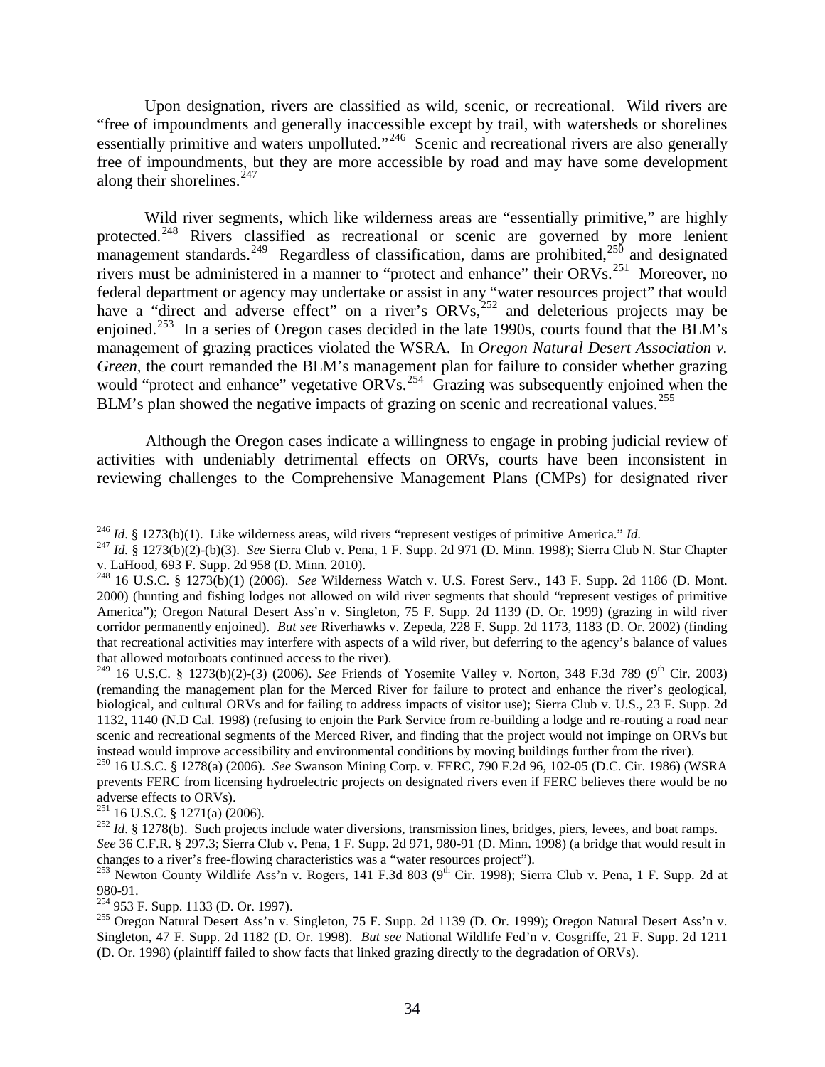Upon designation, rivers are classified as wild, scenic, or recreational. Wild rivers are "free of impoundments and generally inaccessible except by trail, with watersheds or shorelines essentially primitive and waters unpolluted."[246] Scenic and recreational rivers are also generally free of impoundments, but they are more accessible by road and may have some development along their shorelines.[247]

Wild river segments, which like wilderness areas are "essentially primitive," are highly protected.[248] Rivers classified as recreational or scenic are governed by more lenient management standards.[249] Regardless of classification, dams are prohibited,[250] and designated rivers must be administered in a manner to "protect and enhance" their ORVs.[251] Moreover, no federal department or agency may undertake or assist in any "water resources project" that would have a "direct and adverse effect" on a river's ORVs,[252] and deleterious projects may be enjoined.[253] In a series of Oregon cases decided in the late 1990s, courts found that the BLM's management of grazing practices violated the WSRA. In *Oregon Natural Desert Association v. Green*, the court remanded the BLM's management plan for failure to consider whether grazing would "protect and enhance" vegetative ORVs.[254] Grazing was subsequently enjoined when the BLM's plan showed the negative impacts of grazing on scenic and recreational values.[255]

Although the Oregon cases indicate a willingness to engage in probing judicial review of activities with undeniably detrimental effects on ORVs, courts have been inconsistent in reviewing challenges to the Comprehensive Management Plans (CMPs) for designated river

---

[246] *Id*. § 1273(b)(1). Like wilderness areas, wild rivers "represent vestiges of primitive America." *Id*.

[247] *Id.* § 1273(b)(2)-(b)(3). *See* Sierra Club v. Pena, 1 F. Supp. 2d 971 (D. Minn. 1998); Sierra Club N. Star Chapter v. LaHood, 693 F. Supp. 2d 958 (D. Minn. 2010).

[248] 16 U.S.C. § 1273(b)(1) (2006). *See* Wilderness Watch v. U.S. Forest Serv., 143 F. Supp. 2d 1186 (D. Mont. 2000) (hunting and fishing lodges not allowed on wild river segments that should "represent vestiges of primitive America"); Oregon Natural Desert Ass'n v. Singleton, 75 F. Supp. 2d 1139 (D. Or. 1999) (grazing in wild river corridor permanently enjoined). *But see* Riverhawks v. Zepeda, 228 F. Supp. 2d 1173, 1183 (D. Or. 2002) (finding that recreational activities may interfere with aspects of a wild river, but deferring to the agency's balance of values that allowed motorboats continued access to the river).

[249] 16 U.S.C. § 1273(b)(2)-(3) (2006). *See* Friends of Yosemite Valley v. Norton, 348 F.3d 789 (9th Cir. 2003) (remanding the management plan for the Merced River for failure to protect and enhance the river's geological, biological, and cultural ORVs and for failing to address impacts of visitor use); Sierra Club v. U.S., 23 F. Supp. 2d 1132, 1140 (N.D Cal. 1998) (refusing to enjoin the Park Service from re-building a lodge and re-routing a road near scenic and recreational segments of the Merced River, and finding that the project would not impinge on ORVs but instead would improve accessibility and environmental conditions by moving buildings further from the river).

[250] 16 U.S.C. § 1278(a) (2006). *See* Swanson Mining Corp. v. FERC, 790 F.2d 96, 102-05 (D.C. Cir. 1986) (WSRA prevents FERC from licensing hydroelectric projects on designated rivers even if FERC believes there would be no adverse effects to ORVs).

[251] 16 U.S.C. § 1271(a) (2006).

[252] *Id*. § 1278(b). Such projects include water diversions, transmission lines, bridges, piers, levees, and boat ramps. *See* 36 C.F.R. § 297.3; Sierra Club v. Pena, 1 F. Supp. 2d 971, 980-91 (D. Minn. 1998) (a bridge that would result in changes to a river's free-flowing characteristics was a "water resources project").

[253] Newton County Wildlife Ass'n v. Rogers, 141 F.3d 803 (9th Cir. 1998); Sierra Club v. Pena, 1 F. Supp. 2d at 980-91.

[254] 953 F. Supp. 1133 (D. Or. 1997).

[255] Oregon Natural Desert Ass'n v. Singleton, 75 F. Supp. 2d 1139 (D. Or. 1999); Oregon Natural Desert Ass'n v. Singleton, 47 F. Supp. 2d 1182 (D. Or. 1998). *But see* National Wildlife Fed'n v. Cosgriffe, 21 F. Supp. 2d 1211 (D. Or. 1998) (plaintiff failed to show facts that linked grazing directly to the degradation of ORVs).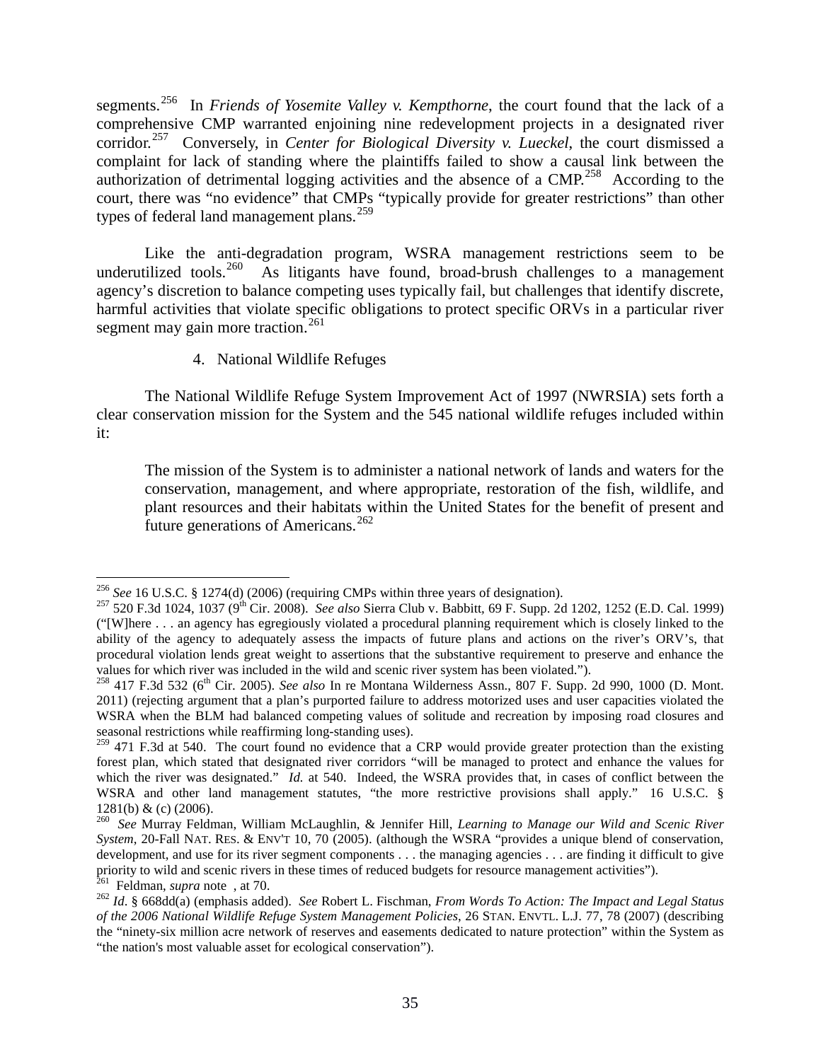segments.[256] In *Friends of Yosemite Valley v. Kempthorne*, the court found that the lack of a comprehensive CMP warranted enjoining nine redevelopment projects in a designated river corridor.[257] Conversely, in *Center for Biological Diversity v. Lueckel*, the court dismissed a complaint for lack of standing where the plaintiffs failed to show a causal link between the authorization of detrimental logging activities and the absence of a CMP.[258] According to the court, there was "no evidence" that CMPs "typically provide for greater restrictions" than other types of federal land management plans.[259]

Like the anti-degradation program, WSRA management restrictions seem to be underutilized tools.[260] As litigants have found, broad-brush challenges to a management agency's discretion to balance competing uses typically fail, but challenges that identify discrete, harmful activities that violate specific obligations to protect specific ORVs in a particular river segment may gain more traction.[261]

4. National Wildlife Refuges

The National Wildlife Refuge System Improvement Act of 1997 (NWRSIA) sets forth a clear conservation mission for the System and the 545 national wildlife refuges included within it:

> The mission of the System is to administer a national network of lands and waters for the conservation, management, and where appropriate, restoration of the fish, wildlife, and plant resources and their habitats within the United States for the benefit of present and future generations of Americans.[262]

---

[256] *See* 16 U.S.C. § 1274(d) (2006) (requiring CMPs within three years of designation).

[257] 520 F.3d 1024, 1037 (9th Cir. 2008). *See also* Sierra Club v. Babbitt, 69 F. Supp. 2d 1202, 1252 (E.D. Cal. 1999) ("[W]here . . . an agency has egregiously violated a procedural planning requirement which is closely linked to the ability of the agency to adequately assess the impacts of future plans and actions on the river's ORV's, that procedural violation lends great weight to assertions that the substantive requirement to preserve and enhance the values for which river was included in the wild and scenic river system has been violated.").

[258] 417 F.3d 532 (6th Cir. 2005). *See also* In re Montana Wilderness Assn., 807 F. Supp. 2d 990, 1000 (D. Mont. 2011) (rejecting argument that a plan's purported failure to address motorized uses and user capacities violated the WSRA when the BLM had balanced competing values of solitude and recreation by imposing road closures and seasonal restrictions while reaffirming long-standing uses).

[259] 471 F.3d at 540. The court found no evidence that a CRP would provide greater protection than the existing forest plan, which stated that designated river corridors "will be managed to protect and enhance the values for which the river was designated." *Id.* at 540. Indeed, the WSRA provides that, in cases of conflict between the WSRA and other land management statutes, "the more restrictive provisions shall apply." 16 U.S.C. § 1281(b) & (c) (2006).

[260] *See* Murray Feldman, William McLaughlin, & Jennifer Hill, *Learning to Manage our Wild and Scenic River System*, 20-Fall NAT. RES. & ENV'T 10, 70 (2005). (although the WSRA "provides a unique blend of conservation, development, and use for its river segment components . . . the managing agencies . . . are finding it difficult to give priority to wild and scenic rivers in these times of reduced budgets for resource management activities").

[261] Feldman, *supra* note , at 70.

[262] *Id*. § 668dd(a) (emphasis added). *See* Robert L. Fischman, *From Words To Action: The Impact and Legal Status of the 2006 National Wildlife Refuge System Management Policies*, 26 STAN. ENVTL. L.J. 77, 78 (2007) (describing the "ninety-six million acre network of reserves and easements dedicated to nature protection" within the System as "the nation's most valuable asset for ecological conservation").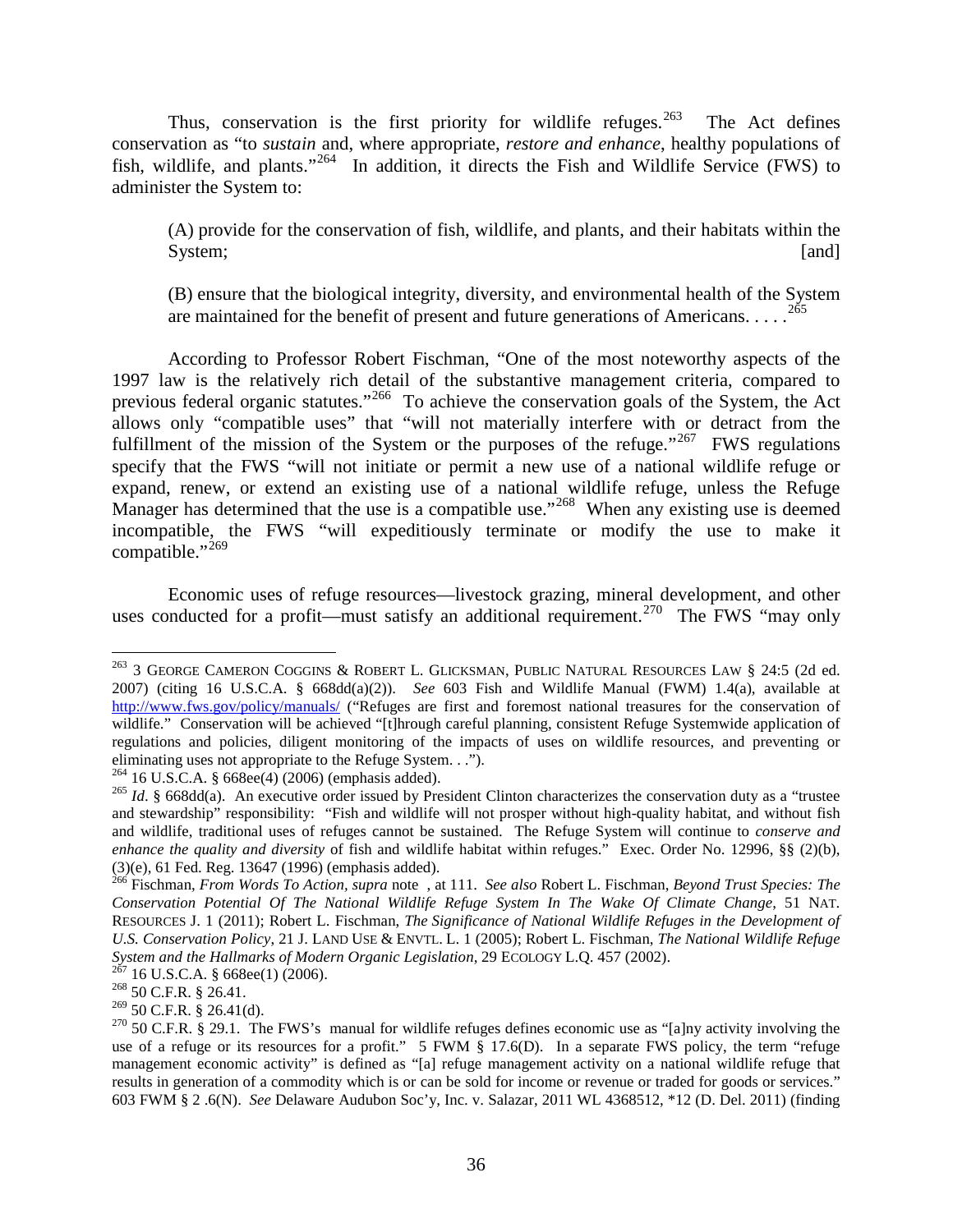Thus, conservation is the first priority for wildlife refuges.[263] The Act defines conservation as "to *sustain* and, where appropriate, *restore and enhance*, healthy populations of fish, wildlife, and plants."[264] In addition, it directs the Fish and Wildlife Service (FWS) to administer the System to:

> (A) provide for the conservation of fish, wildlife, and plants, and their habitats within the System; [and]
>
> (B) ensure that the biological integrity, diversity, and environmental health of the System are maintained for the benefit of present and future generations of Americans. . . . .[265]

According to Professor Robert Fischman, "One of the most noteworthy aspects of the 1997 law is the relatively rich detail of the substantive management criteria, compared to previous federal organic statutes."[266] To achieve the conservation goals of the System, the Act allows only "compatible uses" that "will not materially interfere with or detract from the fulfillment of the mission of the System or the purposes of the refuge."[267] FWS regulations specify that the FWS "will not initiate or permit a new use of a national wildlife refuge or expand, renew, or extend an existing use of a national wildlife refuge, unless the Refuge Manager has determined that the use is a compatible use."[268] When any existing use is deemed incompatible, the FWS "will expeditiously terminate or modify the use to make it compatible."[269]

Economic uses of refuge resources—livestock grazing, mineral development, and other uses conducted for a profit—must satisfy an additional requirement.[270] The FWS "may only

---

[263] 3 GEORGE CAMERON COGGINS & ROBERT L. GLICKSMAN, PUBLIC NATURAL RESOURCES LAW § 24:5 (2d ed. 2007) (citing 16 U.S.C.A. § 668dd(a)(2)). *See* 603 Fish and Wildlife Manual (FWM) 1.4(a), available at http://www.fws.gov/policy/manuals/ ("Refuges are first and foremost national treasures for the conservation of wildlife." Conservation will be achieved "[t]hrough careful planning, consistent Refuge Systemwide application of regulations and policies, diligent monitoring of the impacts of uses on wildlife resources, and preventing or eliminating uses not appropriate to the Refuge System. . .").

[264] 16 U.S.C.A. § 668ee(4) (2006) (emphasis added).

[265] *Id*. § 668dd(a). An executive order issued by President Clinton characterizes the conservation duty as a "trustee and stewardship" responsibility: "Fish and wildlife will not prosper without high-quality habitat, and without fish and wildlife, traditional uses of refuges cannot be sustained. The Refuge System will continue to *conserve and enhance the quality and diversity* of fish and wildlife habitat within refuges." Exec. Order No. 12996, §§ (2)(b), (3)(e), 61 Fed. Reg. 13647 (1996) (emphasis added).

[266] Fischman, *From Words To Action*, *supra* note , at 111. *See also* Robert L. Fischman, *Beyond Trust Species: The Conservation Potential Of The National Wildlife Refuge System In The Wake Of Climate Change*, 51 NAT. RESOURCES J. 1 (2011); Robert L. Fischman, *The Significance of National Wildlife Refuges in the Development of U.S. Conservation Policy*, 21 J. LAND USE & ENVTL. L. 1 (2005); Robert L. Fischman, *The National Wildlife Refuge System and the Hallmarks of Modern Organic Legislation*, 29 ECOLOGY L.Q. 457 (2002).

[267] 16 U.S.C.A. § 668ee(1) (2006).

[268] 50 C.F.R. § 26.41.

[269] 50 C.F.R. § 26.41(d).

[270] 50 C.F.R. § 29.1. The FWS's manual for wildlife refuges defines economic use as "[a]ny activity involving the use of a refuge or its resources for a profit." 5 FWM § 17.6(D). In a separate FWS policy, the term "refuge management economic activity" is defined as "[a] refuge management activity on a national wildlife refuge that results in generation of a commodity which is or can be sold for income or revenue or traded for goods or services." 603 FWM § 2 .6(N). *See* Delaware Audubon Soc'y, Inc. v. Salazar, 2011 WL 4368512, *12 (D. Del. 2011) (finding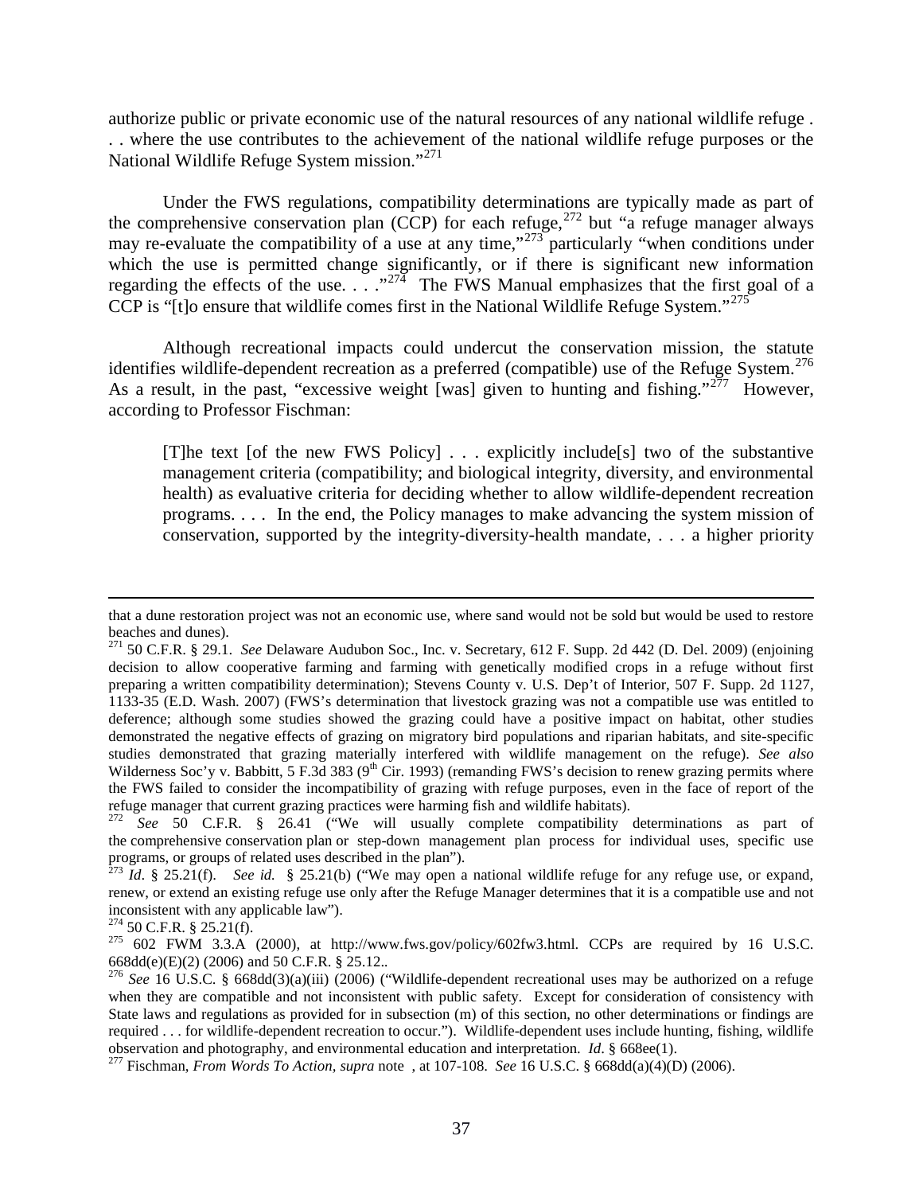authorize public or private economic use of the natural resources of any national wildlife refuge . . . where the use contributes to the achievement of the national wildlife refuge purposes or the National Wildlife Refuge System mission."[271]

Under the FWS regulations, compatibility determinations are typically made as part of the comprehensive conservation plan (CCP) for each refuge,[272] but "a refuge manager always may re-evaluate the compatibility of a use at any time,"[273] particularly "when conditions under which the use is permitted change significantly, or if there is significant new information regarding the effects of the use. . . ."[274] The FWS Manual emphasizes that the first goal of a CCP is "[t]o ensure that wildlife comes first in the National Wildlife Refuge System."[275]

Although recreational impacts could undercut the conservation mission, the statute identifies wildlife-dependent recreation as a preferred (compatible) use of the Refuge System.[276] As a result, in the past, "excessive weight [was] given to hunting and fishing."[277] However, according to Professor Fischman:

> [T]he text [of the new FWS Policy] . . . explicitly include[s] two of the substantive management criteria (compatibility; and biological integrity, diversity, and environmental health) as evaluative criteria for deciding whether to allow wildlife-dependent recreation programs. . . . In the end, the Policy manages to make advancing the system mission of conservation, supported by the integrity-diversity-health mandate, . . . a higher priority

---

that a dune restoration project was not an economic use, where sand would not be sold but would be used to restore beaches and dunes).

[271] 50 C.F.R. § 29.1. *See* Delaware Audubon Soc., Inc. v. Secretary, 612 F. Supp. 2d 442 (D. Del. 2009) (enjoining decision to allow cooperative farming and farming with genetically modified crops in a refuge without first preparing a written compatibility determination); Stevens County v. U.S. Dep't of Interior, 507 F. Supp. 2d 1127, 1133-35 (E.D. Wash. 2007) (FWS's determination that livestock grazing was not a compatible use was entitled to deference; although some studies showed the grazing could have a positive impact on habitat, other studies demonstrated the negative effects of grazing on migratory bird populations and riparian habitats, and site-specific studies demonstrated that grazing materially interfered with wildlife management on the refuge). *See also* Wilderness Soc'y v. Babbitt, 5 F.3d 383 (9th Cir. 1993) (remanding FWS's decision to renew grazing permits where the FWS failed to consider the incompatibility of grazing with refuge purposes, even in the face of report of the refuge manager that current grazing practices were harming fish and wildlife habitats).

[272] *See* 50 C.F.R. § 26.41 ("We will usually complete compatibility determinations as part of the comprehensive conservation plan or step-down management plan process for individual uses, specific use programs, or groups of related uses described in the plan").

[273] *Id*. § 25.21(f). *See id.* § 25.21(b) ("We may open a national wildlife refuge for any refuge use, or expand, renew, or extend an existing refuge use only after the Refuge Manager determines that it is a compatible use and not inconsistent with any applicable law").

[274] 50 C.F.R. § 25.21(f).

[275] 602 FWM 3.3.A (2000), at http://www.fws.gov/policy/602fw3.html. CCPs are required by 16 U.S.C. 668dd(e)(E)(2) (2006) and 50 C.F.R. § 25.12..

[276] *See* 16 U.S.C. § 668dd(3)(a)(iii) (2006) ("Wildlife-dependent recreational uses may be authorized on a refuge when they are compatible and not inconsistent with public safety. Except for consideration of consistency with State laws and regulations as provided for in subsection (m) of this section, no other determinations or findings are required . . . for wildlife-dependent recreation to occur."). Wildlife-dependent uses include hunting, fishing, wildlife observation and photography, and environmental education and interpretation. *Id*. § 668ee(1).

[277] Fischman, *From Words To Action*, *supra* note , at 107-108. *See* 16 U.S.C. § 668dd(a)(4)(D) (2006).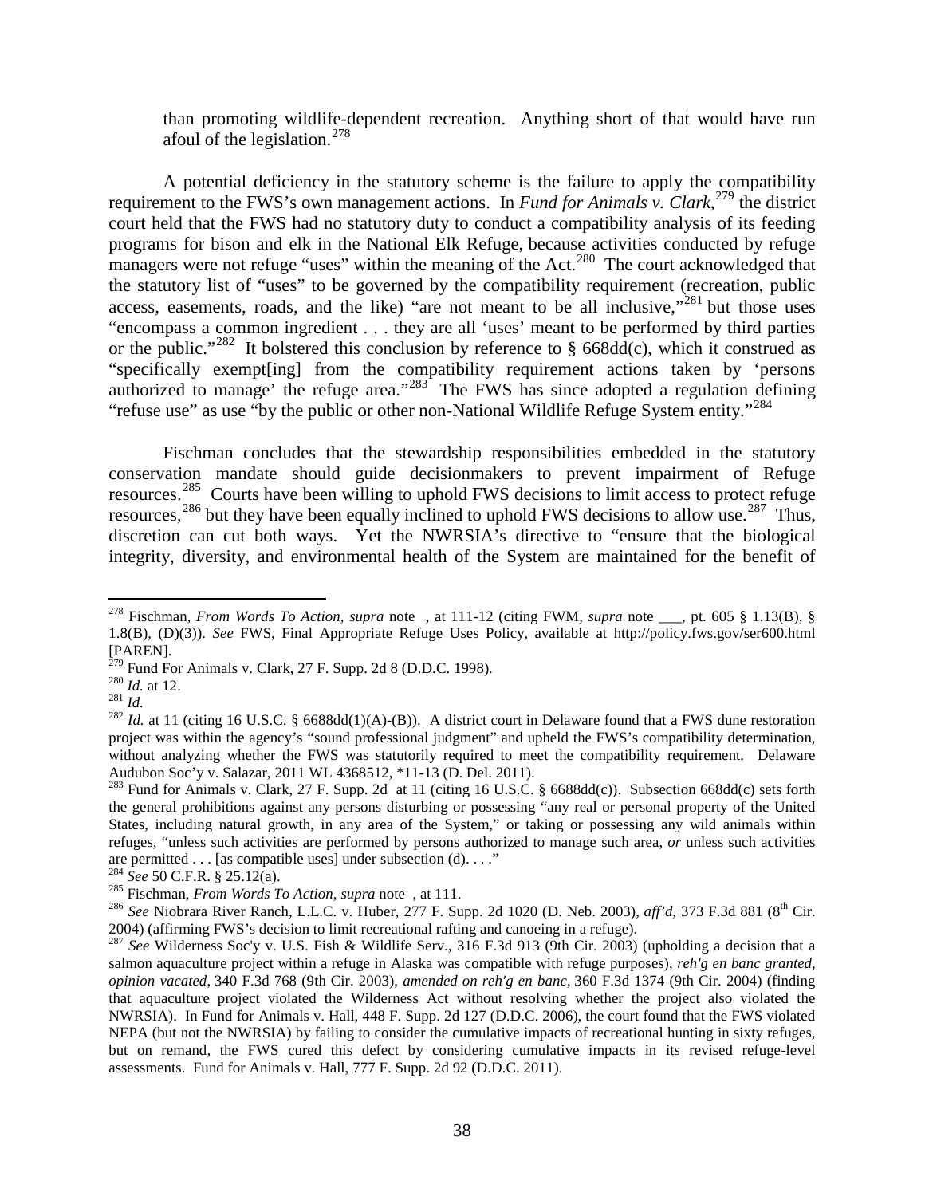than promoting wildlife-dependent recreation. Anything short of that would have run afoul of the legislation.[278]

A potential deficiency in the statutory scheme is the failure to apply the compatibility requirement to the FWS's own management actions. In *Fund for Animals v. Clark*,[279] the district court held that the FWS had no statutory duty to conduct a compatibility analysis of its feeding programs for bison and elk in the National Elk Refuge, because activities conducted by refuge managers were not refuge "uses" within the meaning of the Act.[280] The court acknowledged that the statutory list of "uses" to be governed by the compatibility requirement (recreation, public access, easements, roads, and the like) "are not meant to be all inclusive,"[281] but those uses "encompass a common ingredient . . . they are all 'uses' meant to be performed by third parties or the public."[282] It bolstered this conclusion by reference to § 668dd(c), which it construed as "specifically exempt[ing] from the compatibility requirement actions taken by 'persons authorized to manage' the refuge area."[283] The FWS has since adopted a regulation defining "refuse use" as use "by the public or other non-National Wildlife Refuge System entity."[284]

Fischman concludes that the stewardship responsibilities embedded in the statutory conservation mandate should guide decisionmakers to prevent impairment of Refuge resources.[285] Courts have been willing to uphold FWS decisions to limit access to protect refuge resources,[286] but they have been equally inclined to uphold FWS decisions to allow use.[287] Thus, discretion can cut both ways. Yet the NWRSIA's directive to "ensure that the biological integrity, diversity, and environmental health of the System are maintained for the benefit of

---

[278] Fischman, *From Words To Action, supra* note , at 111-12 (citing FWM, *supra* note ___, pt. 605 § 1.13(B), § 1.8(B), (D)(3)). *See* FWS, Final Appropriate Refuge Uses Policy, available at http://policy.fws.gov/ser600.html [PAREN].

[279] Fund For Animals v. Clark, 27 F. Supp. 2d 8 (D.D.C. 1998).

[280] *Id.* at 12.

[281] *Id.*

[282] *Id.* at 11 (citing 16 U.S.C. § 6688dd(1)(A)-(B)). A district court in Delaware found that a FWS dune restoration project was within the agency's "sound professional judgment" and upheld the FWS's compatibility determination, without analyzing whether the FWS was statutorily required to meet the compatibility requirement. Delaware Audubon Soc'y v. Salazar, 2011 WL 4368512, *11-13 (D. Del. 2011).

[283] Fund for Animals v. Clark, 27 F. Supp. 2d at 11 (citing 16 U.S.C. § 6688dd(c)). Subsection 668dd(c) sets forth the general prohibitions against any persons disturbing or possessing "any real or personal property of the United States, including natural growth, in any area of the System," or taking or possessing any wild animals within refuges, "unless such activities are performed by persons authorized to manage such area, *or* unless such activities are permitted . . . [as compatible uses] under subsection (d). . . ."

[284] *See* 50 C.F.R. § 25.12(a).

[285] Fischman, *From Words To Action, supra* note , at 111.

[286] *See* Niobrara River Ranch, L.L.C. v. Huber, 277 F. Supp. 2d 1020 (D. Neb. 2003), *aff'd*, 373 F.3d 881 (8th Cir. 2004) (affirming FWS's decision to limit recreational rafting and canoeing in a refuge).

[287] *See* Wilderness Soc'y v. U.S. Fish & Wildlife Serv., 316 F.3d 913 (9th Cir. 2003) (upholding a decision that a salmon aquaculture project within a refuge in Alaska was compatible with refuge purposes), *reh'g en banc granted, opinion vacated*, 340 F.3d 768 (9th Cir. 2003), *amended on reh'g en banc*, 360 F.3d 1374 (9th Cir. 2004) (finding that aquaculture project violated the Wilderness Act without resolving whether the project also violated the NWRSIA). In Fund for Animals v. Hall, 448 F. Supp. 2d 127 (D.D.C. 2006), the court found that the FWS violated NEPA (but not the NWRSIA) by failing to consider the cumulative impacts of recreational hunting in sixty refuges, but on remand, the FWS cured this defect by considering cumulative impacts in its revised refuge-level assessments. Fund for Animals v. Hall, 777 F. Supp. 2d 92 (D.D.C. 2011).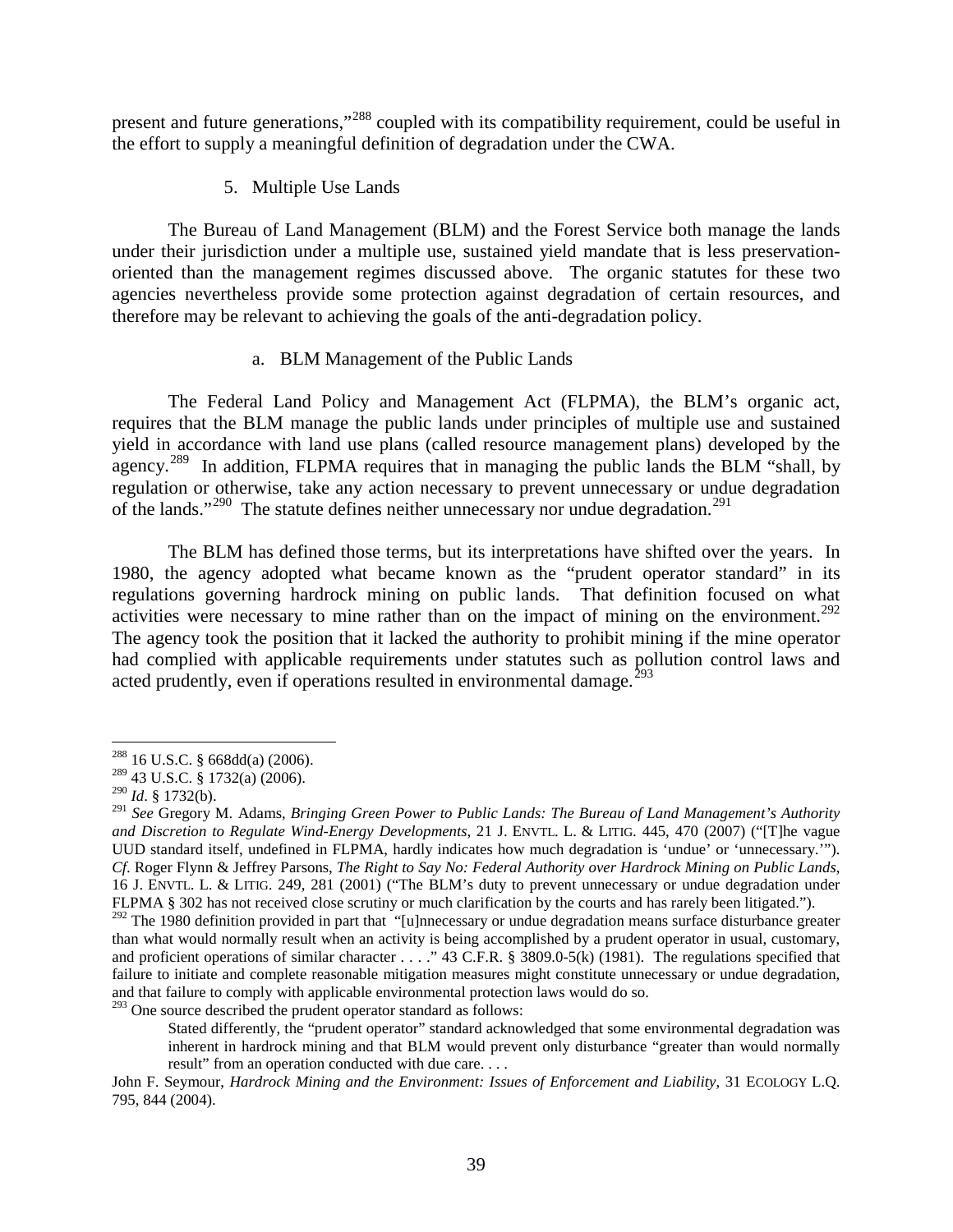present and future generations,"[288] coupled with its compatibility requirement, could be useful in the effort to supply a meaningful definition of degradation under the CWA.

### 5. Multiple Use Lands

The Bureau of Land Management (BLM) and the Forest Service both manage the lands under their jurisdiction under a multiple use, sustained yield mandate that is less preservation-oriented than the management regimes discussed above. The organic statutes for these two agencies nevertheless provide some protection against degradation of certain resources, and therefore may be relevant to achieving the goals of the anti-degradation policy.

#### a. BLM Management of the Public Lands

The Federal Land Policy and Management Act (FLPMA), the BLM's organic act, requires that the BLM manage the public lands under principles of multiple use and sustained yield in accordance with land use plans (called resource management plans) developed by the agency.[289] In addition, FLPMA requires that in managing the public lands the BLM "shall, by regulation or otherwise, take any action necessary to prevent unnecessary or undue degradation of the lands."[290] The statute defines neither unnecessary nor undue degradation.[291]

The BLM has defined those terms, but its interpretations have shifted over the years. In 1980, the agency adopted what became known as the "prudent operator standard" in its regulations governing hardrock mining on public lands. That definition focused on what activities were necessary to mine rather than on the impact of mining on the environment.[292] The agency took the position that it lacked the authority to prohibit mining if the mine operator had complied with applicable requirements under statutes such as pollution control laws and acted prudently, even if operations resulted in environmental damage.[293]

---

[288] 16 U.S.C. § 668dd(a) (2006).

[289] 43 U.S.C. § 1732(a) (2006).

[290] *Id*. § 1732(b).

[291] *See* Gregory M. Adams, *Bringing Green Power to Public Lands: The Bureau of Land Management's Authority and Discretion to Regulate Wind-Energy Developments*, 21 J. ENVTL. L. & LITIG. 445, 470 (2007) ("[T]he vague UUD standard itself, undefined in FLPMA, hardly indicates how much degradation is 'undue' or 'unnecessary.'"). *Cf*. Roger Flynn & Jeffrey Parsons, *The Right to Say No: Federal Authority over Hardrock Mining on Public Lands*, 16 J. ENVTL. L. & LITIG. 249, 281 (2001) ("The BLM's duty to prevent unnecessary or undue degradation under FLPMA § 302 has not received close scrutiny or much clarification by the courts and has rarely been litigated.").

[292] The 1980 definition provided in part that "[u]nnecessary or undue degradation means surface disturbance greater than what would normally result when an activity is being accomplished by a prudent operator in usual, customary, and proficient operations of similar character . . . ." 43 C.F.R. § 3809.0-5(k) (1981). The regulations specified that failure to initiate and complete reasonable mitigation measures might constitute unnecessary or undue degradation, and that failure to comply with applicable environmental protection laws would do so.

[293] One source described the prudent operator standard as follows:

> Stated differently, the "prudent operator" standard acknowledged that some environmental degradation was inherent in hardrock mining and that BLM would prevent only disturbance "greater than would normally result" from an operation conducted with due care. . . .

John F. Seymour, *Hardrock Mining and the Environment: Issues of Enforcement and Liability*, 31 ECOLOGY L.Q. 795, 844 (2004).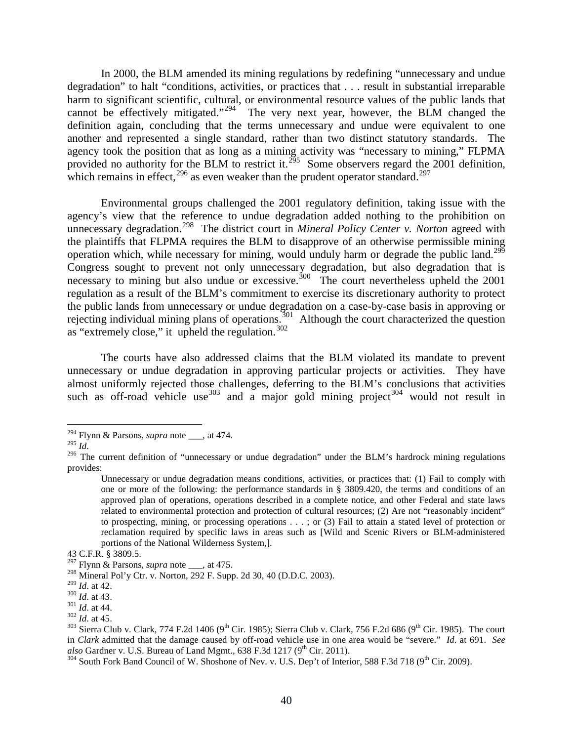In 2000, the BLM amended its mining regulations by redefining "unnecessary and undue degradation" to halt "conditions, activities, or practices that . . . result in substantial irreparable harm to significant scientific, cultural, or environmental resource values of the public lands that cannot be effectively mitigated."[294] The very next year, however, the BLM changed the definition again, concluding that the terms unnecessary and undue were equivalent to one another and represented a single standard, rather than two distinct statutory standards. The agency took the position that as long as a mining activity was "necessary to mining," FLPMA provided no authority for the BLM to restrict it.[295] Some observers regard the 2001 definition, which remains in effect,[296] as even weaker than the prudent operator standard.[297]

Environmental groups challenged the 2001 regulatory definition, taking issue with the agency's view that the reference to undue degradation added nothing to the prohibition on unnecessary degradation.[298] The district court in *Mineral Policy Center v. Norton* agreed with the plaintiffs that FLPMA requires the BLM to disapprove of an otherwise permissible mining operation which, while necessary for mining, would unduly harm or degrade the public land.[299] Congress sought to prevent not only unnecessary degradation, but also degradation that is necessary to mining but also undue or excessive.[300] The court nevertheless upheld the 2001 regulation as a result of the BLM's commitment to exercise its discretionary authority to protect the public lands from unnecessary or undue degradation on a case-by-case basis in approving or rejecting individual mining plans of operations.[301] Although the court characterized the question as "extremely close," it upheld the regulation.[302]

The courts have also addressed claims that the BLM violated its mandate to prevent unnecessary or undue degradation in approving particular projects or activities. They have almost uniformly rejected those challenges, deferring to the BLM's conclusions that activities such as off-road vehicle use[303] and a major gold mining project[304] would not result in

---

[294] Flynn & Parsons, *supra* note ___, at 474.

[295] *Id*.

[296] The current definition of "unnecessary or undue degradation" under the BLM's hardrock mining regulations provides:

> Unnecessary or undue degradation means conditions, activities, or practices that: (1) Fail to comply with one or more of the following: the performance standards in § 3809.420, the terms and conditions of an approved plan of operations, operations described in a complete notice, and other Federal and state laws related to environmental protection and protection of cultural resources; (2) Are not "reasonably incident" to prospecting, mining, or processing operations . . . ; or (3) Fail to attain a stated level of protection or reclamation required by specific laws in areas such as [Wild and Scenic Rivers or BLM-administered portions of the National Wilderness System,].

43 C.F.R. § 3809.5.

[297] Flynn & Parsons, *supra* note ___, at 475.

[298] Mineral Pol'y Ctr. v. Norton, 292 F. Supp. 2d 30, 40 (D.D.C. 2003).

[299] *Id*. at 42.

[300] *Id*. at 43.

[301] *Id*. at 44.

[302] *Id*. at 45.

[303] Sierra Club v. Clark, 774 F.2d 1406 (9th Cir. 1985); Sierra Club v. Clark, 756 F.2d 686 (9th Cir. 1985). The court in *Clark* admitted that the damage caused by off-road vehicle use in one area would be "severe." *Id*. at 691. *See also* Gardner v. U.S. Bureau of Land Mgmt., 638 F.3d 1217 (9th Cir. 2011).

[304] South Fork Band Council of W. Shoshone of Nev. v. U.S. Dep't of Interior, 588 F.3d 718 (9th Cir. 2009).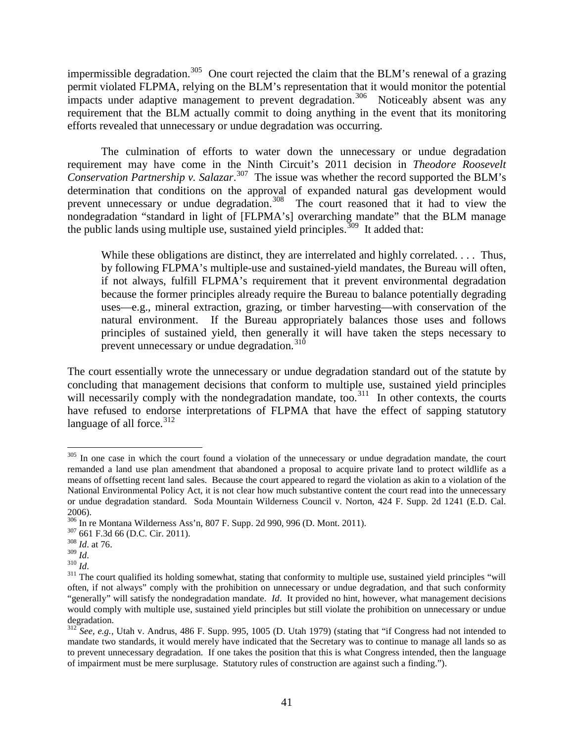impermissible degradation.[305] One court rejected the claim that the BLM's renewal of a grazing permit violated FLPMA, relying on the BLM's representation that it would monitor the potential impacts under adaptive management to prevent degradation.[306] Noticeably absent was any requirement that the BLM actually commit to doing anything in the event that its monitoring efforts revealed that unnecessary or undue degradation was occurring.

The culmination of efforts to water down the unnecessary or undue degradation requirement may have come in the Ninth Circuit's 2011 decision in *Theodore Roosevelt Conservation Partnership v. Salazar*.[307] The issue was whether the record supported the BLM's determination that conditions on the approval of expanded natural gas development would prevent unnecessary or undue degradation.[308] The court reasoned that it had to view the nondegradation "standard in light of [FLPMA's] overarching mandate" that the BLM manage the public lands using multiple use, sustained yield principles.[309] It added that:

> While these obligations are distinct, they are interrelated and highly correlated. . . . Thus, by following FLPMA's multiple-use and sustained-yield mandates, the Bureau will often, if not always, fulfill FLPMA's requirement that it prevent environmental degradation because the former principles already require the Bureau to balance potentially degrading uses—e.g., mineral extraction, grazing, or timber harvesting—with conservation of the natural environment. If the Bureau appropriately balances those uses and follows principles of sustained yield, then generally it will have taken the steps necessary to prevent unnecessary or undue degradation.[310]

The court essentially wrote the unnecessary or undue degradation standard out of the statute by concluding that management decisions that conform to multiple use, sustained yield principles will necessarily comply with the nondegradation mandate, too.[311] In other contexts, the courts have refused to endorse interpretations of FLPMA that have the effect of sapping statutory language of all force.[312]

---

[305] In one case in which the court found a violation of the unnecessary or undue degradation mandate, the court remanded a land use plan amendment that abandoned a proposal to acquire private land to protect wildlife as a means of offsetting recent land sales. Because the court appeared to regard the violation as akin to a violation of the National Environmental Policy Act, it is not clear how much substantive content the court read into the unnecessary or undue degradation standard. Soda Mountain Wilderness Council v. Norton, 424 F. Supp. 2d 1241 (E.D. Cal. 2006).

[306] In re Montana Wilderness Ass'n, 807 F. Supp. 2d 990, 996 (D. Mont. 2011).

[307] 661 F.3d 66 (D.C. Cir. 2011).

[308] *Id*. at 76.

[309] *Id*.

[310] *Id*.

[311] The court qualified its holding somewhat, stating that conformity to multiple use, sustained yield principles "will often, if not always" comply with the prohibition on unnecessary or undue degradation, and that such conformity "generally" will satisfy the nondegradation mandate. *Id*. It provided no hint, however, what management decisions would comply with multiple use, sustained yield principles but still violate the prohibition on unnecessary or undue degradation.

[312] *See, e.g.*, Utah v. Andrus, 486 F. Supp. 995, 1005 (D. Utah 1979) (stating that "if Congress had not intended to mandate two standards, it would merely have indicated that the Secretary was to continue to manage all lands so as to prevent unnecessary degradation. If one takes the position that this is what Congress intended, then the language of impairment must be mere surplusage. Statutory rules of construction are against such a finding.").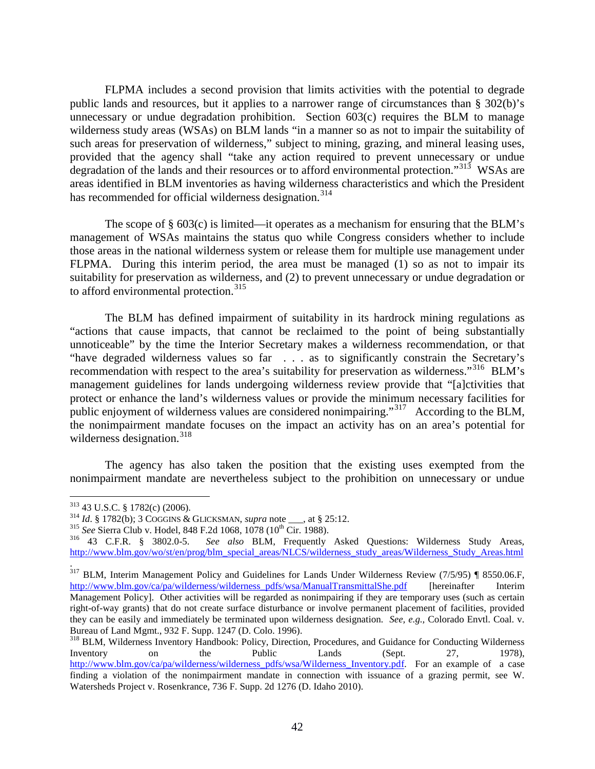FLPMA includes a second provision that limits activities with the potential to degrade public lands and resources, but it applies to a narrower range of circumstances than § 302(b)'s unnecessary or undue degradation prohibition. Section 603(c) requires the BLM to manage wilderness study areas (WSAs) on BLM lands "in a manner so as not to impair the suitability of such areas for preservation of wilderness," subject to mining, grazing, and mineral leasing uses, provided that the agency shall "take any action required to prevent unnecessary or undue degradation of the lands and their resources or to afford environmental protection."[313] WSAs are areas identified in BLM inventories as having wilderness characteristics and which the President has recommended for official wilderness designation.[314]

The scope of § 603(c) is limited—it operates as a mechanism for ensuring that the BLM's management of WSAs maintains the status quo while Congress considers whether to include those areas in the national wilderness system or release them for multiple use management under FLPMA. During this interim period, the area must be managed (1) so as not to impair its suitability for preservation as wilderness, and (2) to prevent unnecessary or undue degradation or to afford environmental protection.[315]

The BLM has defined impairment of suitability in its hardrock mining regulations as "actions that cause impacts, that cannot be reclaimed to the point of being substantially unnoticeable" by the time the Interior Secretary makes a wilderness recommendation, or that "have degraded wilderness values so far . . . as to significantly constrain the Secretary's recommendation with respect to the area's suitability for preservation as wilderness."[316] BLM's management guidelines for lands undergoing wilderness review provide that "[a]ctivities that protect or enhance the land's wilderness values or provide the minimum necessary facilities for public enjoyment of wilderness values are considered nonimpairing."[317] According to the BLM, the nonimpairment mandate focuses on the impact an activity has on an area's potential for wilderness designation.[318]

The agency has also taken the position that the existing uses exempted from the nonimpairment mandate are nevertheless subject to the prohibition on unnecessary or undue

---

[313] 43 U.S.C. § 1782(c) (2006).

[314] *Id*. § 1782(b); 3 COGGINS & GLICKSMAN, *supra* note ___, at § 25:12.

[315] *See* Sierra Club v. Hodel, 848 F.2d 1068, 1078 (10th Cir. 1988).

[316] 43 C.F.R. § 3802.0-5. *See also* BLM, Frequently Asked Questions: Wilderness Study Areas, http://www.blm.gov/wo/st/en/prog/blm_special_areas/NLCS/wilderness_study_areas/Wilderness_Study_Areas.html.

[317] BLM, Interim Management Policy and Guidelines for Lands Under Wilderness Review (7/5/95) ¶ 8550.06.F, http://www.blm.gov/ca/pa/wilderness/wilderness_pdfs/wsa/ManualTransmittalShe.pdf [hereinafter Interim Management Policy]. Other activities will be regarded as nonimpairing if they are temporary uses (such as certain right-of-way grants) that do not create surface disturbance or involve permanent placement of facilities, provided they can be easily and immediately be terminated upon wilderness designation. *See, e.g.*, Colorado Envtl. Coal. v. Bureau of Land Mgmt., 932 F. Supp. 1247 (D. Colo. 1996).

[318] BLM, Wilderness Inventory Handbook: Policy, Direction, Procedures, and Guidance for Conducting Wilderness Inventory on the Public Lands (Sept. 27, 1978), http://www.blm.gov/ca/pa/wilderness/wilderness_pdfs/wsa/Wilderness_Inventory.pdf. For an example of a case finding a violation of the nonimpairment mandate in connection with issuance of a grazing permit, see W. Watersheds Project v. Rosenkrance, 736 F. Supp. 2d 1276 (D. Idaho 2010).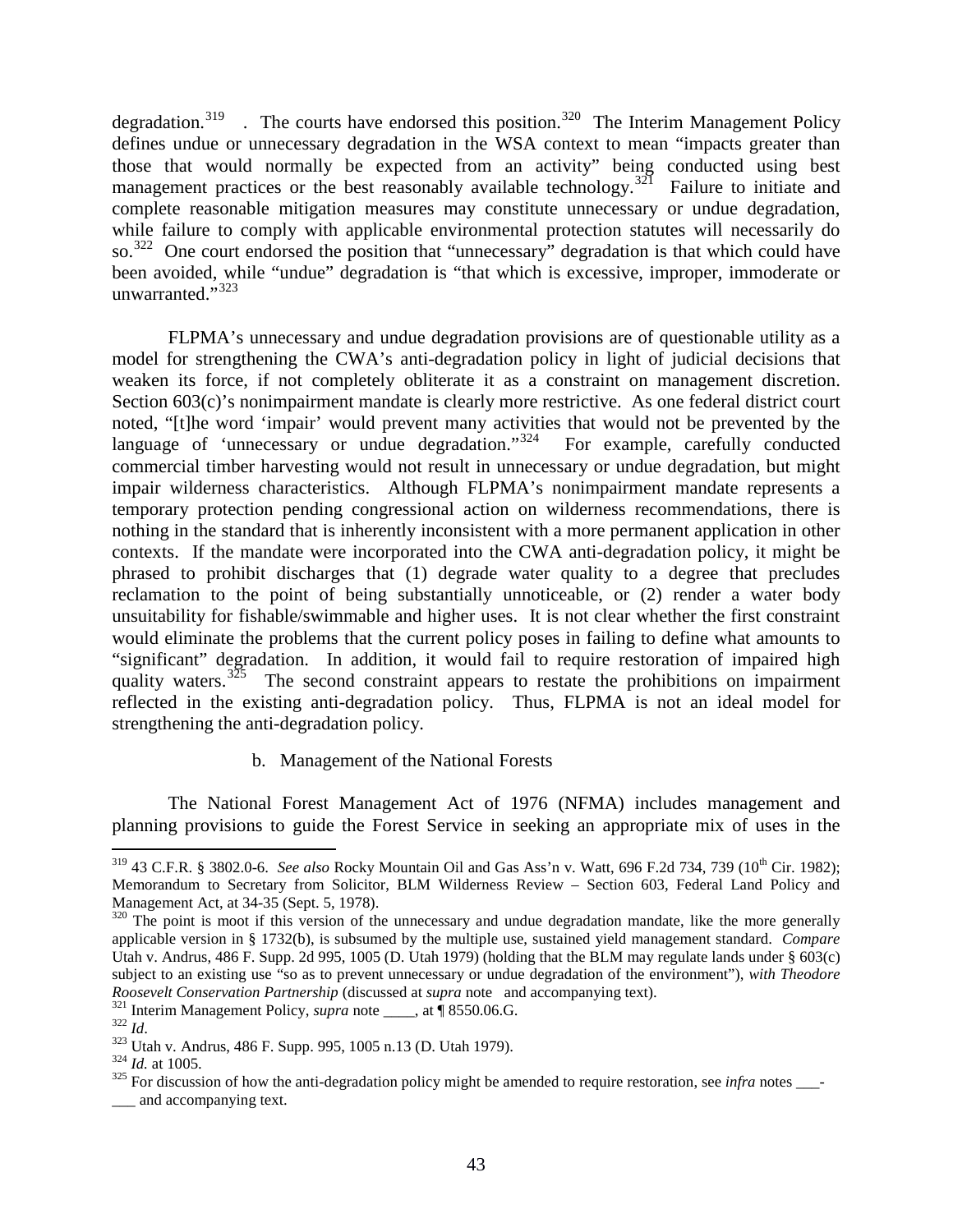degradation.[319] . The courts have endorsed this position.[320] The Interim Management Policy defines undue or unnecessary degradation in the WSA context to mean "impacts greater than those that would normally be expected from an activity" being conducted using best management practices or the best reasonably available technology.[321] Failure to initiate and complete reasonable mitigation measures may constitute unnecessary or undue degradation, while failure to comply with applicable environmental protection statutes will necessarily do so.[322] One court endorsed the position that "unnecessary" degradation is that which could have been avoided, while "undue" degradation is "that which is excessive, improper, immoderate or unwarranted."[323]

FLPMA's unnecessary and undue degradation provisions are of questionable utility as a model for strengthening the CWA's anti-degradation policy in light of judicial decisions that weaken its force, if not completely obliterate it as a constraint on management discretion. Section 603(c)'s nonimpairment mandate is clearly more restrictive. As one federal district court noted, "[t]he word 'impair' would prevent many activities that would not be prevented by the language of 'unnecessary or undue degradation.'"[324] For example, carefully conducted commercial timber harvesting would not result in unnecessary or undue degradation, but might impair wilderness characteristics. Although FLPMA's nonimpairment mandate represents a temporary protection pending congressional action on wilderness recommendations, there is nothing in the standard that is inherently inconsistent with a more permanent application in other contexts. If the mandate were incorporated into the CWA anti-degradation policy, it might be phrased to prohibit discharges that (1) degrade water quality to a degree that precludes reclamation to the point of being substantially unnoticeable, or (2) render a water body unsuitability for fishable/swimmable and higher uses. It is not clear whether the first constraint would eliminate the problems that the current policy poses in failing to define what amounts to "significant" degradation. In addition, it would fail to require restoration of impaired high quality waters.[325] The second constraint appears to restate the prohibitions on impairment reflected in the existing anti-degradation policy. Thus, FLPMA is not an ideal model for strengthening the anti-degradation policy.

b. Management of the National Forests

The National Forest Management Act of 1976 (NFMA) includes management and planning provisions to guide the Forest Service in seeking an appropriate mix of uses in the

---

[319] 43 C.F.R. § 3802.0-6. *See also* Rocky Mountain Oil and Gas Ass'n v. Watt, 696 F.2d 734, 739 (10th Cir. 1982); Memorandum to Secretary from Solicitor, BLM Wilderness Review – Section 603, Federal Land Policy and Management Act, at 34-35 (Sept. 5, 1978).

[320] The point is moot if this version of the unnecessary and undue degradation mandate, like the more generally applicable version in § 1732(b), is subsumed by the multiple use, sustained yield management standard. *Compare* Utah v. Andrus, 486 F. Supp. 2d 995, 1005 (D. Utah 1979) (holding that the BLM may regulate lands under § 603(c) subject to an existing use "so as to prevent unnecessary or undue degradation of the environment"), *with Theodore Roosevelt Conservation Partnership* (discussed at *supra* note and accompanying text).

[321] Interim Management Policy, *supra* note ____, at ¶ 8550.06.G.

[322] *Id*.

[323] Utah v. Andrus, 486 F. Supp. 995, 1005 n.13 (D. Utah 1979).

[324] *Id.* at 1005.

[325] For discussion of how the anti-degradation policy might be amended to require restoration, see *infra* notes ___-___ and accompanying text.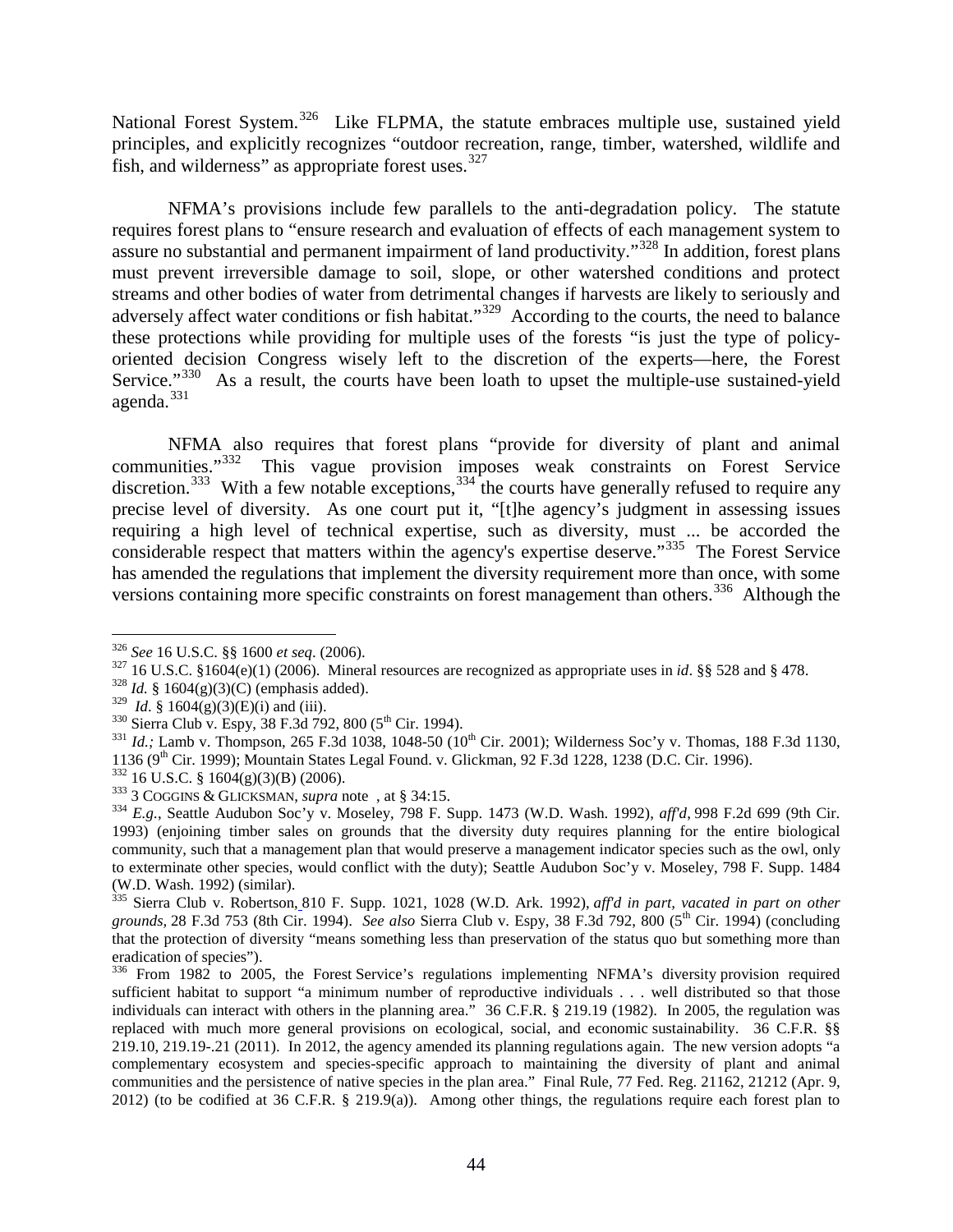National Forest System.[326] Like FLPMA, the statute embraces multiple use, sustained yield principles, and explicitly recognizes "outdoor recreation, range, timber, watershed, wildlife and fish, and wilderness" as appropriate forest uses.[327]

NFMA's provisions include few parallels to the anti-degradation policy. The statute requires forest plans to "ensure research and evaluation of effects of each management system to assure no substantial and permanent impairment of land productivity."[328] In addition, forest plans must prevent irreversible damage to soil, slope, or other watershed conditions and protect streams and other bodies of water from detrimental changes if harvests are likely to seriously and adversely affect water conditions or fish habitat."[329] According to the courts, the need to balance these protections while providing for multiple uses of the forests "is just the type of policy-oriented decision Congress wisely left to the discretion of the experts—here, the Forest Service."[330] As a result, the courts have been loath to upset the multiple-use sustained-yield agenda.[331]

NFMA also requires that forest plans "provide for diversity of plant and animal communities."[332] This vague provision imposes weak constraints on Forest Service discretion.[333] With a few notable exceptions,[334] the courts have generally refused to require any precise level of diversity. As one court put it, "[t]he agency's judgment in assessing issues requiring a high level of technical expertise, such as diversity, must ... be accorded the considerable respect that matters within the agency's expertise deserve."[335] The Forest Service has amended the regulations that implement the diversity requirement more than once, with some versions containing more specific constraints on forest management than others.[336] Although the

---

[326] *See* 16 U.S.C. §§ 1600 *et seq*. (2006).

[327] 16 U.S.C. §1604(e)(1) (2006). Mineral resources are recognized as appropriate uses in *id*. §§ 528 and § 478.

[328] *Id.* § 1604(g)(3)(C) (emphasis added).

[329] *Id*. § 1604(g)(3)(E)(i) and (iii).

[330] Sierra Club v. Espy, 38 F.3d 792, 800 (5th Cir. 1994).

[331] *Id.;* Lamb v. Thompson, 265 F.3d 1038, 1048-50 (10th Cir. 2001); Wilderness Soc'y v. Thomas, 188 F.3d 1130, 1136 (9th Cir. 1999); Mountain States Legal Found. v. Glickman, 92 F.3d 1228, 1238 (D.C. Cir. 1996).

[332] 16 U.S.C. § 1604(g)(3)(B) (2006).

[333] 3 COGGINS & GLICKSMAN, *supra* note , at § 34:15.

[334] *E.g.*, Seattle Audubon Soc'y v. Moseley, 798 F. Supp. 1473 (W.D. Wash. 1992), *aff'd*, 998 F.2d 699 (9th Cir. 1993) (enjoining timber sales on grounds that the diversity duty requires planning for the entire biological community, such that a management plan that would preserve a management indicator species such as the owl, only to exterminate other species, would conflict with the duty); Seattle Audubon Soc'y v. Moseley, 798 F. Supp. 1484 (W.D. Wash. 1992) (similar).

[335] Sierra Club v. Robertson, 810 F. Supp. 1021, 1028 (W.D. Ark. 1992), *aff'd in part, vacated in part on other grounds*, 28 F.3d 753 (8th Cir. 1994). *See also* Sierra Club v. Espy, 38 F.3d 792, 800 (5th Cir. 1994) (concluding that the protection of diversity "means something less than preservation of the status quo but something more than eradication of species").

[336] From 1982 to 2005, the Forest Service's regulations implementing NFMA's diversity provision required sufficient habitat to support "a minimum number of reproductive individuals . . . well distributed so that those individuals can interact with others in the planning area." 36 C.F.R. § 219.19 (1982). In 2005, the regulation was replaced with much more general provisions on ecological, social, and economic sustainability. 36 C.F.R. §§ 219.10, 219.19-.21 (2011). In 2012, the agency amended its planning regulations again. The new version adopts "a complementary ecosystem and species-specific approach to maintaining the diversity of plant and animal communities and the persistence of native species in the plan area." Final Rule, 77 Fed. Reg. 21162, 21212 (Apr. 9, 2012) (to be codified at 36 C.F.R. § 219.9(a)). Among other things, the regulations require each forest plan to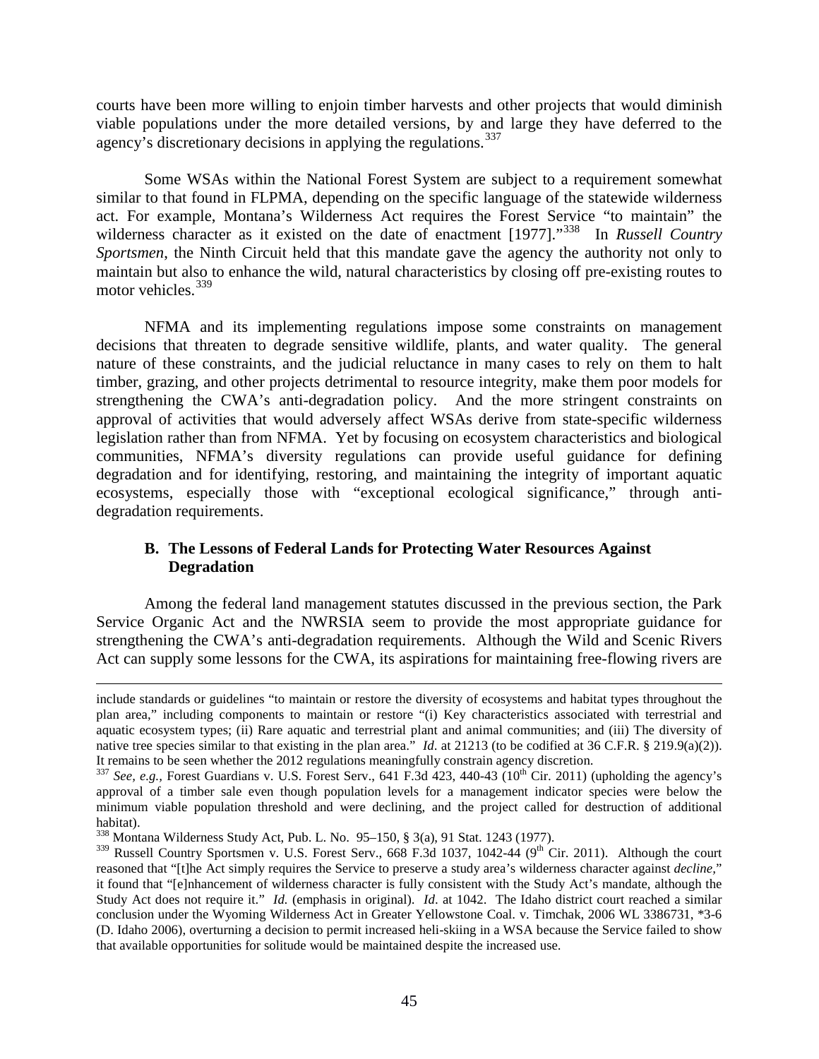courts have been more willing to enjoin timber harvests and other projects that would diminish viable populations under the more detailed versions, by and large they have deferred to the agency's discretionary decisions in applying the regulations.[337]

Some WSAs within the National Forest System are subject to a requirement somewhat similar to that found in FLPMA, depending on the specific language of the statewide wilderness act. For example, Montana's Wilderness Act requires the Forest Service "to maintain" the wilderness character as it existed on the date of enactment [1977]."[338] In *Russell Country Sportsmen*, the Ninth Circuit held that this mandate gave the agency the authority not only to maintain but also to enhance the wild, natural characteristics by closing off pre-existing routes to motor vehicles.[339]

NFMA and its implementing regulations impose some constraints on management decisions that threaten to degrade sensitive wildlife, plants, and water quality. The general nature of these constraints, and the judicial reluctance in many cases to rely on them to halt timber, grazing, and other projects detrimental to resource integrity, make them poor models for strengthening the CWA's anti-degradation policy. And the more stringent constraints on approval of activities that would adversely affect WSAs derive from state-specific wilderness legislation rather than from NFMA. Yet by focusing on ecosystem characteristics and biological communities, NFMA's diversity regulations can provide useful guidance for defining degradation and for identifying, restoring, and maintaining the integrity of important aquatic ecosystems, especially those with "exceptional ecological significance," through anti-degradation requirements.

### B. The Lessons of Federal Lands for Protecting Water Resources Against Degradation

Among the federal land management statutes discussed in the previous section, the Park Service Organic Act and the NWRSIA seem to provide the most appropriate guidance for strengthening the CWA's anti-degradation requirements. Although the Wild and Scenic Rivers Act can supply some lessons for the CWA, its aspirations for maintaining free-flowing rivers are

---

include standards or guidelines "to maintain or restore the diversity of ecosystems and habitat types throughout the plan area," including components to maintain or restore "(i) Key characteristics associated with terrestrial and aquatic ecosystem types; (ii) Rare aquatic and terrestrial plant and animal communities; and (iii) The diversity of native tree species similar to that existing in the plan area." *Id*. at 21213 (to be codified at 36 C.F.R. § 219.9(a)(2)). It remains to be seen whether the 2012 regulations meaningfully constrain agency discretion.

[337] *See, e.g.,* Forest Guardians v. U.S. Forest Serv., 641 F.3d 423, 440-43 (10th Cir. 2011) (upholding the agency's approval of a timber sale even though population levels for a management indicator species were below the minimum viable population threshold and were declining, and the project called for destruction of additional habitat).

[338] Montana Wilderness Study Act, Pub. L. No. 95–150, § 3(a), 91 Stat. 1243 (1977).

[339] Russell Country Sportsmen v. U.S. Forest Serv., 668 F.3d 1037, 1042-44 (9th Cir. 2011). Although the court reasoned that "[t]he Act simply requires the Service to preserve a study area's wilderness character against *decline*," it found that "[e]nhancement of wilderness character is fully consistent with the Study Act's mandate, although the Study Act does not require it." *Id.* (emphasis in original). *Id*. at 1042. The Idaho district court reached a similar conclusion under the Wyoming Wilderness Act in Greater Yellowstone Coal. v. Timchak, 2006 WL 3386731, *3-6 (D. Idaho 2006), overturning a decision to permit increased heli-skiing in a WSA because the Service failed to show that available opportunities for solitude would be maintained despite the increased use.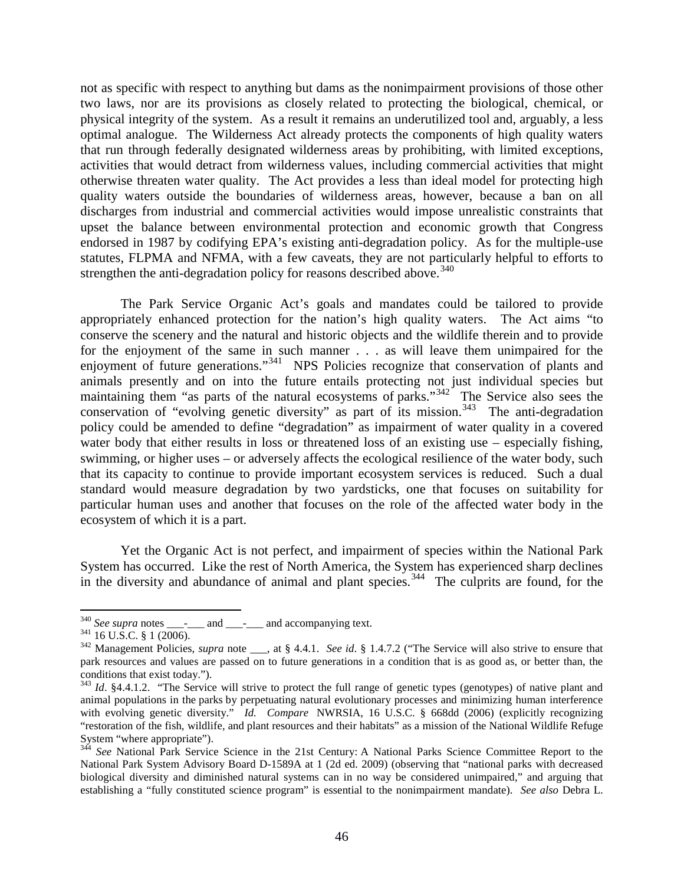not as specific with respect to anything but dams as the nonimpairment provisions of those other two laws, nor are its provisions as closely related to protecting the biological, chemical, or physical integrity of the system. As a result it remains an underutilized tool and, arguably, a less optimal analogue. The Wilderness Act already protects the components of high quality waters that run through federally designated wilderness areas by prohibiting, with limited exceptions, activities that would detract from wilderness values, including commercial activities that might otherwise threaten water quality. The Act provides a less than ideal model for protecting high quality waters outside the boundaries of wilderness areas, however, because a ban on all discharges from industrial and commercial activities would impose unrealistic constraints that upset the balance between environmental protection and economic growth that Congress endorsed in 1987 by codifying EPA's existing anti-degradation policy. As for the multiple-use statutes, FLPMA and NFMA, with a few caveats, they are not particularly helpful to efforts to strengthen the anti-degradation policy for reasons described above.[340]

The Park Service Organic Act's goals and mandates could be tailored to provide appropriately enhanced protection for the nation's high quality waters. The Act aims "to conserve the scenery and the natural and historic objects and the wildlife therein and to provide for the enjoyment of the same in such manner . . . as will leave them unimpaired for the enjoyment of future generations."[341] NPS Policies recognize that conservation of plants and animals presently and on into the future entails protecting not just individual species but maintaining them "as parts of the natural ecosystems of parks."[342] The Service also sees the conservation of "evolving genetic diversity" as part of its mission.[343] The anti-degradation policy could be amended to define "degradation" as impairment of water quality in a covered water body that either results in loss or threatened loss of an existing use – especially fishing, swimming, or higher uses – or adversely affects the ecological resilience of the water body, such that its capacity to continue to provide important ecosystem services is reduced. Such a dual standard would measure degradation by two yardsticks, one that focuses on suitability for particular human uses and another that focuses on the role of the affected water body in the ecosystem of which it is a part.

Yet the Organic Act is not perfect, and impairment of species within the National Park System has occurred. Like the rest of North America, the System has experienced sharp declines in the diversity and abundance of animal and plant species.[344] The culprits are found, for the

---

[340] *See supra* notes \_\_\_-\_\_\_ and \_\_\_-\_\_\_ and accompanying text.

[341] 16 U.S.C. § 1 (2006).

[342] Management Policies, *supra* note \_\_\_, at § 4.4.1. *See id*. § 1.4.7.2 ("The Service will also strive to ensure that park resources and values are passed on to future generations in a condition that is as good as, or better than, the conditions that exist today.").

[343] *Id*. §4.4.1.2. "The Service will strive to protect the full range of genetic types (genotypes) of native plant and animal populations in the parks by perpetuating natural evolutionary processes and minimizing human interference with evolving genetic diversity." *Id. Compare* NWRSIA, 16 U.S.C. § 668dd (2006) (explicitly recognizing "restoration of the fish, wildlife, and plant resources and their habitats" as a mission of the National Wildlife Refuge System "where appropriate").

[344] *See* National Park Service Science in the 21st Century: A National Parks Science Committee Report to the National Park System Advisory Board D-1589A at 1 (2d ed. 2009) (observing that "national parks with decreased biological diversity and diminished natural systems can in no way be considered unimpaired," and arguing that establishing a "fully constituted science program" is essential to the nonimpairment mandate). *See also* Debra L.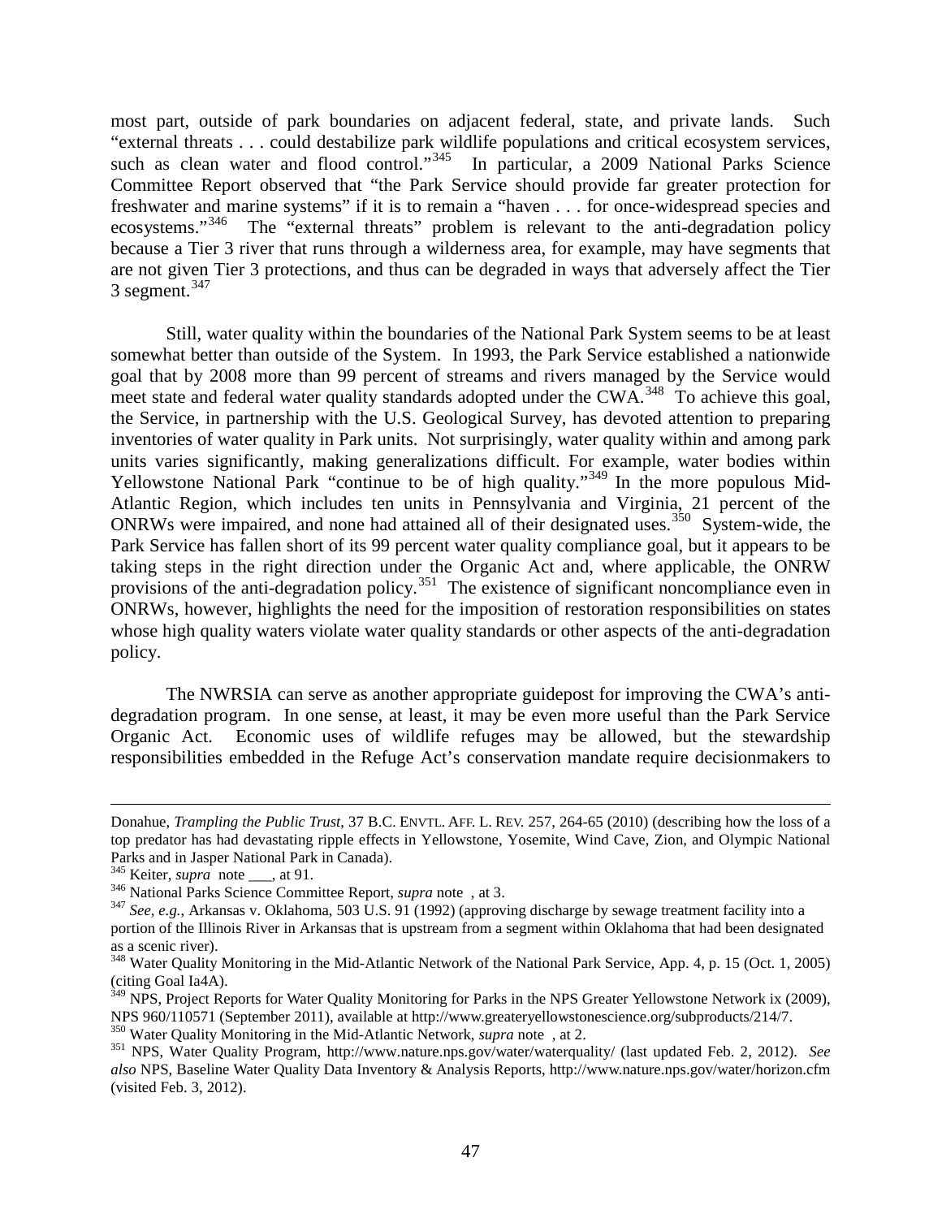most part, outside of park boundaries on adjacent federal, state, and private lands. Such "external threats . . . could destabilize park wildlife populations and critical ecosystem services, such as clean water and flood control."[345] In particular, a 2009 National Parks Science Committee Report observed that "the Park Service should provide far greater protection for freshwater and marine systems" if it is to remain a "haven . . . for once-widespread species and ecosystems."[346] The "external threats" problem is relevant to the anti-degradation policy because a Tier 3 river that runs through a wilderness area, for example, may have segments that are not given Tier 3 protections, and thus can be degraded in ways that adversely affect the Tier 3 segment.[347]

Still, water quality within the boundaries of the National Park System seems to be at least somewhat better than outside of the System. In 1993, the Park Service established a nationwide goal that by 2008 more than 99 percent of streams and rivers managed by the Service would meet state and federal water quality standards adopted under the CWA.[348] To achieve this goal, the Service, in partnership with the U.S. Geological Survey, has devoted attention to preparing inventories of water quality in Park units. Not surprisingly, water quality within and among park units varies significantly, making generalizations difficult. For example, water bodies within Yellowstone National Park "continue to be of high quality."[349] In the more populous Mid-Atlantic Region, which includes ten units in Pennsylvania and Virginia, 21 percent of the ONRWs were impaired, and none had attained all of their designated uses.[350] System-wide, the Park Service has fallen short of its 99 percent water quality compliance goal, but it appears to be taking steps in the right direction under the Organic Act and, where applicable, the ONRW provisions of the anti-degradation policy.[351] The existence of significant noncompliance even in ONRWs, however, highlights the need for the imposition of restoration responsibilities on states whose high quality waters violate water quality standards or other aspects of the anti-degradation policy.

The NWRSIA can serve as another appropriate guidepost for improving the CWA's anti-degradation program. In one sense, at least, it may be even more useful than the Park Service Organic Act. Economic uses of wildlife refuges may be allowed, but the stewardship responsibilities embedded in the Refuge Act's conservation mandate require decisionmakers to

---

Donahue, *Trampling the Public Trust*, 37 B.C. ENVTL. AFF. L. REV. 257, 264-65 (2010) (describing how the loss of a top predator has had devastating ripple effects in Yellowstone, Yosemite, Wind Cave, Zion, and Olympic National Parks and in Jasper National Park in Canada).

[345] Keiter, *supra* note ___, at 91.

[346] National Parks Science Committee Report, *supra* note , at 3.

[347] *See, e.g.*, Arkansas v. Oklahoma, 503 U.S. 91 (1992) (approving discharge by sewage treatment facility into a portion of the Illinois River in Arkansas that is upstream from a segment within Oklahoma that had been designated as a scenic river).

[348] Water Quality Monitoring in the Mid-Atlantic Network of the National Park Service, App. 4, p. 15 (Oct. 1, 2005) (citing Goal Ia4A).

[349] NPS, Project Reports for Water Quality Monitoring for Parks in the NPS Greater Yellowstone Network ix (2009), NPS 960/110571 (September 2011), available at http://www.greateryellowstonescience.org/subproducts/214/7.

[350] Water Quality Monitoring in the Mid-Atlantic Network, *supra* note , at 2.

[351] NPS, Water Quality Program, http://www.nature.nps.gov/water/waterquality/ (last updated Feb. 2, 2012). *See also* NPS, Baseline Water Quality Data Inventory & Analysis Reports, http://www.nature.nps.gov/water/horizon.cfm (visited Feb. 3, 2012).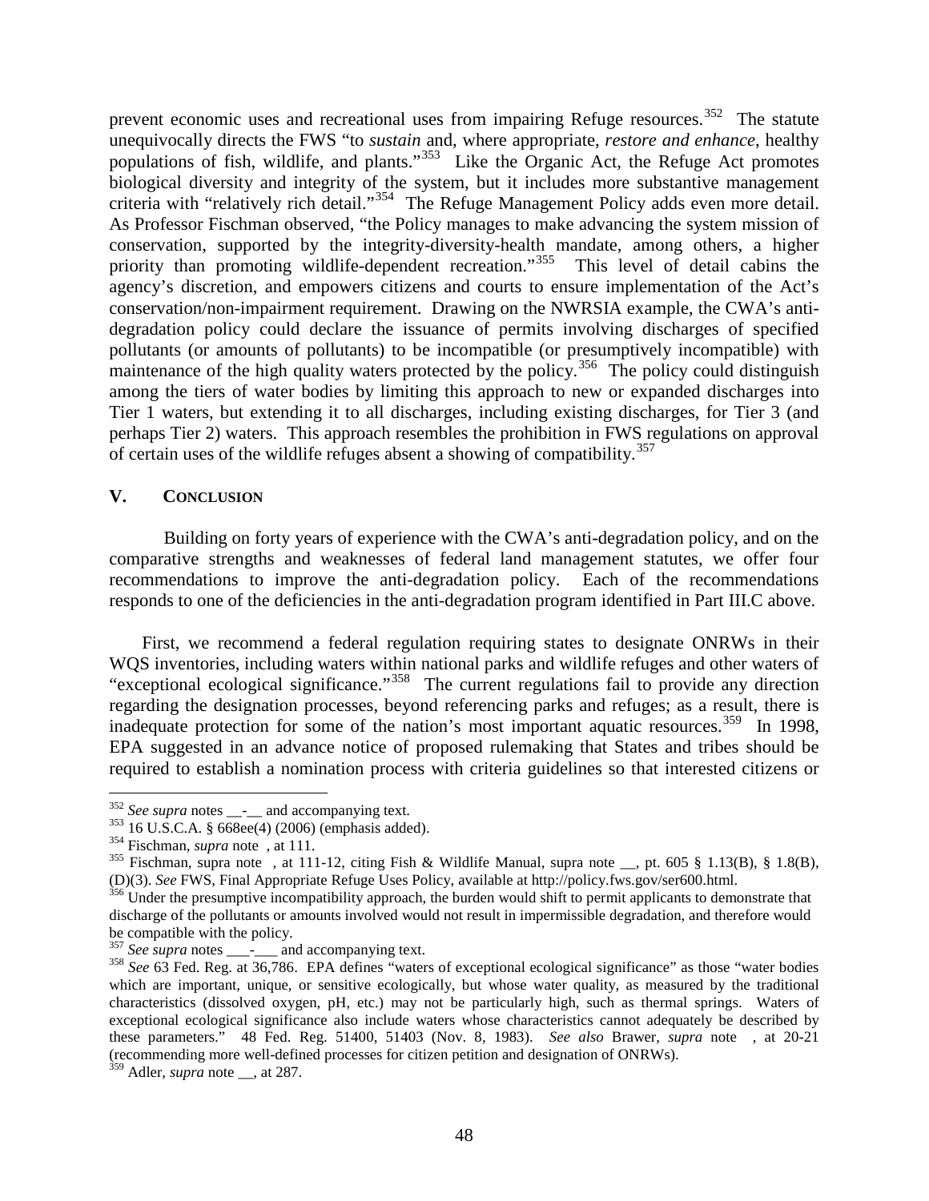prevent economic uses and recreational uses from impairing Refuge resources.[352] The statute unequivocally directs the FWS "to *sustain* and, where appropriate, *restore and enhance*, healthy populations of fish, wildlife, and plants."[353] Like the Organic Act, the Refuge Act promotes biological diversity and integrity of the system, but it includes more substantive management criteria with "relatively rich detail."[354] The Refuge Management Policy adds even more detail. As Professor Fischman observed, "the Policy manages to make advancing the system mission of conservation, supported by the integrity-diversity-health mandate, among others, a higher priority than promoting wildlife-dependent recreation."[355] This level of detail cabins the agency's discretion, and empowers citizens and courts to ensure implementation of the Act's conservation/non-impairment requirement. Drawing on the NWRSIA example, the CWA's anti-degradation policy could declare the issuance of permits involving discharges of specified pollutants (or amounts of pollutants) to be incompatible (or presumptively incompatible) with maintenance of the high quality waters protected by the policy.[356] The policy could distinguish among the tiers of water bodies by limiting this approach to new or expanded discharges into Tier 1 waters, but extending it to all discharges, including existing discharges, for Tier 3 (and perhaps Tier 2) waters. This approach resembles the prohibition in FWS regulations on approval of certain uses of the wildlife refuges absent a showing of compatibility.[357]

## V. CONCLUSION

Building on forty years of experience with the CWA's anti-degradation policy, and on the comparative strengths and weaknesses of federal land management statutes, we offer four recommendations to improve the anti-degradation policy. Each of the recommendations responds to one of the deficiencies in the anti-degradation program identified in Part III.C above.

First, we recommend a federal regulation requiring states to designate ONRWs in their WQS inventories, including waters within national parks and wildlife refuges and other waters of "exceptional ecological significance."[358] The current regulations fail to provide any direction regarding the designation processes, beyond referencing parks and refuges; as a result, there is inadequate protection for some of the nation's most important aquatic resources.[359] In 1998, EPA suggested in an advance notice of proposed rulemaking that States and tribes should be required to establish a nomination process with criteria guidelines so that interested citizens or

---

[352] *See supra* notes \_\_-\_\_ and accompanying text.

[353] 16 U.S.C.A. § 668ee(4) (2006) (emphasis added).

[354] Fischman, *supra* note , at 111.

[355] Fischman, supra note , at 111-12, citing Fish & Wildlife Manual, supra note \_\_, pt. 605 § 1.13(B), § 1.8(B), (D)(3). *See* FWS, Final Appropriate Refuge Uses Policy, available at http://policy.fws.gov/ser600.html.

[356] Under the presumptive incompatibility approach, the burden would shift to permit applicants to demonstrate that discharge of the pollutants or amounts involved would not result in impermissible degradation, and therefore would be compatible with the policy.

[357] *See supra* notes \_\_\_-\_\_\_ and accompanying text.

[358] *See* 63 Fed. Reg. at 36,786. EPA defines "waters of exceptional ecological significance" as those "water bodies which are important, unique, or sensitive ecologically, but whose water quality, as measured by the traditional characteristics (dissolved oxygen, pH, etc.) may not be particularly high, such as thermal springs. Waters of exceptional ecological significance also include waters whose characteristics cannot adequately be described by these parameters." 48 Fed. Reg. 51400, 51403 (Nov. 8, 1983). *See also* Brawer, *supra* note , at 20-21 (recommending more well-defined processes for citizen petition and designation of ONRWs).

[359] Adler, *supra* note \_\_, at 287.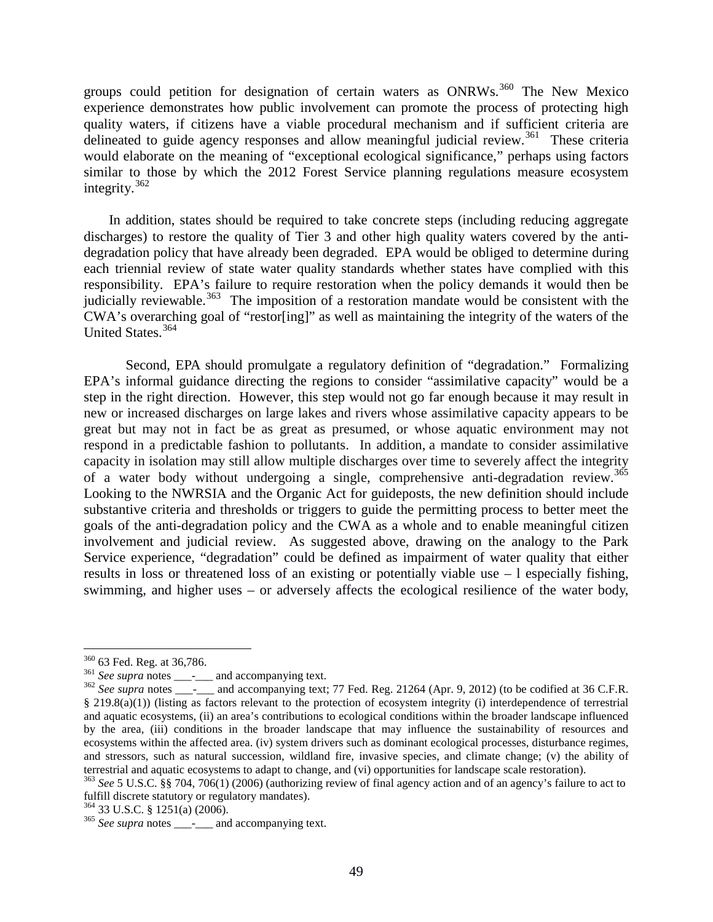groups could petition for designation of certain waters as ONRWs.[360] The New Mexico experience demonstrates how public involvement can promote the process of protecting high quality waters, if citizens have a viable procedural mechanism and if sufficient criteria are delineated to guide agency responses and allow meaningful judicial review.[361] These criteria would elaborate on the meaning of "exceptional ecological significance," perhaps using factors similar to those by which the 2012 Forest Service planning regulations measure ecosystem integrity.[362]

In addition, states should be required to take concrete steps (including reducing aggregate discharges) to restore the quality of Tier 3 and other high quality waters covered by the anti-degradation policy that have already been degraded. EPA would be obliged to determine during each triennial review of state water quality standards whether states have complied with this responsibility. EPA's failure to require restoration when the policy demands it would then be judicially reviewable.[363] The imposition of a restoration mandate would be consistent with the CWA's overarching goal of "restor[ing]" as well as maintaining the integrity of the waters of the United States.[364]

Second, EPA should promulgate a regulatory definition of "degradation." Formalizing EPA's informal guidance directing the regions to consider "assimilative capacity" would be a step in the right direction. However, this step would not go far enough because it may result in new or increased discharges on large lakes and rivers whose assimilative capacity appears to be great but may not in fact be as great as presumed, or whose aquatic environment may not respond in a predictable fashion to pollutants. In addition, a mandate to consider assimilative capacity in isolation may still allow multiple discharges over time to severely affect the integrity of a water body without undergoing a single, comprehensive anti-degradation review.[365] Looking to the NWRSIA and the Organic Act for guideposts, the new definition should include substantive criteria and thresholds or triggers to guide the permitting process to better meet the goals of the anti-degradation policy and the CWA as a whole and to enable meaningful citizen involvement and judicial review. As suggested above, drawing on the analogy to the Park Service experience, "degradation" could be defined as impairment of water quality that either results in loss or threatened loss of an existing or potentially viable use – l especially fishing, swimming, and higher uses – or adversely affects the ecological resilience of the water body,

---

[360] 63 Fed. Reg. at 36,786.

[361] *See supra* notes ___-___ and accompanying text.

[362] *See supra* notes ___-___ and accompanying text; 77 Fed. Reg. 21264 (Apr. 9, 2012) (to be codified at 36 C.F.R. § 219.8(a)(1)) (listing as factors relevant to the protection of ecosystem integrity (i) interdependence of terrestrial and aquatic ecosystems, (ii) an area's contributions to ecological conditions within the broader landscape influenced by the area, (iii) conditions in the broader landscape that may influence the sustainability of resources and ecosystems within the affected area. (iv) system drivers such as dominant ecological processes, disturbance regimes, and stressors, such as natural succession, wildland fire, invasive species, and climate change; (v) the ability of terrestrial and aquatic ecosystems to adapt to change, and (vi) opportunities for landscape scale restoration).

[363] *See* 5 U.S.C. §§ 704, 706(1) (2006) (authorizing review of final agency action and of an agency's failure to act to fulfill discrete statutory or regulatory mandates).

[364] 33 U.S.C. § 1251(a) (2006).

[365] *See supra* notes ___-___ and accompanying text.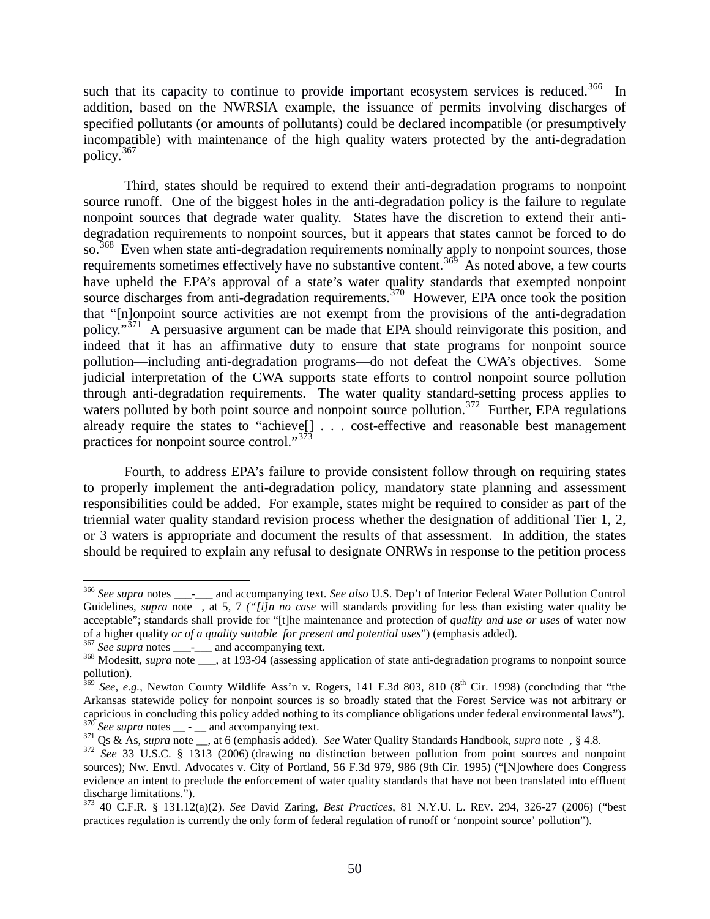such that its capacity to continue to provide important ecosystem services is reduced.[366] In addition, based on the NWRSIA example, the issuance of permits involving discharges of specified pollutants (or amounts of pollutants) could be declared incompatible (or presumptively incompatible) with maintenance of the high quality waters protected by the anti-degradation policy.[367]

Third, states should be required to extend their anti-degradation programs to nonpoint source runoff. One of the biggest holes in the anti-degradation policy is the failure to regulate nonpoint sources that degrade water quality. States have the discretion to extend their anti-degradation requirements to nonpoint sources, but it appears that states cannot be forced to do so.[368] Even when state anti-degradation requirements nominally apply to nonpoint sources, those requirements sometimes effectively have no substantive content.[369] As noted above, a few courts have upheld the EPA's approval of a state's water quality standards that exempted nonpoint source discharges from anti-degradation requirements.[370] However, EPA once took the position that "[n]onpoint source activities are not exempt from the provisions of the anti-degradation policy."[371] A persuasive argument can be made that EPA should reinvigorate this position, and indeed that it has an affirmative duty to ensure that state programs for nonpoint source pollution—including anti-degradation programs—do not defeat the CWA's objectives. Some judicial interpretation of the CWA supports state efforts to control nonpoint source pollution through anti-degradation requirements. The water quality standard-setting process applies to waters polluted by both point source and nonpoint source pollution.[372] Further, EPA regulations already require the states to "achieve[] . . . cost-effective and reasonable best management practices for nonpoint source control."[373]

Fourth, to address EPA's failure to provide consistent follow through on requiring states to properly implement the anti-degradation policy, mandatory state planning and assessment responsibilities could be added. For example, states might be required to consider as part of the triennial water quality standard revision process whether the designation of additional Tier 1, 2, or 3 waters is appropriate and document the results of that assessment. In addition, the states should be required to explain any refusal to designate ONRWs in response to the petition process

---

[366] *See supra* notes ___-___ and accompanying text. *See also* U.S. Dep't of Interior Federal Water Pollution Control Guidelines, *supra* note , at 5, 7 ("*[i]n no case* will standards providing for less than existing water quality be acceptable"; standards shall provide for "[t]he maintenance and protection of *quality and use or uses* of water now of a higher quality *or of a quality suitable for present and potential uses*") (emphasis added).

[367] *See supra* notes ___-___ and accompanying text.

[368] Modesitt, *supra* note ___, at 193-94 (assessing application of state anti-degradation programs to nonpoint source pollution).

[369] *See, e.g.*, Newton County Wildlife Ass'n v. Rogers, 141 F.3d 803, 810 (8th Cir. 1998) (concluding that "the Arkansas statewide policy for nonpoint sources is so broadly stated that the Forest Service was not arbitrary or capricious in concluding this policy added nothing to its compliance obligations under federal environmental laws").

[370] *See supra* notes __ - __ and accompanying text.

[371] Qs & As, *supra* note __, at 6 (emphasis added). *See* Water Quality Standards Handbook, *supra* note , § 4.8.

[372] *See* 33 U.S.C. § 1313 (2006) (drawing no distinction between pollution from point sources and nonpoint sources); Nw. Envtl. Advocates v. City of Portland, 56 F.3d 979, 986 (9th Cir. 1995) ("[N]owhere does Congress evidence an intent to preclude the enforcement of water quality standards that have not been translated into effluent discharge limitations.").

[373] 40 C.F.R. § 131.12(a)(2). *See* David Zaring, *Best Practices*, 81 N.Y.U. L. REV. 294, 326-27 (2006) ("best practices regulation is currently the only form of federal regulation of runoff or 'nonpoint source' pollution").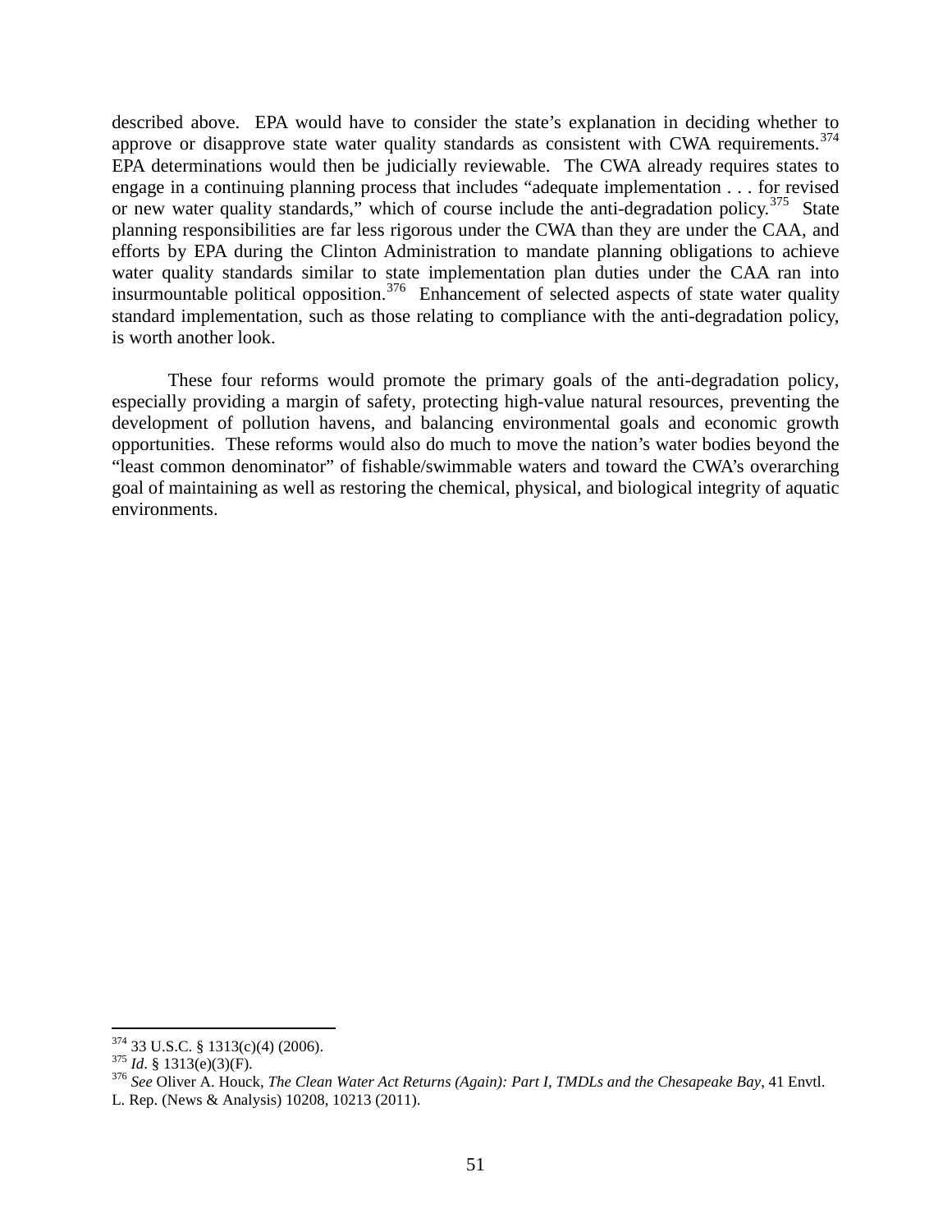described above. EPA would have to consider the state's explanation in deciding whether to approve or disapprove state water quality standards as consistent with CWA requirements.[374] EPA determinations would then be judicially reviewable. The CWA already requires states to engage in a continuing planning process that includes "adequate implementation . . . for revised or new water quality standards," which of course include the anti-degradation policy.[375] State planning responsibilities are far less rigorous under the CWA than they are under the CAA, and efforts by EPA during the Clinton Administration to mandate planning obligations to achieve water quality standards similar to state implementation plan duties under the CAA ran into insurmountable political opposition.[376] Enhancement of selected aspects of state water quality standard implementation, such as those relating to compliance with the anti-degradation policy, is worth another look.

These four reforms would promote the primary goals of the anti-degradation policy, especially providing a margin of safety, protecting high-value natural resources, preventing the development of pollution havens, and balancing environmental goals and economic growth opportunities. These reforms would also do much to move the nation's water bodies beyond the "least common denominator" of fishable/swimmable waters and toward the CWA's overarching goal of maintaining as well as restoring the chemical, physical, and biological integrity of aquatic environments.

---

[374] 33 U.S.C. § 1313(c)(4) (2006).

[375] *Id*. § 1313(e)(3)(F).

[376] *See* Oliver A. Houck, *The Clean Water Act Returns (Again): Part I, TMDLs and the Chesapeake Bay*, 41 Envtl. L. Rep. (News & Analysis) 10208, 10213 (2011).